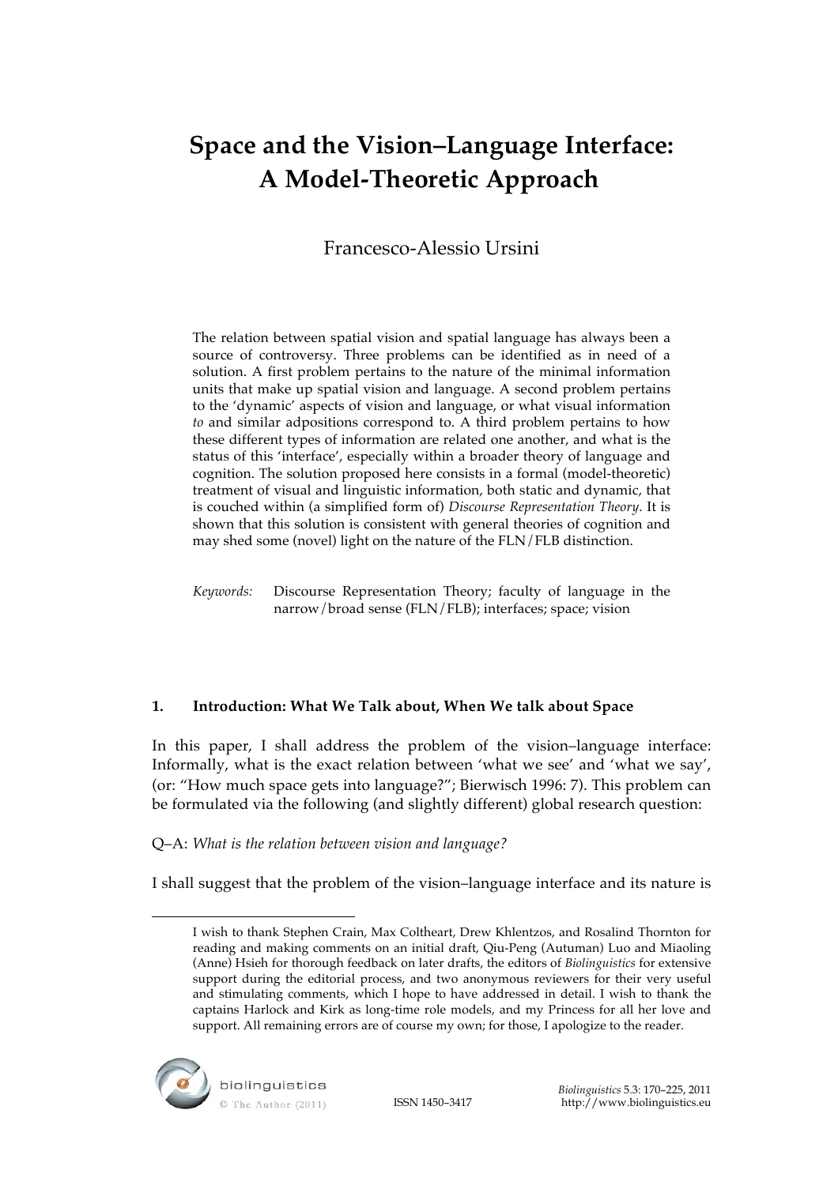# Space and the Vision–Language Interface: A Model-Theoretic Approach

Francesco-Alessio Ursini

The relation between spatial vision and spatial language has always been a source of controversy. Three problems can be identified as in need of a solution. A first problem pertains to the nature of the minimal information units that make up spatial vision and language. A second problem pertains to the 'dynamic' aspects of vision and language, or what visual information *to* and similar adpositions correspond to. A third problem pertains to how these different types of information are related one another, and what is the status of this 'interface', especially within a broader theory of language and cognition. The solution proposed here consists in a formal (model-theoretic) treatment of visual and linguistic information, both static and dynamic, that is couched within (a simplified form of) *Discourse Representation Theory*. It is shown that this solution is consistent with general theories of cognition and may shed some (novel) light on the nature of the FLN/FLB distinction.

*Keywords:* Discourse Representation Theory; faculty of language in the narrow/broad sense (FLN/FLB); interfaces; space; vision

## 1. Introduction: What We Talk about, When We talk about Space

In this paper, I shall address the problem of the vision–language interface: Informally, what is the exact relation between 'what we see' and 'what we say', (or: "How much space gets into language?"; Bierwisch 1996: 7). This problem can be formulated via the following (and slightly different) global research question:

Q–A: *What is the relation between vision and language?*

I shall suggest that the problem of the vision–language interface and its nature is

I wish to thank Stephen Crain, Max Coltheart, Drew Khlentzos, and Rosalind Thornton for reading and making comments on an initial draft, Qiu-Peng (Autuman) Luo and Miaoling (Anne) Hsieh for thorough feedback on later drafts, the editors of *Biolinguistics* for extensive support during the editorial process, and two anonymous reviewers for their very useful and stimulating comments, which I hope to have addressed in detail. I wish to thank the captains Harlock and Kirk as long-time role models, and my Princess for all her love and support. All remaining errors are of course my own; for those, I apologize to the reader.

ISSN 1450–3417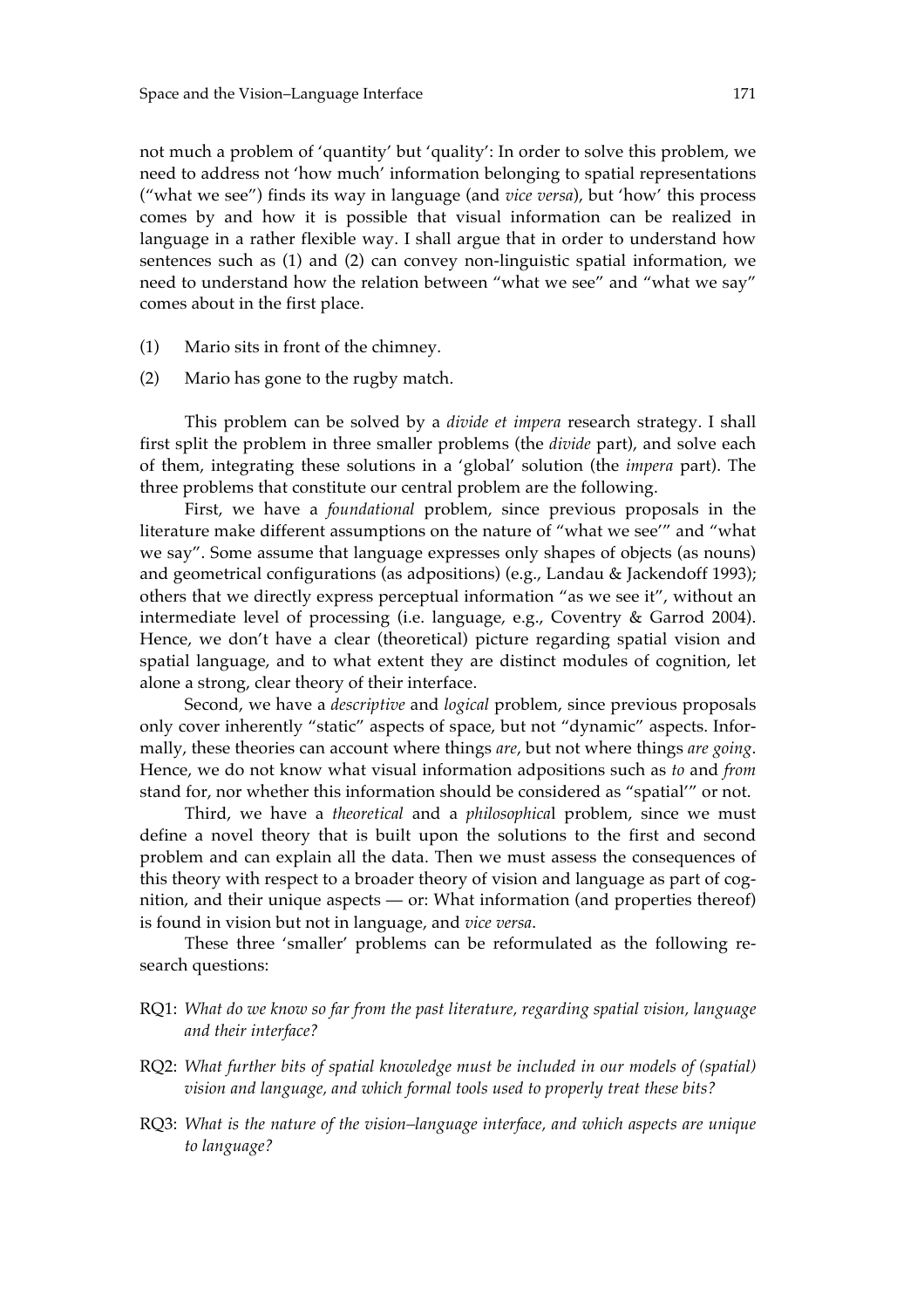not much a problem of 'quantity' but 'quality': In order to solve this problem, we need to address not 'how much' information belonging to spatial representations ("what we see") finds its way in language (and *vice versa*), but 'how' this process comes by and how it is possible that visual information can be realized in language in a rather flexible way. I shall argue that in order to understand how sentences such as (1) and (2) can convey non-linguistic spatial information, we need to understand how the relation between "what we see" and "what we say" comes about in the first place.

(1) Mario sits in front of the chimney.

(2) Mario has gone to the rugby match.

This problem can be solved by a *divide et impera* research strategy. I shall first split the problem in three smaller problems (the *divide* part), and solve each of them, integrating these solutions in a 'global' solution (the *impera* part). The three problems that constitute our central problem are the following.

First, we have a *foundational* problem, since previous proposals in the literature make different assumptions on the nature of "what we see'" and "what we say". Some assume that language expresses only shapes of objects (as nouns) and geometrical configurations (as adpositions) (e.g., Landau & Jackendoff 1993); others that we directly express perceptual information "as we see it", without an intermediate level of processing (i.e. language, e.g., Coventry & Garrod 2004). Hence, we don't have a clear (theoretical) picture regarding spatial vision and spatial language, and to what extent they are distinct modules of cognition, let alone a strong, clear theory of their interface.

Second, we have a *descriptive* and *logical* problem, since previous proposals only cover inherently "static" aspects of space, but not "dynamic" aspects. Informally, these theories can account where things *are*, but not where things *are going*. Hence, we do not know what visual information adpositions such as *to* and *from* stand for, nor whether this information should be considered as "spatial'" or not.

Third, we have a *theoretical* and a *philosophical* problem, since we must define a novel theory that is built upon the solutions to the first and second problem and can explain all the data. Then we must assess the consequences of this theory with respect to a broader theory of vision and language as part of cognition, and their unique aspects — or: What information (and properties thereof) is found in vision but not in language, and *vice versa*.

These three 'smaller' problems can be reformulated as the following research questions:

RQ1: *What do we know so far from the past literature, regarding spatial vision, language and their interface?*

RQ2: *What further bits of spatial knowledge must be included in our models of (spatial) vision and language, and which formal tools used to properly treat these bits?*

RQ3: *What is the nature of the vision–language interface, and which aspects are unique to language?*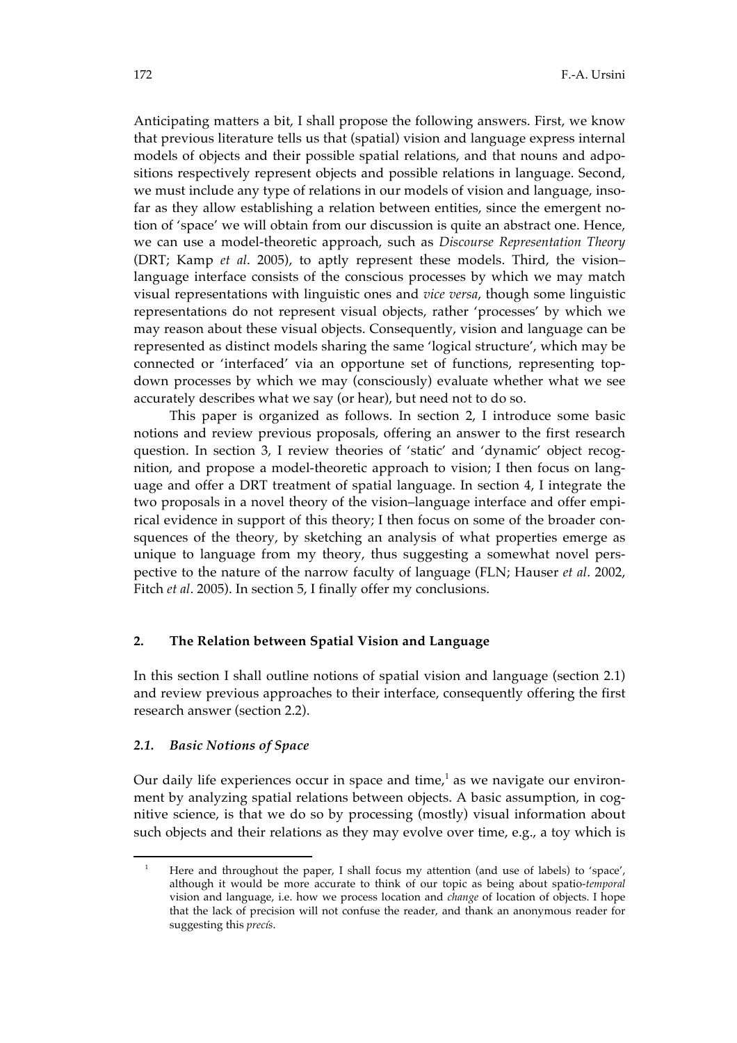Anticipating matters a bit, I shall propose the following answers. First, we know that previous literature tells us that (spatial) vision and language express internal models of objects and their possible spatial relations, and that nouns and adpositions respectively represent objects and possible relations in language. Second, we must include any type of relations in our models of vision and language, insofar as they allow establishing a relation between entities, since the emergent notion of 'space' we will obtain from our discussion is quite an abstract one. Hence, we can use a model-theoretic approach, such as *Discourse Representation Theory* (DRT; Kamp *et al*. 2005), to aptly represent these models. Third, the vision–language interface consists of the conscious processes by which we may match visual representations with linguistic ones and *vice versa*, though some linguistic representations do not represent visual objects, rather 'processes' by which we may reason about these visual objects. Consequently, vision and language can be represented as distinct models sharing the same 'logical structure', which may be connected or 'interfaced' via an opportune set of functions, representing top-down processes by which we may (consciously) evaluate whether what we see accurately describes what we say (or hear), but need not to do so.

This paper is organized as follows. In section 2, I introduce some basic notions and review previous proposals, offering an answer to the first research question. In section 3, I review theories of 'static' and 'dynamic' object recognition, and propose a model-theoretic approach to vision; I then focus on language and offer a DRT treatment of spatial language. In section 4, I integrate the two proposals in a novel theory of the vision–language interface and offer empirical evidence in support of this theory; I then focus on some of the broader consquences of the theory, by sketching an analysis of what properties emerge as unique to language from my theory, thus suggesting a somewhat novel perspective to the nature of the narrow faculty of language (FLN; Hauser *et al*. 2002, Fitch *et al*. 2005). In section 5, I finally offer my conclusions.

## 2. The Relation between Spatial Vision and Language

In this section I shall outline notions of spatial vision and language (section 2.1) and review previous approaches to their interface, consequently offering the first research answer (section 2.2).

### *2.1. Basic Notions of Space*

Our daily life experiences occur in space and time,[1] as we navigate our environment by analyzing spatial relations between objects. A basic assumption, in cognitive science, is that we do so by processing (mostly) visual information about such objects and their relations as they may evolve over time, e.g., a toy which is

[1] Here and throughout the paper, I shall focus my attention (and use of labels) to 'space', although it would be more accurate to think of our topic as being about spatio-*temporal* vision and language, i.e. how we process location and *change* of location of objects. I hope that the lack of precision will not confuse the reader, and thank an anonymous reader for suggesting this *precís*.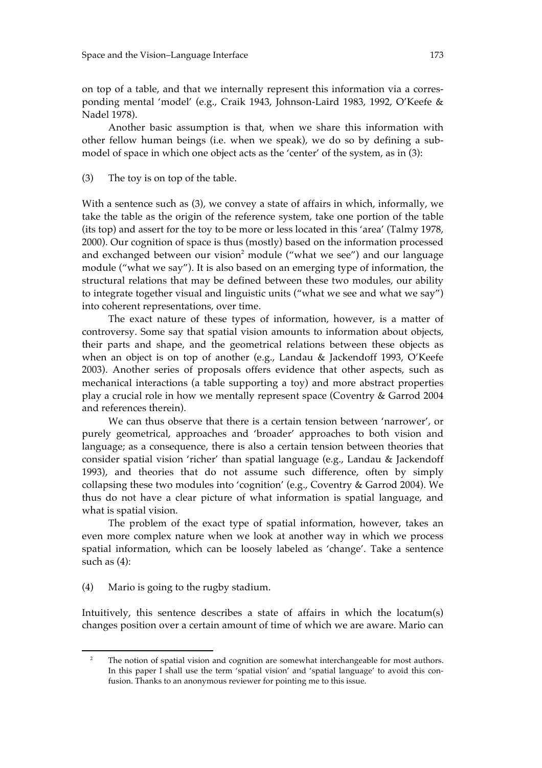on top of a table, and that we internally represent this information via a corresponding mental 'model' (e.g., Craik 1943, Johnson-Laird 1983, 1992, O'Keefe & Nadel 1978).

Another basic assumption is that, when we share this information with other fellow human beings (i.e. when we speak), we do so by defining a sub-model of space in which one object acts as the 'center' of the system, as in (3):

(3) The toy is on top of the table.

With a sentence such as (3), we convey a state of affairs in which, informally, we take the table as the origin of the reference system, take one portion of the table (its top) and assert for the toy to be more or less located in this 'area' (Talmy 1978, 2000). Our cognition of space is thus (mostly) based on the information processed and exchanged between our vision[2] module ("what we see") and our language module ("what we say"). It is also based on an emerging type of information, the structural relations that may be defined between these two modules, our ability to integrate together visual and linguistic units ("what we see and what we say") into coherent representations, over time.

The exact nature of these types of information, however, is a matter of controversy. Some say that spatial vision amounts to information about objects, their parts and shape, and the geometrical relations between these objects as when an object is on top of another (e.g., Landau & Jackendoff 1993, O'Keefe 2003). Another series of proposals offers evidence that other aspects, such as mechanical interactions (a table supporting a toy) and more abstract properties play a crucial role in how we mentally represent space (Coventry & Garrod 2004 and references therein).

We can thus observe that there is a certain tension between 'narrower', or purely geometrical, approaches and 'broader' approaches to both vision and language; as a consequence, there is also a certain tension between theories that consider spatial vision 'richer' than spatial language (e.g., Landau & Jackendoff 1993), and theories that do not assume such difference, often by simply collapsing these two modules into 'cognition' (e.g., Coventry & Garrod 2004). We thus do not have a clear picture of what information is spatial language, and what is spatial vision.

The problem of the exact type of spatial information, however, takes an even more complex nature when we look at another way in which we process spatial information, which can be loosely labeled as 'change'. Take a sentence such as (4):

(4) Mario is going to the rugby stadium.

Intuitively, this sentence describes a state of affairs in which the locatum(s) changes position over a certain amount of time of which we are aware. Mario can

[2] The notion of spatial vision and cognition are somewhat interchangeable for most authors. In this paper I shall use the term 'spatial vision' and 'spatial language' to avoid this confusion. Thanks to an anonymous reviewer for pointing me to this issue.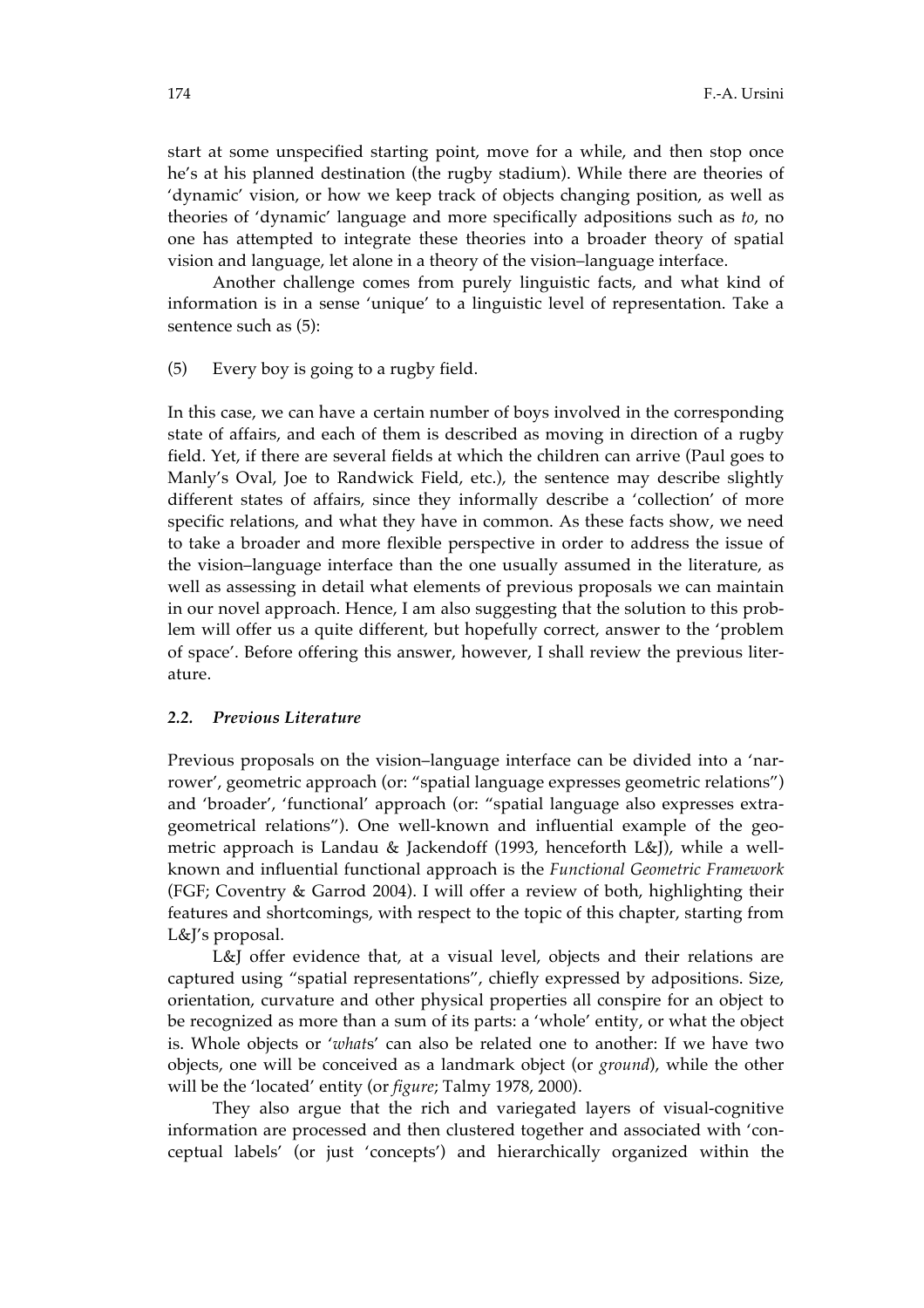start at some unspecified starting point, move for a while, and then stop once he's at his planned destination (the rugby stadium). While there are theories of 'dynamic' vision, or how we keep track of objects changing position, as well as theories of 'dynamic' language and more specifically adpositions such as *to*, no one has attempted to integrate these theories into a broader theory of spatial vision and language, let alone in a theory of the vision–language interface.

Another challenge comes from purely linguistic facts, and what kind of information is in a sense 'unique' to a linguistic level of representation. Take a sentence such as (5):

(5) Every boy is going to a rugby field.

In this case, we can have a certain number of boys involved in the corresponding state of affairs, and each of them is described as moving in direction of a rugby field. Yet, if there are several fields at which the children can arrive (Paul goes to Manly's Oval, Joe to Randwick Field, etc.), the sentence may describe slightly different states of affairs, since they informally describe a 'collection' of more specific relations, and what they have in common. As these facts show, we need to take a broader and more flexible perspective in order to address the issue of the vision–language interface than the one usually assumed in the literature, as well as assessing in detail what elements of previous proposals we can maintain in our novel approach. Hence, I am also suggesting that the solution to this problem will offer us a quite different, but hopefully correct, answer to the 'problem of space'. Before offering this answer, however, I shall review the previous literature.

### *2.2. Previous Literature*

Previous proposals on the vision–language interface can be divided into a 'narrower', geometric approach (or: "spatial language expresses geometric relations") and 'broader', 'functional' approach (or: "spatial language also expresses extra-geometrical relations"). One well-known and influential example of the geometric approach is Landau & Jackendoff (1993, henceforth L&J), while a well-known and influential functional approach is the *Functional Geometric Framework* (FGF; Coventry & Garrod 2004). I will offer a review of both, highlighting their features and shortcomings, with respect to the topic of this chapter, starting from L&J's proposal.

L&J offer evidence that, at a visual level, objects and their relations are captured using "spatial representations", chiefly expressed by adpositions. Size, orientation, curvature and other physical properties all conspire for an object to be recognized as more than a sum of its parts: a 'whole' entity, or what the object is. Whole objects or '*what*s' can also be related one to another: If we have two objects, one will be conceived as a landmark object (or *ground*), while the other will be the 'located' entity (or *figure*; Talmy 1978, 2000).

They also argue that the rich and variegated layers of visual-cognitive information are processed and then clustered together and associated with 'conceptual labels' (or just 'concepts') and hierarchically organized within the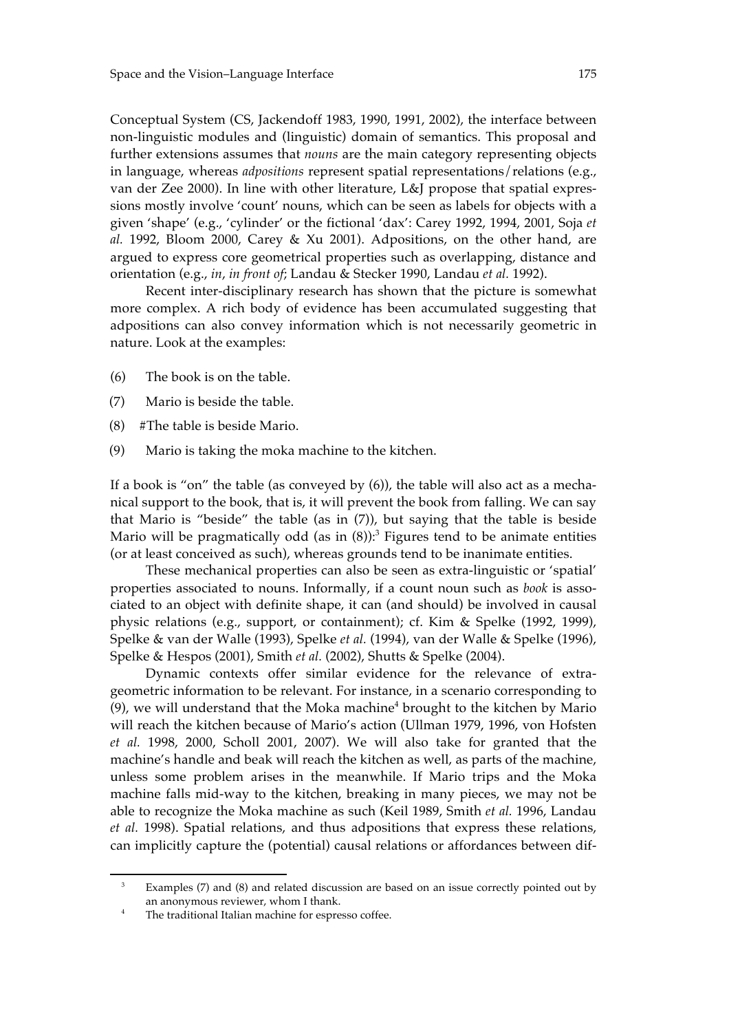Conceptual System (CS, Jackendoff 1983, 1990, 1991, 2002), the interface between non-linguistic modules and (linguistic) domain of semantics. This proposal and further extensions assumes that *nouns* are the main category representing objects in language, whereas *adpositions* represent spatial representations/relations (e.g., van der Zee 2000). In line with other literature, L&J propose that spatial expressions mostly involve 'count' nouns, which can be seen as labels for objects with a given 'shape' (e.g., 'cylinder' or the fictional 'dax': Carey 1992, 1994, 2001, Soja *et al.* 1992, Bloom 2000, Carey & Xu 2001). Adpositions, on the other hand, are argued to express core geometrical properties such as overlapping, distance and orientation (e.g., *in*, *in front of*; Landau & Stecker 1990, Landau *et al.* 1992).

Recent inter-disciplinary research has shown that the picture is somewhat more complex. A rich body of evidence has been accumulated suggesting that adpositions can also convey information which is not necessarily geometric in nature. Look at the examples:

(6) The book is on the table.

(7) Mario is beside the table.

(8) #The table is beside Mario.

(9) Mario is taking the moka machine to the kitchen.

If a book is "on" the table (as conveyed by (6)), the table will also act as a mechanical support to the book, that is, it will prevent the book from falling. We can say that Mario is "beside" the table (as in (7)), but saying that the table is beside Mario will be pragmatically odd (as in (8)):[3] Figures tend to be animate entities (or at least conceived as such), whereas grounds tend to be inanimate entities.

These mechanical properties can also be seen as extra-linguistic or 'spatial' properties associated to nouns. Informally, if a count noun such as *book* is associated to an object with definite shape, it can (and should) be involved in causal physic relations (e.g., support, or containment); cf. Kim & Spelke (1992, 1999), Spelke & van der Walle (1993), Spelke *et al.* (1994), van der Walle & Spelke (1996), Spelke & Hespos (2001), Smith *et al.* (2002), Shutts & Spelke (2004).

Dynamic contexts offer similar evidence for the relevance of extra-geometric information to be relevant. For instance, in a scenario corresponding to (9), we will understand that the Moka machine[4] brought to the kitchen by Mario will reach the kitchen because of Mario's action (Ullman 1979, 1996, von Hofsten *et al.* 1998, 2000, Scholl 2001, 2007). We will also take for granted that the machine's handle and beak will reach the kitchen as well, as parts of the machine, unless some problem arises in the meanwhile. If Mario trips and the Moka machine falls mid-way to the kitchen, breaking in many pieces, we may not be able to recognize the Moka machine as such (Keil 1989, Smith *et al.* 1996, Landau *et al.* 1998). Spatial relations, and thus adpositions that express these relations, can implicitly capture the (potential) causal relations or affordances between dif-

[3] Examples (7) and (8) and related discussion are based on an issue correctly pointed out by an anonymous reviewer, whom I thank.

[4] The traditional Italian machine for espresso coffee.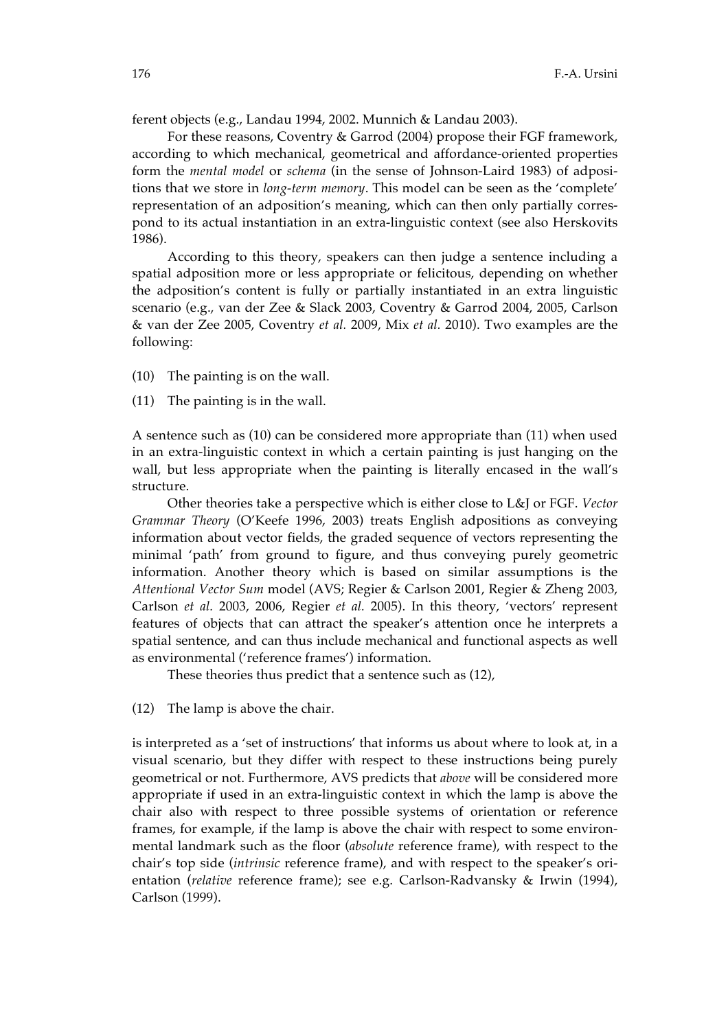ferent objects (e.g., Landau 1994, 2002. Munnich & Landau 2003).

For these reasons, Coventry & Garrod (2004) propose their FGF framework, according to which mechanical, geometrical and affordance-oriented properties form the *mental model* or *schema* (in the sense of Johnson-Laird 1983) of adpositions that we store in *long-term memory*. This model can be seen as the 'complete' representation of an adposition's meaning, which can then only partially correspond to its actual instantiation in an extra-linguistic context (see also Herskovits 1986).

According to this theory, speakers can then judge a sentence including a spatial adposition more or less appropriate or felicitous, depending on whether the adposition's content is fully or partially instantiated in an extra linguistic scenario (e.g., van der Zee & Slack 2003, Coventry & Garrod 2004, 2005, Carlson & van der Zee 2005, Coventry *et al.* 2009, Mix *et al.* 2010). Two examples are the following:

(10) The painting is on the wall.

(11) The painting is in the wall.

A sentence such as (10) can be considered more appropriate than (11) when used in an extra-linguistic context in which a certain painting is just hanging on the wall, but less appropriate when the painting is literally encased in the wall's structure.

Other theories take a perspective which is either close to L&J or FGF. *Vector Grammar Theory* (O'Keefe 1996, 2003) treats English adpositions as conveying information about vector fields, the graded sequence of vectors representing the minimal 'path' from ground to figure, and thus conveying purely geometric information. Another theory which is based on similar assumptions is the *Attentional Vector Sum* model (AVS; Regier & Carlson 2001, Regier & Zheng 2003, Carlson *et al.* 2003, 2006, Regier *et al.* 2005). In this theory, 'vectors' represent features of objects that can attract the speaker's attention once he interprets a spatial sentence, and can thus include mechanical and functional aspects as well as environmental ('reference frames') information.

These theories thus predict that a sentence such as (12),

(12) The lamp is above the chair.

is interpreted as a 'set of instructions' that informs us about where to look at, in a visual scenario, but they differ with respect to these instructions being purely geometrical or not. Furthermore, AVS predicts that *above* will be considered more appropriate if used in an extra-linguistic context in which the lamp is above the chair also with respect to three possible systems of orientation or reference frames, for example, if the lamp is above the chair with respect to some environmental landmark such as the floor (*absolute* reference frame), with respect to the chair's top side (*intrinsic* reference frame), and with respect to the speaker's orientation (*relative* reference frame); see e.g. Carlson-Radvansky & Irwin (1994), Carlson (1999).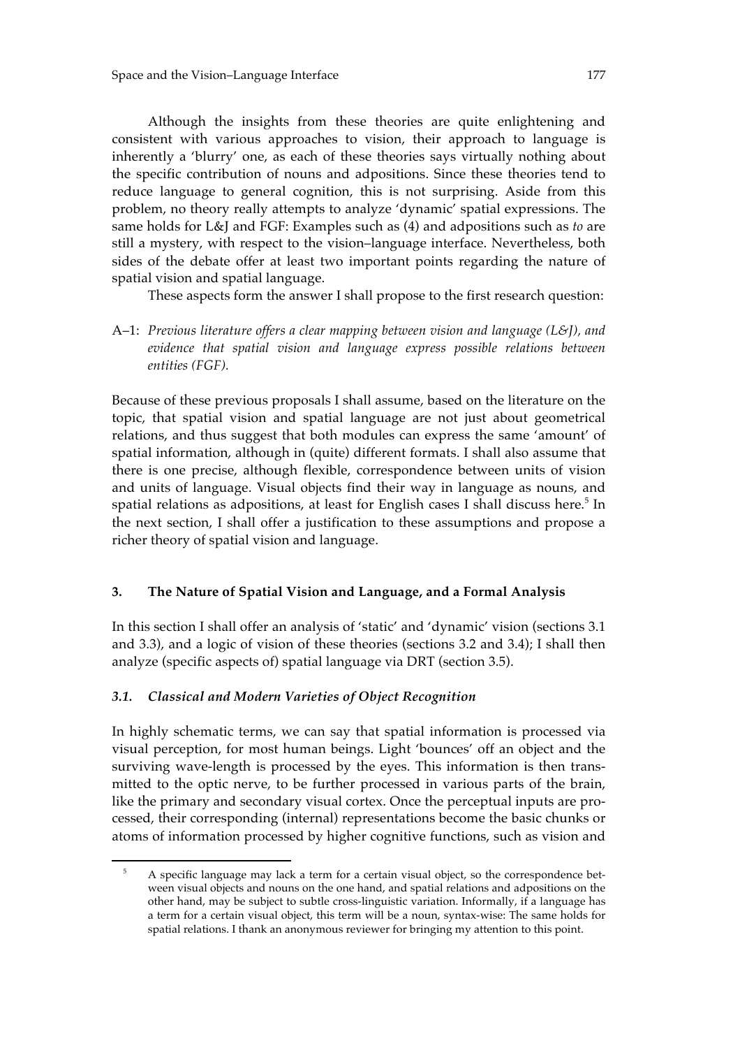Although the insights from these theories are quite enlightening and consistent with various approaches to vision, their approach to language is inherently a 'blurry' one, as each of these theories says virtually nothing about the specific contribution of nouns and adpositions. Since these theories tend to reduce language to general cognition, this is not surprising. Aside from this problem, no theory really attempts to analyze 'dynamic' spatial expressions. The same holds for L&J and FGF: Examples such as (4) and adpositions such as *to* are still a mystery, with respect to the vision–language interface. Nevertheless, both sides of the debate offer at least two important points regarding the nature of spatial vision and spatial language.

These aspects form the answer I shall propose to the first research question:

A–1: *Previous literature offers a clear mapping between vision and language (L&J), and evidence that spatial vision and language express possible relations between entities (FGF).*

Because of these previous proposals I shall assume, based on the literature on the topic, that spatial vision and spatial language are not just about geometrical relations, and thus suggest that both modules can express the same 'amount' of spatial information, although in (quite) different formats. I shall also assume that there is one precise, although flexible, correspondence between units of vision and units of language. Visual objects find their way in language as nouns, and spatial relations as adpositions, at least for English cases I shall discuss here.[5] In the next section, I shall offer a justification to these assumptions and propose a richer theory of spatial vision and language.

## 3. The Nature of Spatial Vision and Language, and a Formal Analysis

In this section I shall offer an analysis of 'static' and 'dynamic' vision (sections 3.1 and 3.3), and a logic of vision of these theories (sections 3.2 and 3.4); I shall then analyze (specific aspects of) spatial language via DRT (section 3.5).

### 3.1. Classical and Modern Varieties of Object Recognition

In highly schematic terms, we can say that spatial information is processed via visual perception, for most human beings. Light 'bounces' off an object and the surviving wave-length is processed by the eyes. This information is then transmitted to the optic nerve, to be further processed in various parts of the brain, like the primary and secondary visual cortex. Once the perceptual inputs are processed, their corresponding (internal) representations become the basic chunks or atoms of information processed by higher cognitive functions, such as vision and

[5] A specific language may lack a term for a certain visual object, so the correspondence between visual objects and nouns on the one hand, and spatial relations and adpositions on the other hand, may be subject to subtle cross-linguistic variation. Informally, if a language has a term for a certain visual object, this term will be a noun, syntax-wise: The same holds for spatial relations. I thank an anonymous reviewer for bringing my attention to this point.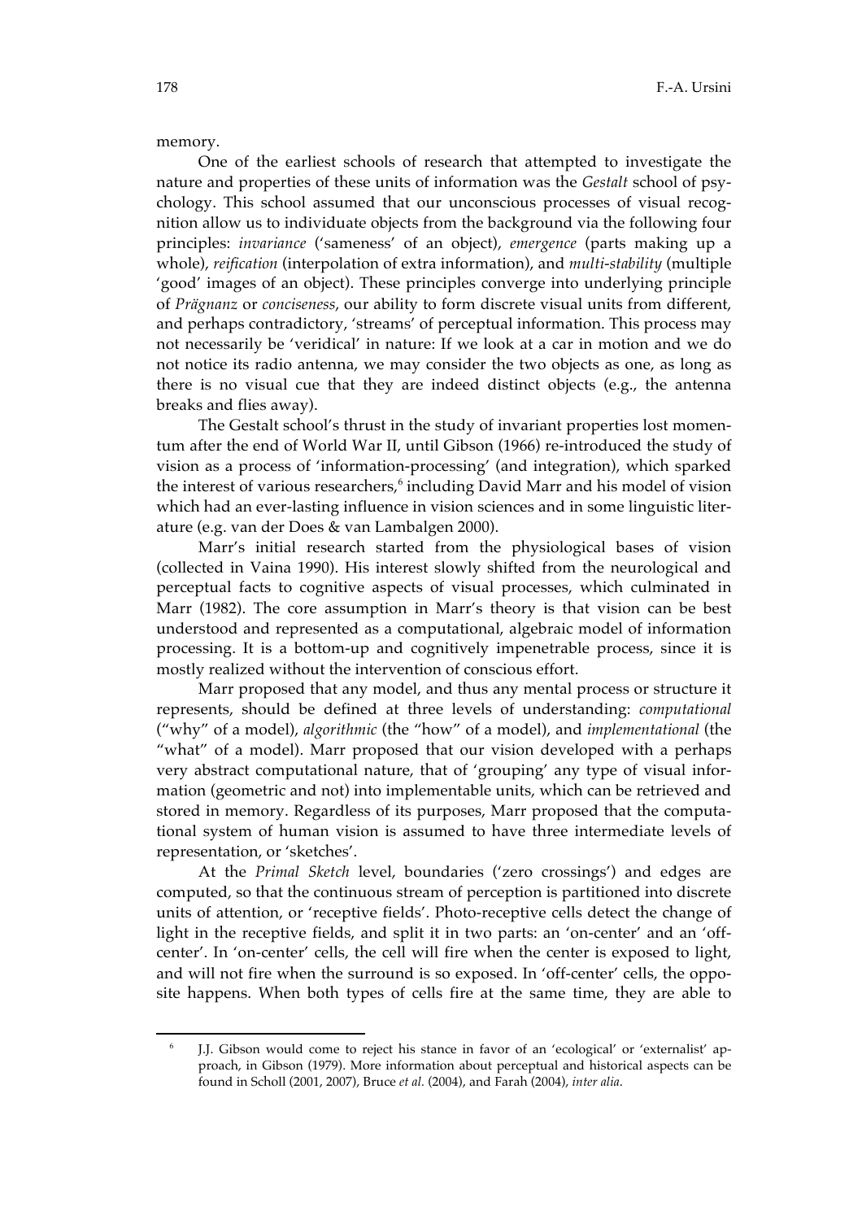memory.

One of the earliest schools of research that attempted to investigate the nature and properties of these units of information was the *Gestalt* school of psychology. This school assumed that our unconscious processes of visual recognition allow us to individuate objects from the background via the following four principles: *invariance* ('sameness' of an object), *emergence* (parts making up a whole), *reification* (interpolation of extra information), and *multi-stability* (multiple 'good' images of an object). These principles converge into underlying principle of *Prägnanz* or *conciseness*, our ability to form discrete visual units from different, and perhaps contradictory, 'streams' of perceptual information. This process may not necessarily be 'veridical' in nature: If we look at a car in motion and we do not notice its radio antenna, we may consider the two objects as one, as long as there is no visual cue that they are indeed distinct objects (e.g., the antenna breaks and flies away).

The Gestalt school's thrust in the study of invariant properties lost momentum after the end of World War II, until Gibson (1966) re-introduced the study of vision as a process of 'information-processing' (and integration), which sparked the interest of various researchers,[6] including David Marr and his model of vision which had an ever-lasting influence in vision sciences and in some linguistic literature (e.g. van der Does & van Lambalgen 2000).

Marr's initial research started from the physiological bases of vision (collected in Vaina 1990). His interest slowly shifted from the neurological and perceptual facts to cognitive aspects of visual processes, which culminated in Marr (1982). The core assumption in Marr's theory is that vision can be best understood and represented as a computational, algebraic model of information processing. It is a bottom-up and cognitively impenetrable process, since it is mostly realized without the intervention of conscious effort.

Marr proposed that any model, and thus any mental process or structure it represents, should be defined at three levels of understanding: *computational* ("why" of a model), *algorithmic* (the "how" of a model), and *implementational* (the "what" of a model). Marr proposed that our vision developed with a perhaps very abstract computational nature, that of 'grouping' any type of visual information (geometric and not) into implementable units, which can be retrieved and stored in memory. Regardless of its purposes, Marr proposed that the computational system of human vision is assumed to have three intermediate levels of representation, or 'sketches'.

At the *Primal Sketch* level, boundaries ('zero crossings') and edges are computed, so that the continuous stream of perception is partitioned into discrete units of attention, or 'receptive fields'. Photo-receptive cells detect the change of light in the receptive fields, and split it in two parts: an 'on-center' and an 'off-center'. In 'on-center' cells, the cell will fire when the center is exposed to light, and will not fire when the surround is so exposed. In 'off-center' cells, the opposite happens. When both types of cells fire at the same time, they are able to

---

[6] J.J. Gibson would come to reject his stance in favor of an 'ecological' or 'externalist' approach, in Gibson (1979). More information about perceptual and historical aspects can be found in Scholl (2001, 2007), Bruce *et al.* (2004), and Farah (2004), *inter alia*.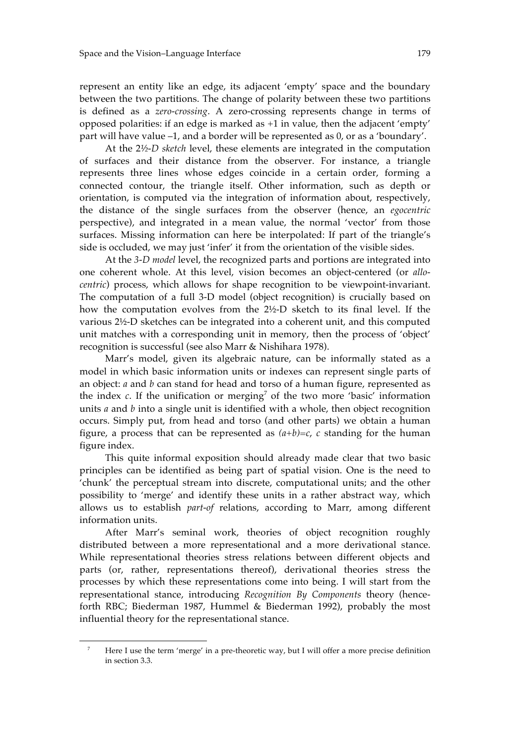represent an entity like an edge, its adjacent 'empty' space and the boundary between the two partitions. The change of polarity between these two partitions is defined as a *zero-crossing*. A zero-crossing represents change in terms of opposed polarities: if an edge is marked as +1 in value, then the adjacent 'empty' part will have value –1, and a border will be represented as 0, or as a 'boundary'.

At the *2½-D sketch* level, these elements are integrated in the computation of surfaces and their distance from the observer. For instance, a triangle represents three lines whose edges coincide in a certain order, forming a connected contour, the triangle itself. Other information, such as depth or orientation, is computed via the integration of information about, respectively, the distance of the single surfaces from the observer (hence, an *egocentric* perspective), and integrated in a mean value, the normal 'vector' from those surfaces. Missing information can here be interpolated: If part of the triangle's side is occluded, we may just 'infer' it from the orientation of the visible sides.

At the *3-D model* level, the recognized parts and portions are integrated into one coherent whole. At this level, vision becomes an object-centered (or *allocentric*) process, which allows for shape recognition to be viewpoint-invariant. The computation of a full 3-D model (object recognition) is crucially based on how the computation evolves from the 2½-D sketch to its final level. If the various 2½-D sketches can be integrated into a coherent unit, and this computed unit matches with a corresponding unit in memory, then the process of 'object' recognition is successful (see also Marr & Nishihara 1978).

Marr's model, given its algebraic nature, can be informally stated as a model in which basic information units or indexes can represent single parts of an object: *a* and *b* can stand for head and torso of a human figure, represented as the index *c*. If the unification or merging[7] of the two more 'basic' information units *a* and *b* into a single unit is identified with a whole, then object recognition occurs. Simply put, from head and torso (and other parts) we obtain a human figure, a process that can be represented as $(a+b)=c$, *c* standing for the human figure index.

This quite informal exposition should already made clear that two basic principles can be identified as being part of spatial vision. One is the need to 'chunk' the perceptual stream into discrete, computational units; and the other possibility to 'merge' and identify these units in a rather abstract way, which allows us to establish *part-of* relations, according to Marr, among different information units.

After Marr's seminal work, theories of object recognition roughly distributed between a more representational and a more derivational stance. While representational theories stress relations between different objects and parts (or, rather, representations thereof), derivational theories stress the processes by which these representations come into being. I will start from the representational stance, introducing *Recognition By Components* theory (henceforth RBC; Biederman 1987, Hummel & Biederman 1992), probably the most influential theory for the representational stance.

[7] Here I use the term 'merge' in a pre-theoretic way, but I will offer a more precise definition in section 3.3.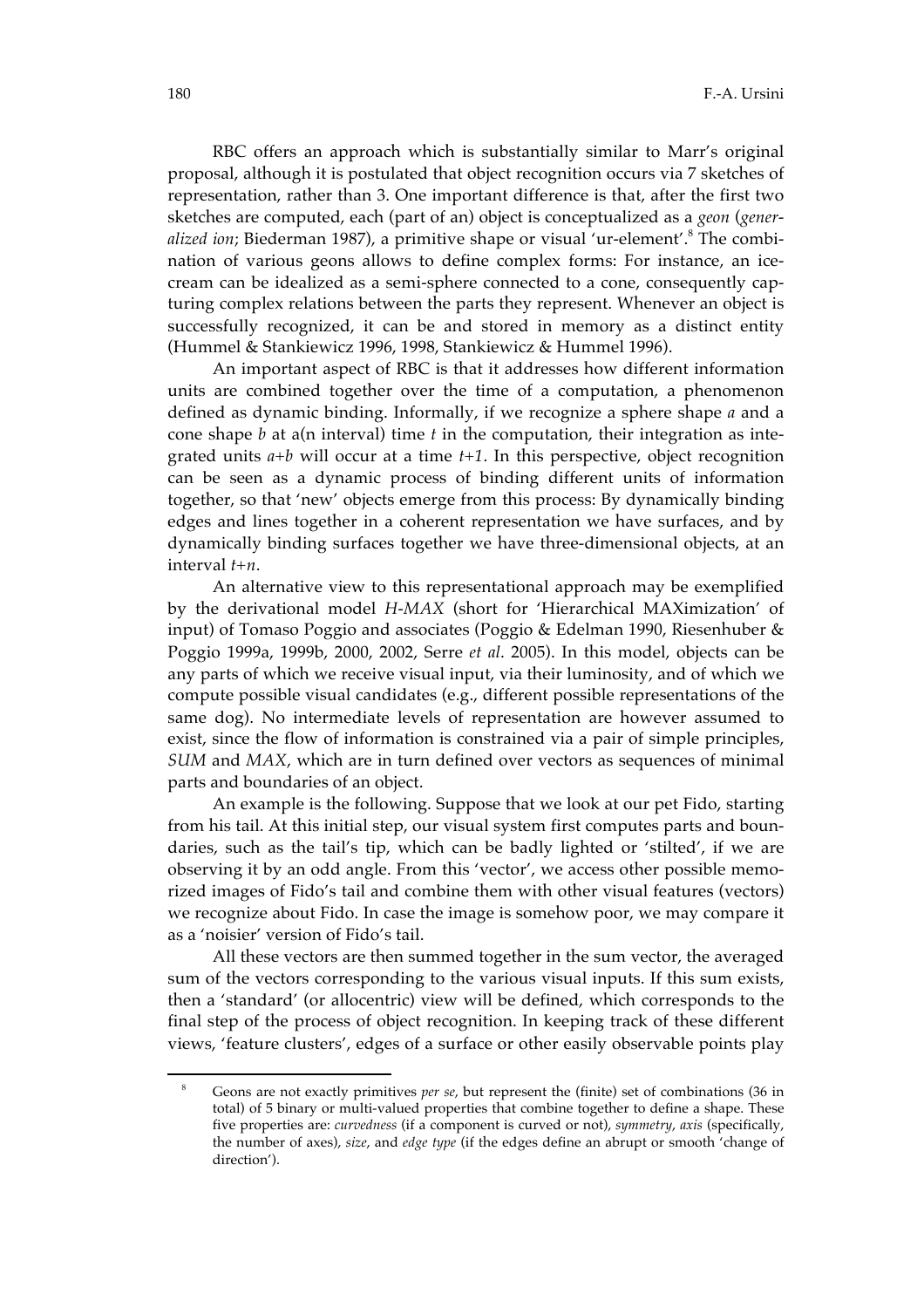RBC offers an approach which is substantially similar to Marr's original proposal, although it is postulated that object recognition occurs via 7 sketches of representation, rather than 3. One important difference is that, after the first two sketches are computed, each (part of an) object is conceptualized as a *geon* (*generalized ion*; Biederman 1987), a primitive shape or visual 'ur-element'.[8] The combination of various geons allows to define complex forms: For instance, an ice-cream can be idealized as a semi-sphere connected to a cone, consequently capturing complex relations between the parts they represent. Whenever an object is successfully recognized, it can be and stored in memory as a distinct entity (Hummel & Stankiewicz 1996, 1998, Stankiewicz & Hummel 1996).

An important aspect of RBC is that it addresses how different information units are combined together over the time of a computation, a phenomenon defined as dynamic binding. Informally, if we recognize a sphere shape $a$ and a cone shape $b$ at a(n interval) time $t$ in the computation, their integration as integrated units $a+b$ will occur at a time $t+1$. In this perspective, object recognition can be seen as a dynamic process of binding different units of information together, so that 'new' objects emerge from this process: By dynamically binding edges and lines together in a coherent representation we have surfaces, and by dynamically binding surfaces together we have three-dimensional objects, at an interval $t+n$.

An alternative view to this representational approach may be exemplified by the derivational model *H-MAX* (short for 'Hierarchical MAXimization' of input) of Tomaso Poggio and associates (Poggio & Edelman 1990, Riesenhuber & Poggio 1999a, 1999b, 2000, 2002, Serre *et al*. 2005). In this model, objects can be any parts of which we receive visual input, via their luminosity, and of which we compute possible visual candidates (e.g., different possible representations of the same dog). No intermediate levels of representation are however assumed to exist, since the flow of information is constrained via a pair of simple principles, *SUM* and *MAX*, which are in turn defined over vectors as sequences of minimal parts and boundaries of an object.

An example is the following. Suppose that we look at our pet Fido, starting from his tail. At this initial step, our visual system first computes parts and boundaries, such as the tail's tip, which can be badly lighted or 'stilted', if we are observing it by an odd angle. From this 'vector', we access other possible memorized images of Fido's tail and combine them with other visual features (vectors) we recognize about Fido. In case the image is somehow poor, we may compare it as a 'noisier' version of Fido's tail.

All these vectors are then summed together in the sum vector, the averaged sum of the vectors corresponding to the various visual inputs. If this sum exists, then a 'standard' (or allocentric) view will be defined, which corresponds to the final step of the process of object recognition. In keeping track of these different views, 'feature clusters', edges of a surface or other easily observable points play

---

[8] Geons are not exactly primitives *per se*, but represent the (finite) set of combinations (36 in total) of 5 binary or multi-valued properties that combine together to define a shape. These five properties are: *curvedness* (if a component is curved or not), *symmetry*, *axis* (specifically, the number of axes), *size*, and *edge type* (if the edges define an abrupt or smooth 'change of direction').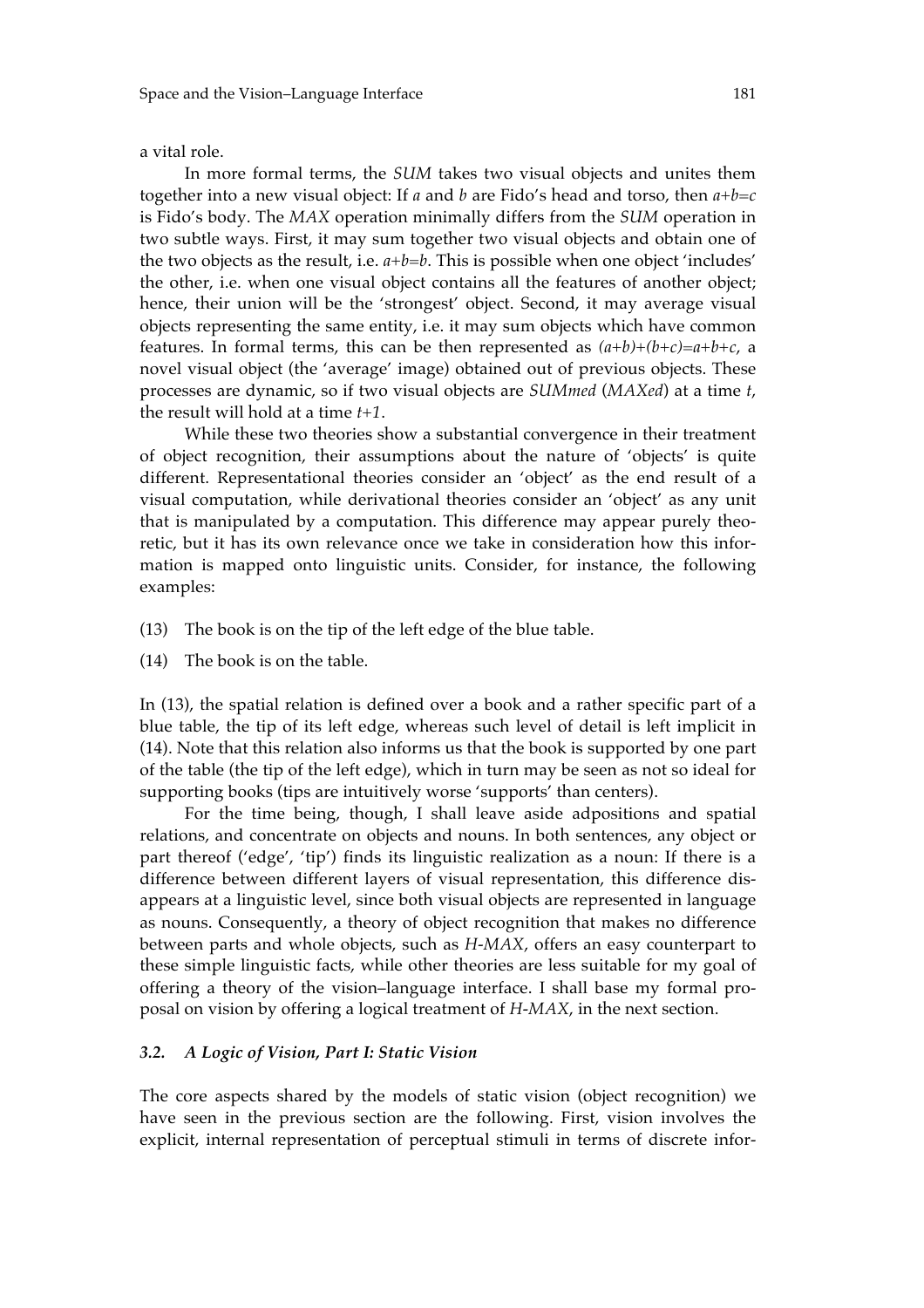a vital role.

In more formal terms, the *SUM* takes two visual objects and unites them together into a new visual object: If $a$ and $b$ are Fido's head and torso, then $a+b=c$ is Fido's body. The *MAX* operation minimally differs from the *SUM* operation in two subtle ways. First, it may sum together two visual objects and obtain one of the two objects as the result, i.e. $a+b=b$. This is possible when one object 'includes' the other, i.e. when one visual object contains all the features of another object; hence, their union will be the 'strongest' object. Second, it may average visual objects representing the same entity, i.e. it may sum objects which have common features. In formal terms, this can be then represented as $(a+b)+(b+c)=a+b+c$, a novel visual object (the 'average' image) obtained out of previous objects. These processes are dynamic, so if two visual objects are *SUMmed* (*MAXed*) at a time $t$, the result will hold at a time $t+1$.

While these two theories show a substantial convergence in their treatment of object recognition, their assumptions about the nature of 'objects' is quite different. Representational theories consider an 'object' as the end result of a visual computation, while derivational theories consider an 'object' as any unit that is manipulated by a computation. This difference may appear purely theoretic, but it has its own relevance once we take in consideration how this information is mapped onto linguistic units. Consider, for instance, the following examples:

(13) The book is on the tip of the left edge of the blue table.

(14) The book is on the table.

In (13), the spatial relation is defined over a book and a rather specific part of a blue table, the tip of its left edge, whereas such level of detail is left implicit in (14). Note that this relation also informs us that the book is supported by one part of the table (the tip of the left edge), which in turn may be seen as not so ideal for supporting books (tips are intuitively worse 'supports' than centers).

For the time being, though, I shall leave aside adpositions and spatial relations, and concentrate on objects and nouns. In both sentences, any object or part thereof ('edge', 'tip') finds its linguistic realization as a noun: If there is a difference between different layers of visual representation, this difference disappears at a linguistic level, since both visual objects are represented in language as nouns. Consequently, a theory of object recognition that makes no difference between parts and whole objects, such as *H-MAX*, offers an easy counterpart to these simple linguistic facts, while other theories are less suitable for my goal of offering a theory of the vision–language interface. I shall base my formal proposal on vision by offering a logical treatment of *H-MAX*, in the next section.

### *3.2. A Logic of Vision, Part I: Static Vision*

The core aspects shared by the models of static vision (object recognition) we have seen in the previous section are the following. First, vision involves the explicit, internal representation of perceptual stimuli in terms of discrete infor-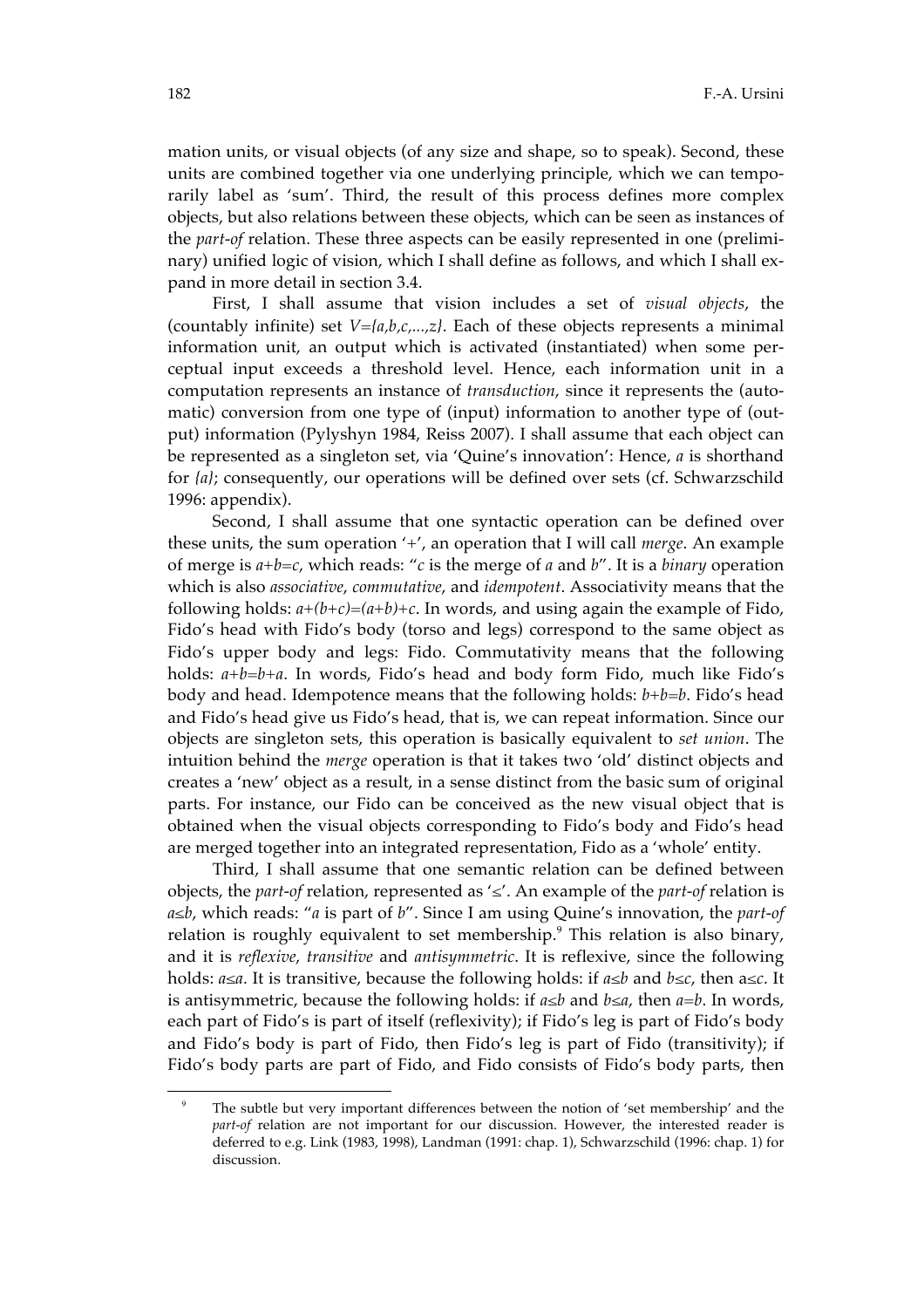mation units, or visual objects (of any size and shape, so to speak). Second, these units are combined together via one underlying principle, which we can temporarily label as 'sum'. Third, the result of this process defines more complex objects, but also relations between these objects, which can be seen as instances of the *part-of* relation. These three aspects can be easily represented in one (preliminary) unified logic of vision, which I shall define as follows, and which I shall expand in more detail in section 3.4.

First, I shall assume that vision includes a set of *visual objects*, the (countably infinite) set $V=\{a,b,c,...,z\}$. Each of these objects represents a minimal information unit, an output which is activated (instantiated) when some perceptual input exceeds a threshold level. Hence, each information unit in a computation represents an instance of *transduction*, since it represents the (automatic) conversion from one type of (input) information to another type of (output) information (Pylyshyn 1984, Reiss 2007). I shall assume that each object can be represented as a singleton set, via 'Quine's innovation': Hence, $a$ is shorthand for $\{a\}$; consequently, our operations will be defined over sets (cf. Schwarzschild 1996: appendix).

Second, I shall assume that one syntactic operation can be defined over these units, the sum operation '+', an operation that I will call *merge*. An example of merge is $a+b=c$, which reads: "$c$ is the merge of $a$ and $b$". It is a *binary* operation which is also *associative*, *commutative*, and *idempotent*. Associativity means that the following holds: $a+(b+c)=(a+b)+c$. In words, and using again the example of Fido, Fido's head with Fido's body (torso and legs) correspond to the same object as Fido's upper body and legs: Fido. Commutativity means that the following holds: $a+b=b+a$. In words, Fido's head and body form Fido, much like Fido's body and head. Idempotence means that the following holds: $b+b=b$. Fido's head and Fido's head give us Fido's head, that is, we can repeat information. Since our objects are singleton sets, this operation is basically equivalent to *set union*. The intuition behind the *merge* operation is that it takes two 'old' distinct objects and creates a 'new' object as a result, in a sense distinct from the basic sum of original parts. For instance, our Fido can be conceived as the new visual object that is obtained when the visual objects corresponding to Fido's body and Fido's head are merged together into an integrated representation, Fido as a 'whole' entity.

Third, I shall assume that one semantic relation can be defined between objects, the *part-of* relation, represented as '$\leq$'. An example of the *part-of* relation is $a\leq b$, which reads: "$a$ is part of $b$". Since I am using Quine's innovation, the *part-of* relation is roughly equivalent to set membership.[9] This relation is also binary, and it is *reflexive*, *transitive* and *antisymmetric*. It is reflexive, since the following holds: $a\leq a$. It is transitive, because the following holds: if $a\leq b$ and $b\leq c$, then $a\leq c$. It is antisymmetric, because the following holds: if $a\leq b$ and $b\leq a$, then $a=b$. In words, each part of Fido's is part of itself (reflexivity); if Fido's leg is part of Fido's body and Fido's body is part of Fido, then Fido's leg is part of Fido (transitivity); if Fido's body parts are part of Fido, and Fido consists of Fido's body parts, then

[9] The subtle but very important differences between the notion of 'set membership' and the *part-of* relation are not important for our discussion. However, the interested reader is deferred to e.g. Link (1983, 1998), Landman (1991: chap. 1), Schwarzschild (1996: chap. 1) for discussion.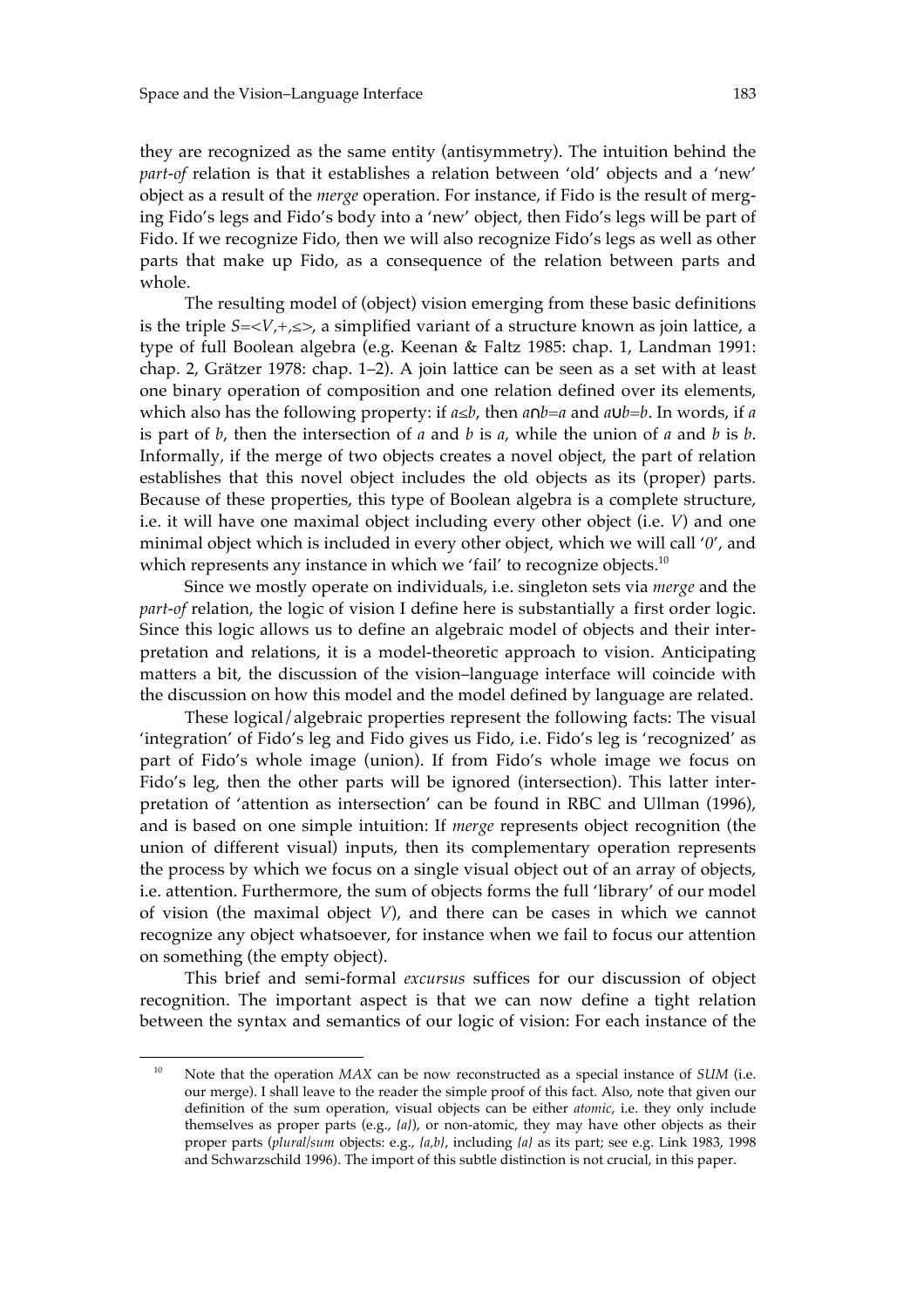they are recognized as the same entity (antisymmetry). The intuition behind the *part-of* relation is that it establishes a relation between 'old' objects and a 'new' object as a result of the *merge* operation. For instance, if Fido is the result of merging Fido's legs and Fido's body into a 'new' object, then Fido's legs will be part of Fido. If we recognize Fido, then we will also recognize Fido's legs as well as other parts that make up Fido, as a consequence of the relation between parts and whole.

The resulting model of (object) vision emerging from these basic definitions is the triple $S=<V,+,\leq>$, a simplified variant of a structure known as join lattice, a type of full Boolean algebra (e.g. Keenan & Faltz 1985: chap. 1, Landman 1991: chap. 2, Grätzer 1978: chap. 1–2). A join lattice can be seen as a set with at least one binary operation of composition and one relation defined over its elements, which also has the following property: if $a\leq b$, then $a\cap b=a$ and $a\cup b=b$. In words, if $a$ is part of $b$, then the intersection of $a$ and $b$ is $a$, while the union of $a$ and $b$ is $b$. Informally, if the merge of two objects creates a novel object, the part of relation establishes that this novel object includes the old objects as its (proper) parts. Because of these properties, this type of Boolean algebra is a complete structure, i.e. it will have one maximal object including every other object (i.e. $V$) and one minimal object which is included in every other object, which we will call '$0$', and which represents any instance in which we 'fail' to recognize objects.[10]

Since we mostly operate on individuals, i.e. singleton sets via *merge* and the *part-of* relation, the logic of vision I define here is substantially a first order logic. Since this logic allows us to define an algebraic model of objects and their interpretation and relations, it is a model-theoretic approach to vision. Anticipating matters a bit, the discussion of the vision–language interface will coincide with the discussion on how this model and the model defined by language are related.

These logical/algebraic properties represent the following facts: The visual 'integration' of Fido's leg and Fido gives us Fido, i.e. Fido's leg is 'recognized' as part of Fido's whole image (union). If from Fido's whole image we focus on Fido's leg, then the other parts will be ignored (intersection). This latter interpretation of 'attention as intersection' can be found in RBC and Ullman (1996), and is based on one simple intuition: If *merge* represents object recognition (the union of different visual) inputs, then its complementary operation represents the process by which we focus on a single visual object out of an array of objects, i.e. attention. Furthermore, the sum of objects forms the full 'library' of our model of vision (the maximal object $V$), and there can be cases in which we cannot recognize any object whatsoever, for instance when we fail to focus our attention on something (the empty object).

This brief and semi-formal *excursus* suffices for our discussion of object recognition. The important aspect is that we can now define a tight relation between the syntax and semantics of our logic of vision: For each instance of the

[10] Note that the operation *MAX* can be now reconstructed as a special instance of *SUM* (i.e. our merge). I shall leave to the reader the simple proof of this fact. Also, note that given our definition of the sum operation, visual objects can be either *atomic*, i.e. they only include themselves as proper parts (e.g., *{a}*), or non-atomic, they may have other objects as their proper parts (*plural/sum* objects: e.g., *{a,b}*, including *{a}* as its part; see e.g. Link 1983, 1998 and Schwarzschild 1996). The import of this subtle distinction is not crucial, in this paper.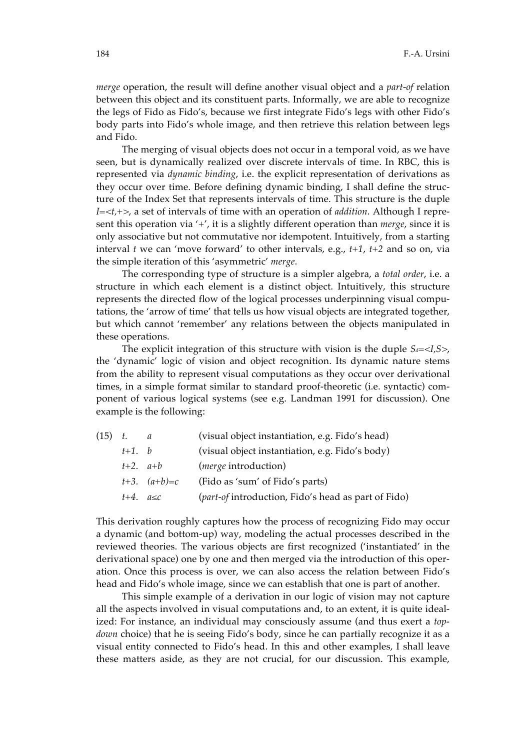*merge* operation, the result will define another visual object and a *part-of* relation between this object and its constituent parts. Informally, we are able to recognize the legs of Fido as Fido's, because we first integrate Fido's legs with other Fido's body parts into Fido's whole image, and then retrieve this relation between legs and Fido.

The merging of visual objects does not occur in a temporal void, as we have seen, but is dynamically realized over discrete intervals of time. In RBC, this is represented via *dynamic binding*, i.e. the explicit representation of derivations as they occur over time. Before defining dynamic binding, I shall define the structure of the Index Set that represents intervals of time. This structure is the duple $I=<t,+>$, a set of intervals of time with an operation of *addition*. Although I represent this operation via '+', it is a slightly different operation than *merge*, since it is only associative but not commutative nor idempotent. Intuitively, from a starting interval $t$ we can 'move forward' to other intervals, e.g., $t+1$, $t+2$ and so on, via the simple iteration of this 'asymmetric' *merge*.

The corresponding type of structure is a simpler algebra, a *total order*, i.e. a structure in which each element is a distinct object. Intuitively, this structure represents the directed flow of the logical processes underpinning visual computations, the 'arrow of time' that tells us how visual objects are integrated together, but which cannot 'remember' any relations between the objects manipulated in these operations.

The explicit integration of this structure with vision is the duple $S_d=<I,S>$, the 'dynamic' logic of vision and object recognition. Its dynamic nature stems from the ability to represent visual computations as they occur over derivational times, in a simple format similar to standard proof-theoretic (i.e. syntactic) component of various logical systems (see e.g. Landman 1991 for discussion). One example is the following:

| (15) | | | |
|---|---|---|---|
| | $t.$ | $a$ | (visual object instantiation, e.g. Fido's head) |
| | $t+1.$ | $b$ | (visual object instantiation, e.g. Fido's body) |
| | $t+2.$ | $a+b$ | (*merge* introduction) |
| | $t+3.$ | $(a+b)=c$ | (Fido as 'sum' of Fido's parts) |
| | $t+4.$ | $a\leq c$ | (*part-of* introduction, Fido's head as part of Fido) |

This derivation roughly captures how the process of recognizing Fido may occur a dynamic (and bottom-up) way, modeling the actual processes described in the reviewed theories. The various objects are first recognized ('instantiated' in the derivational space) one by one and then merged via the introduction of this operation. Once this process is over, we can also access the relation between Fido's head and Fido's whole image, since we can establish that one is part of another.

This simple example of a derivation in our logic of vision may not capture all the aspects involved in visual computations and, to an extent, it is quite idealized: For instance, an individual may consciously assume (and thus exert a *top-down* choice) that he is seeing Fido's body, since he can partially recognize it as a visual entity connected to Fido's head. In this and other examples, I shall leave these matters aside, as they are not crucial, for our discussion. This example,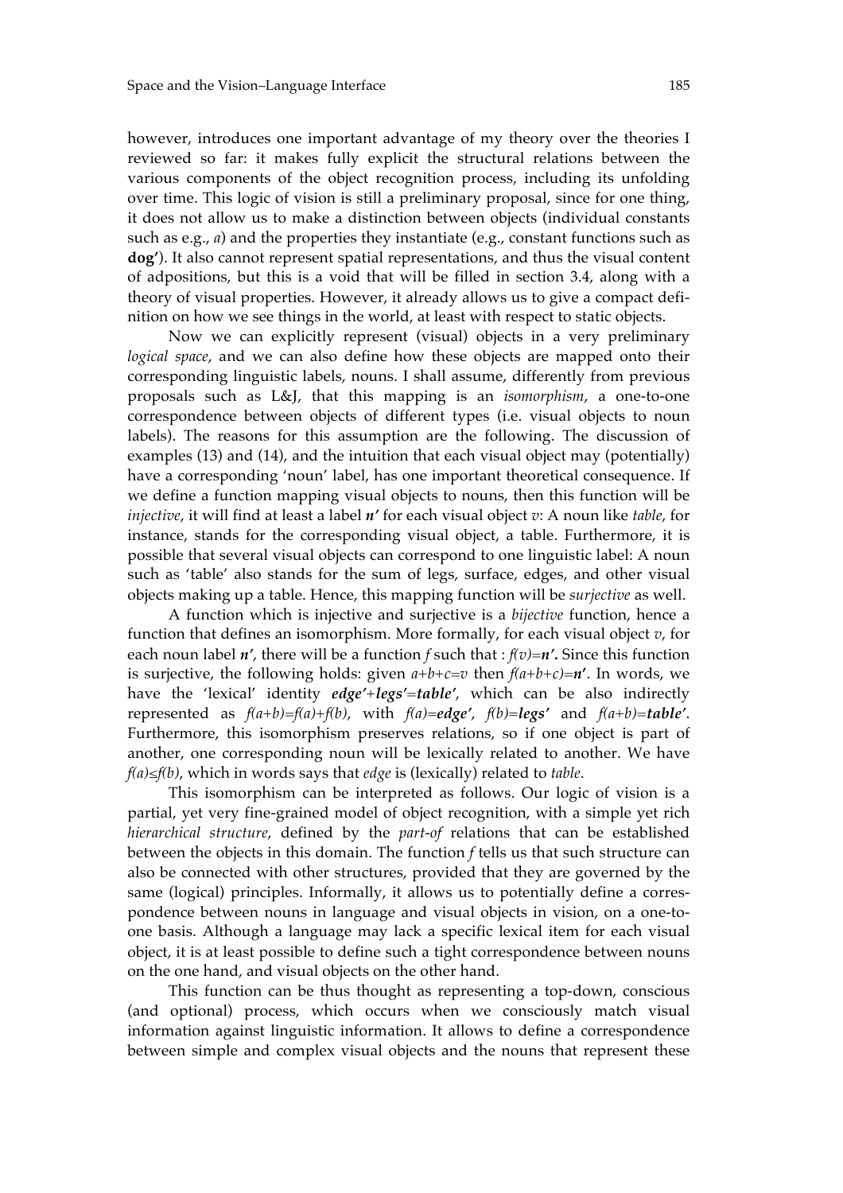however, introduces one important advantage of my theory over the theories I reviewed so far: it makes fully explicit the structural relations between the various components of the object recognition process, including its unfolding over time. This logic of vision is still a preliminary proposal, since for one thing, it does not allow us to make a distinction between objects (individual constants such as e.g., *a*) and the properties they instantiate (e.g., constant functions such as **dog'**). It also cannot represent spatial representations, and thus the visual content of adpositions, but this is a void that will be filled in section 3.4, along with a theory of visual properties. However, it already allows us to give a compact definition on how we see things in the world, at least with respect to static objects.

Now we can explicitly represent (visual) objects in a very preliminary *logical space*, and we can also define how these objects are mapped onto their corresponding linguistic labels, nouns. I shall assume, differently from previous proposals such as L&J, that this mapping is an *isomorphism*, a one-to-one correspondence between objects of different types (i.e. visual objects to noun labels). The reasons for this assumption are the following. The discussion of examples (13) and (14), and the intuition that each visual object may (potentially) have a corresponding 'noun' label, has one important theoretical consequence. If we define a function mapping visual objects to nouns, then this function will be *injective*, it will find at least a label $\boldsymbol{n'}$ for each visual object $v$: A noun like *table*, for instance, stands for the corresponding visual object, a table. Furthermore, it is possible that several visual objects can correspond to one linguistic label: A noun such as 'table' also stands for the sum of legs, surface, edges, and other visual objects making up a table. Hence, this mapping function will be *surjective* as well.

A function which is injective and surjective is a *bijective* function, hence a function that defines an isomorphism. More formally, for each visual object $v$, for each noun label $\boldsymbol{n'}$, there will be a function $f$ such that : $f(v)=\boldsymbol{n'}$**.** Since this function is surjective, the following holds: given $a+b+c=v$ then $f(a+b+c)=\boldsymbol{n'}$. In words, we have the 'lexical' identity $\boldsymbol{edge'}+\boldsymbol{legs'}=\boldsymbol{table'}$, which can be also indirectly represented as $f(a+b)=f(a)+f(b)$, with $f(a)=\boldsymbol{edge'}$, $f(b)=\boldsymbol{legs'}$ and $f(a+b)=\boldsymbol{table'}$. Furthermore, this isomorphism preserves relations, so if one object is part of another, one corresponding noun will be lexically related to another. We have $f(a)\leq f(b)$, which in words says that *edge* is (lexically) related to *table*.

This isomorphism can be interpreted as follows. Our logic of vision is a partial, yet very fine-grained model of object recognition, with a simple yet rich *hierarchical structure*, defined by the *part-of* relations that can be established between the objects in this domain. The function $f$ tells us that such structure can also be connected with other structures, provided that they are governed by the same (logical) principles. Informally, it allows us to potentially define a correspondence between nouns in language and visual objects in vision, on a one-to-one basis. Although a language may lack a specific lexical item for each visual object, it is at least possible to define such a tight correspondence between nouns on the one hand, and visual objects on the other hand.

This function can be thus thought as representing a top-down, conscious (and optional) process, which occurs when we consciously match visual information against linguistic information. It allows to define a correspondence between simple and complex visual objects and the nouns that represent these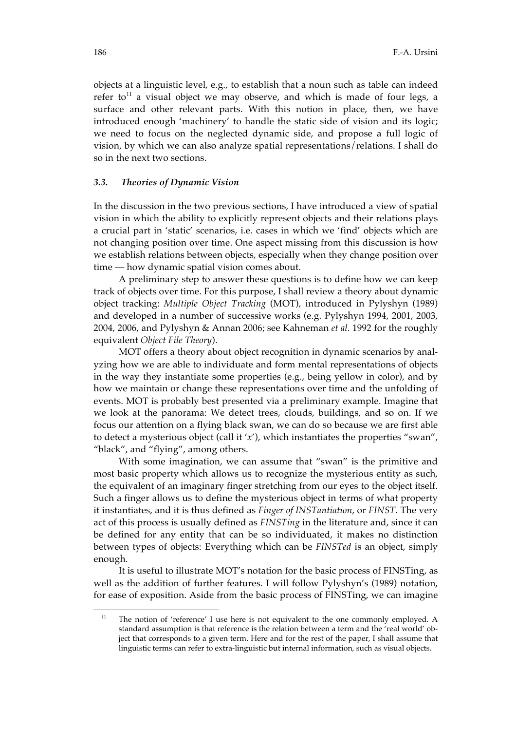objects at a linguistic level, e.g., to establish that a noun such as table can indeed refer to[11] a visual object we may observe, and which is made of four legs, a surface and other relevant parts. With this notion in place, then, we have introduced enough 'machinery' to handle the static side of vision and its logic; we need to focus on the neglected dynamic side, and propose a full logic of vision, by which we can also analyze spatial representations/relations. I shall do so in the next two sections.

### *3.3. Theories of Dynamic Vision*

In the discussion in the two previous sections, I have introduced a view of spatial vision in which the ability to explicitly represent objects and their relations plays a crucial part in 'static' scenarios, i.e. cases in which we 'find' objects which are not changing position over time. One aspect missing from this discussion is how we establish relations between objects, especially when they change position over time — how dynamic spatial vision comes about.

A preliminary step to answer these questions is to define how we can keep track of objects over time. For this purpose, I shall review a theory about dynamic object tracking: *Multiple Object Tracking* (MOT), introduced in Pylyshyn (1989) and developed in a number of successive works (e.g. Pylyshyn 1994, 2001, 2003, 2004, 2006, and Pylyshyn & Annan 2006; see Kahneman *et al.* 1992 for the roughly equivalent *Object File Theory*).

MOT offers a theory about object recognition in dynamic scenarios by analyzing how we are able to individuate and form mental representations of objects in the way they instantiate some properties (e.g., being yellow in color), and by how we maintain or change these representations over time and the unfolding of events. MOT is probably best presented via a preliminary example. Imagine that we look at the panorama: We detect trees, clouds, buildings, and so on. If we focus our attention on a flying black swan, we can do so because we are first able to detect a mysterious object (call it '*x*'), which instantiates the properties "swan", "black", and "flying", among others.

With some imagination, we can assume that "swan" is the primitive and most basic property which allows us to recognize the mysterious entity as such, the equivalent of an imaginary finger stretching from our eyes to the object itself. Such a finger allows us to define the mysterious object in terms of what property it instantiates, and it is thus defined as *Finger of INSTantiation*, or *FINST*. The very act of this process is usually defined as *FINSTing* in the literature and, since it can be defined for any entity that can be so individuated, it makes no distinction between types of objects: Everything which can be *FINSTed* is an object, simply enough.

It is useful to illustrate MOT's notation for the basic process of FINSTing, as well as the addition of further features. I will follow Pylyshyn's (1989) notation, for ease of exposition. Aside from the basic process of FINSTing, we can imagine

[11] The notion of 'reference' I use here is not equivalent to the one commonly employed. A standard assumption is that reference is the relation between a term and the 'real world' object that corresponds to a given term. Here and for the rest of the paper, I shall assume that linguistic terms can refer to extra-linguistic but internal information, such as visual objects.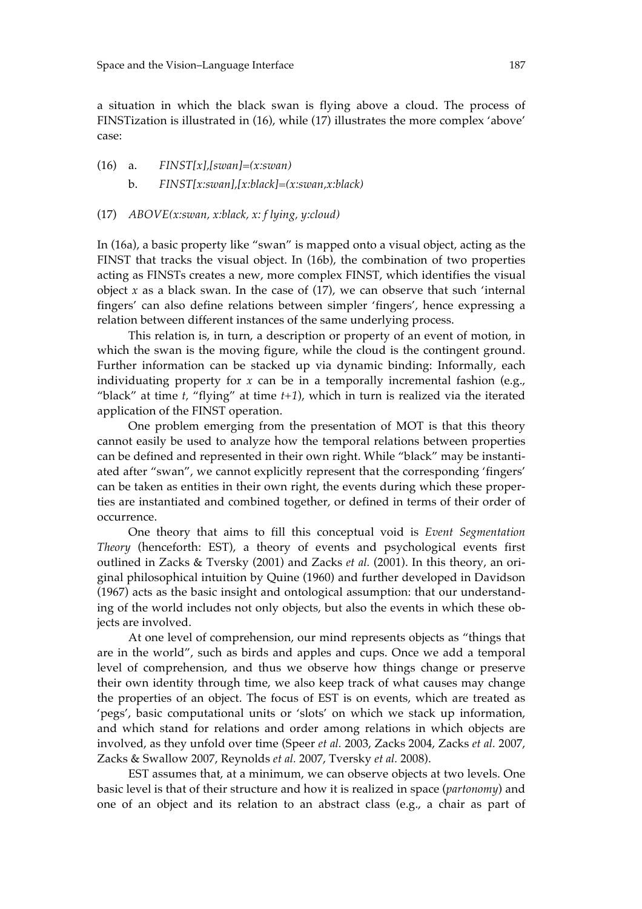a situation in which the black swan is flying above a cloud. The process of FINSTization is illustrated in (16), while (17) illustrates the more complex 'above' case:

(16) a. *FINST[x],[swan]=(x:swan)*

b. *FINST[x:swan],[x:black]=(x:swan,x:black)*

(17) *ABOVE(x:swan, x:black, x: f lying, y:cloud)*

In (16a), a basic property like "swan" is mapped onto a visual object, acting as the FINST that tracks the visual object. In (16b), the combination of two properties acting as FINSTs creates a new, more complex FINST, which identifies the visual object *x* as a black swan. In the case of (17), we can observe that such 'internal fingers' can also define relations between simpler 'fingers', hence expressing a relation between different instances of the same underlying process.

This relation is, in turn, a description or property of an event of motion, in which the swan is the moving figure, while the cloud is the contingent ground. Further information can be stacked up via dynamic binding: Informally, each individuating property for *x* can be in a temporally incremental fashion (e.g., "black" at time *t*, "flying" at time *t+1*), which in turn is realized via the iterated application of the FINST operation.

One problem emerging from the presentation of MOT is that this theory cannot easily be used to analyze how the temporal relations between properties can be defined and represented in their own right. While "black" may be instantiated after "swan", we cannot explicitly represent that the corresponding 'fingers' can be taken as entities in their own right, the events during which these properties are instantiated and combined together, or defined in terms of their order of occurrence.

One theory that aims to fill this conceptual void is *Event Segmentation Theory* (henceforth: EST), a theory of events and psychological events first outlined in Zacks & Tversky (2001) and Zacks *et al.* (2001). In this theory, an original philosophical intuition by Quine (1960) and further developed in Davidson (1967) acts as the basic insight and ontological assumption: that our understanding of the world includes not only objects, but also the events in which these objects are involved.

At one level of comprehension, our mind represents objects as "things that are in the world", such as birds and apples and cups. Once we add a temporal level of comprehension, and thus we observe how things change or preserve their own identity through time, we also keep track of what causes may change the properties of an object. The focus of EST is on events, which are treated as 'pegs', basic computational units or 'slots' on which we stack up information, and which stand for relations and order among relations in which objects are involved, as they unfold over time (Speer *et al.* 2003, Zacks 2004, Zacks *et al.* 2007, Zacks & Swallow 2007, Reynolds *et al.* 2007, Tversky *et al.* 2008).

EST assumes that, at a minimum, we can observe objects at two levels. One basic level is that of their structure and how it is realized in space (*partonomy*) and one of an object and its relation to an abstract class (e.g., a chair as part of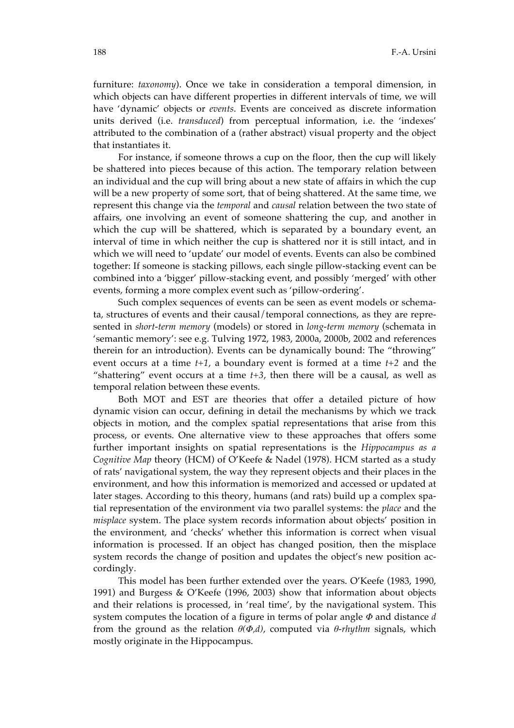furniture: *taxonomy*). Once we take in consideration a temporal dimension, in which objects can have different properties in different intervals of time, we will have 'dynamic' objects or *events*. Events are conceived as discrete information units derived (i.e. *transduced*) from perceptual information, i.e. the 'indexes' attributed to the combination of a (rather abstract) visual property and the object that instantiates it.

For instance, if someone throws a cup on the floor, then the cup will likely be shattered into pieces because of this action. The temporary relation between an individual and the cup will bring about a new state of affairs in which the cup will be a new property of some sort, that of being shattered. At the same time, we represent this change via the *temporal* and *causal* relation between the two state of affairs, one involving an event of someone shattering the cup, and another in which the cup will be shattered, which is separated by a boundary event, an interval of time in which neither the cup is shattered nor it is still intact, and in which we will need to 'update' our model of events. Events can also be combined together: If someone is stacking pillows, each single pillow-stacking event can be combined into a 'bigger' pillow-stacking event, and possibly 'merged' with other events, forming a more complex event such as 'pillow-ordering'.

Such complex sequences of events can be seen as event models or schemata, structures of events and their causal/temporal connections, as they are represented in *short-term memory* (models) or stored in *long-term memory* (schemata in 'semantic memory': see e.g. Tulving 1972, 1983, 2000a, 2000b, 2002 and references therein for an introduction). Events can be dynamically bound: The "throwing" event occurs at a time $t{+}1$, a boundary event is formed at a time $t{+}2$ and the "shattering" event occurs at a time $t{+}3$, then there will be a causal, as well as temporal relation between these events.

Both MOT and EST are theories that offer a detailed picture of how dynamic vision can occur, defining in detail the mechanisms by which we track objects in motion, and the complex spatial representations that arise from this process, or events. One alternative view to these approaches that offers some further important insights on spatial representations is the *Hippocampus as a Cognitive Map* theory (HCM) of O'Keefe & Nadel (1978). HCM started as a study of rats' navigational system, the way they represent objects and their places in the environment, and how this information is memorized and accessed or updated at later stages. According to this theory, humans (and rats) build up a complex spatial representation of the environment via two parallel systems: the *place* and the *misplace* system. The place system records information about objects' position in the environment, and 'checks' whether this information is correct when visual information is processed. If an object has changed position, then the misplace system records the change of position and updates the object's new position accordingly.

This model has been further extended over the years. O'Keefe (1983, 1990, 1991) and Burgess & O'Keefe (1996, 2003) show that information about objects and their relations is processed, in 'real time', by the navigational system. This system computes the location of a figure in terms of polar angle $\Phi$ and distance $d$ from the ground as the relation $\theta(\Phi,d)$, computed via $\theta$-*rhythm* signals, which mostly originate in the Hippocampus.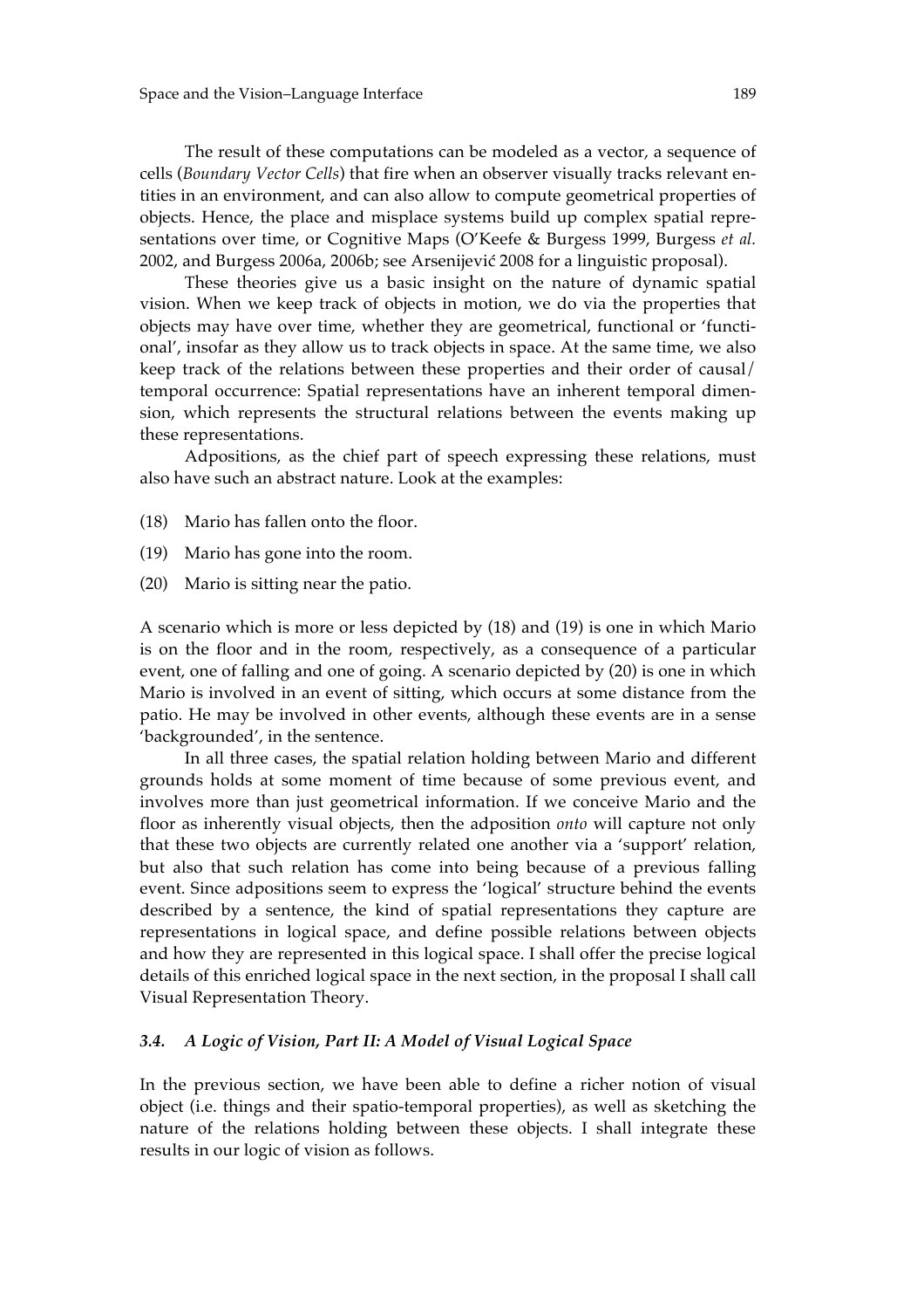The result of these computations can be modeled as a vector, a sequence of cells (*Boundary Vector Cells*) that fire when an observer visually tracks relevant entities in an environment, and can also allow to compute geometrical properties of objects. Hence, the place and misplace systems build up complex spatial representations over time, or Cognitive Maps (O'Keefe & Burgess 1999, Burgess *et al.* 2002, and Burgess 2006a, 2006b; see Arsenijević 2008 for a linguistic proposal).

These theories give us a basic insight on the nature of dynamic spatial vision. When we keep track of objects in motion, we do via the properties that objects may have over time, whether they are geometrical, functional or 'functional', insofar as they allow us to track objects in space. At the same time, we also keep track of the relations between these properties and their order of causal/temporal occurrence: Spatial representations have an inherent temporal dimension, which represents the structural relations between the events making up these representations.

Adpositions, as the chief part of speech expressing these relations, must also have such an abstract nature. Look at the examples:

(18) Mario has fallen onto the floor.

(19) Mario has gone into the room.

(20) Mario is sitting near the patio.

A scenario which is more or less depicted by (18) and (19) is one in which Mario is on the floor and in the room, respectively, as a consequence of a particular event, one of falling and one of going. A scenario depicted by (20) is one in which Mario is involved in an event of sitting, which occurs at some distance from the patio. He may be involved in other events, although these events are in a sense 'backgrounded', in the sentence.

In all three cases, the spatial relation holding between Mario and different grounds holds at some moment of time because of some previous event, and involves more than just geometrical information. If we conceive Mario and the floor as inherently visual objects, then the adposition *onto* will capture not only that these two objects are currently related one another via a 'support' relation, but also that such relation has come into being because of a previous falling event. Since adpositions seem to express the 'logical' structure behind the events described by a sentence, the kind of spatial representations they capture are representations in logical space, and define possible relations between objects and how they are represented in this logical space. I shall offer the precise logical details of this enriched logical space in the next section, in the proposal I shall call Visual Representation Theory.

### *3.4. A Logic of Vision, Part II: A Model of Visual Logical Space*

In the previous section, we have been able to define a richer notion of visual object (i.e. things and their spatio-temporal properties), as well as sketching the nature of the relations holding between these objects. I shall integrate these results in our logic of vision as follows.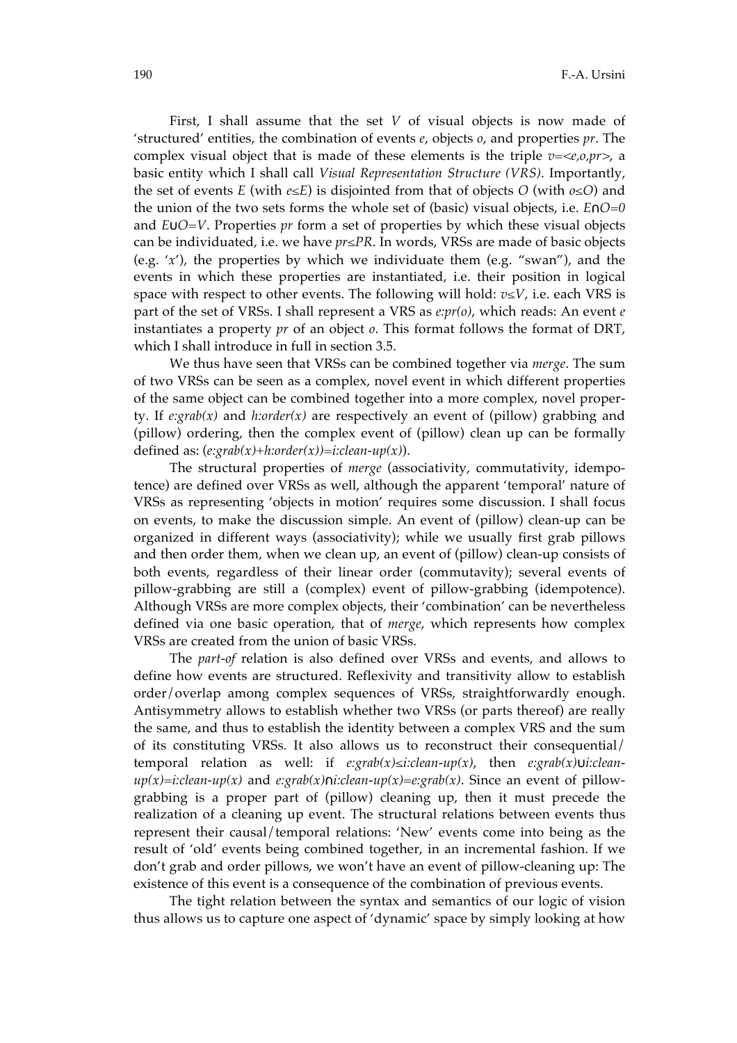First, I shall assume that the set $V$ of visual objects is now made of 'structured' entities, the combination of events $e$, objects $o$, and properties $pr$. The complex visual object that is made of these elements is the triple $v=<e,o,pr>$, a basic entity which I shall call *Visual Representation Structure (VRS)*. Importantly, the set of events $E$ (with $e\leq E$) is disjointed from that of objects $O$ (with $o\leq O$) and the union of the two sets forms the whole set of (basic) visual objects, i.e. $E\cap O=0$ and $E\cup O=V$. Properties $pr$ form a set of properties by which these visual objects can be individuated, i.e. we have $pr\leq PR$. In words, VRSs are made of basic objects (e.g. '$x$'), the properties by which we individuate them (e.g. "swan"), and the events in which these properties are instantiated, i.e. their position in logical space with respect to other events. The following will hold: $v\leq V$, i.e. each VRS is part of the set of VRSs. I shall represent a VRS as $e:pr(o)$, which reads: An event $e$ instantiates a property $pr$ of an object $o$. This format follows the format of DRT, which I shall introduce in full in section 3.5.

We thus have seen that VRSs can be combined together via *merge*. The sum of two VRSs can be seen as a complex, novel event in which different properties of the same object can be combined together into a more complex, novel property. If $e:grab(x)$ and $h:order(x)$ are respectively an event of (pillow) grabbing and (pillow) ordering, then the complex event of (pillow) clean up can be formally defined as: $(e:grab(x)+h:order(x))=i:clean\text{-}up(x)$).

The structural properties of *merge* (associativity, commutativity, idempotence) are defined over VRSs as well, although the apparent 'temporal' nature of VRSs as representing 'objects in motion' requires some discussion. I shall focus on events, to make the discussion simple. An event of (pillow) clean-up can be organized in different ways (associativity); while we usually first grab pillows and then order them, when we clean up, an event of (pillow) clean-up consists of both events, regardless of their linear order (commutavity); several events of pillow-grabbing are still a (complex) event of pillow-grabbing (idempotence). Although VRSs are more complex objects, their 'combination' can be nevertheless defined via one basic operation, that of *merge*, which represents how complex VRSs are created from the union of basic VRSs.

The *part-of* relation is also defined over VRSs and events, and allows to define how events are structured. Reflexivity and transitivity allow to establish order/overlap among complex sequences of VRSs, straightforwardly enough. Antisymmetry allows to establish whether two VRSs (or parts thereof) are really the same, and thus to establish the identity between a complex VRS and the sum of its constituting VRSs. It also allows us to reconstruct their consequential/temporal relation as well: if $e:grab(x)\leq i:clean\text{-}up(x)$, then $e:grab(x)\cup i:clean\text{-}up(x)=i:clean\text{-}up(x)$ and $e:grab(x)\cap i:clean\text{-}up(x)=e:grab(x)$. Since an event of pillow-grabbing is a proper part of (pillow) cleaning up, then it must precede the realization of a cleaning up event. The structural relations between events thus represent their causal/temporal relations: 'New' events come into being as the result of 'old' events being combined together, in an incremental fashion. If we don't grab and order pillows, we won't have an event of pillow-cleaning up: The existence of this event is a consequence of the combination of previous events.

The tight relation between the syntax and semantics of our logic of vision thus allows us to capture one aspect of 'dynamic' space by simply looking at how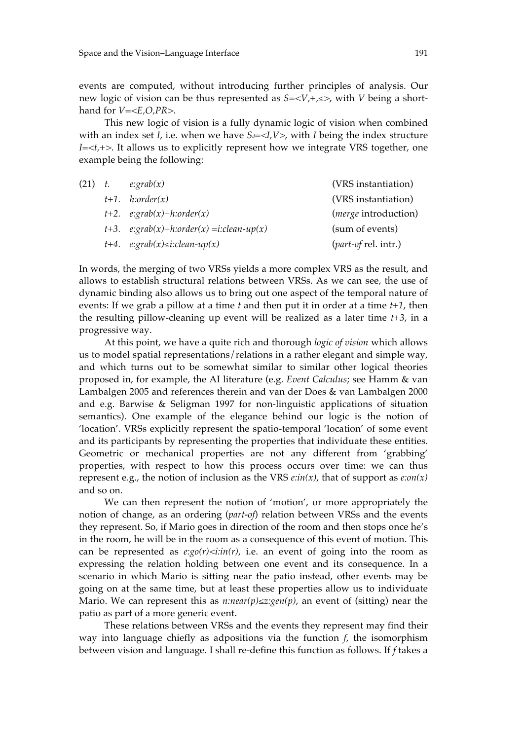events are computed, without introducing further principles of analysis. Our new logic of vision can be thus represented as $S=<V,+,\leq>$, with $V$ being a shorthand for $V=<E,O,PR>$.

This new logic of vision is a fully dynamic logic of vision when combined with an index set $I$, i.e. when we have $S_d=<I,V>$, with $I$ being the index structure $I=<t,+>$. It allows us to explicitly represent how we integrate VRS together, one example being the following:

| (21) | | | |
|---|---|---|---|
| | $t$. | $e{:}grab(x)$ | (VRS instantiation) |
| | $t+1$. | $h{:}order(x)$ | (VRS instantiation) |
| | $t+2$. | $e{:}grab(x)+h{:}order(x)$ | (*merge* introduction) |
| | $t+3$. | $e{:}grab(x)+h{:}order(x)=i{:}clean\text{-}up(x)$ | (sum of events) |
| | $t+4$. | $e{:}grab(x)\leq i{:}clean\text{-}up(x)$ | (*part-of* rel. intr.) |

In words, the merging of two VRSs yields a more complex VRS as the result, and allows to establish structural relations between VRSs. As we can see, the use of dynamic binding also allows us to bring out one aspect of the temporal nature of events: If we grab a pillow at a time $t$ and then put it in order at a time $t+1$, then the resulting pillow-cleaning up event will be realized as a later time $t+3$, in a progressive way.

At this point, we have a quite rich and thorough *logic of vision* which allows us to model spatial representations/relations in a rather elegant and simple way, and which turns out to be somewhat similar to similar other logical theories proposed in, for example, the AI literature (e.g. *Event Calculus*; see Hamm & van Lambalgen 2005 and references therein and van der Does & van Lambalgen 2000 and e.g. Barwise & Seligman 1997 for non-linguistic applications of situation semantics). One example of the elegance behind our logic is the notion of 'location'. VRSs explicitly represent the spatio-temporal 'location' of some event and its participants by representing the properties that individuate these entities. Geometric or mechanical properties are not any different from 'grabbing' properties, with respect to how this process occurs over time: we can thus represent e.g., the notion of inclusion as the VRS $e{:}in(x)$, that of support as $e{:}on(x)$ and so on.

We can then represent the notion of 'motion', or more appropriately the notion of change, as an ordering (*part-of*) relation between VRSs and the events they represent. So, if Mario goes in direction of the room and then stops once he's in the room, he will be in the room as a consequence of this event of motion. This can be represented as $e{:}go(r)<i{:}in(r)$, i.e. an event of going into the room as expressing the relation holding between one event and its consequence. In a scenario in which Mario is sitting near the patio instead, other events may be going on at the same time, but at least these properties allow us to individuate Mario. We can represent this as $n{:}near(p)\leq z{:}gen(p)$, an event of (sitting) near the patio as part of a more generic event.

These relations between VRSs and the events they represent may find their way into language chiefly as adpositions via the function $f$, the isomorphism between vision and language. I shall re-define this function as follows. If $f$ takes a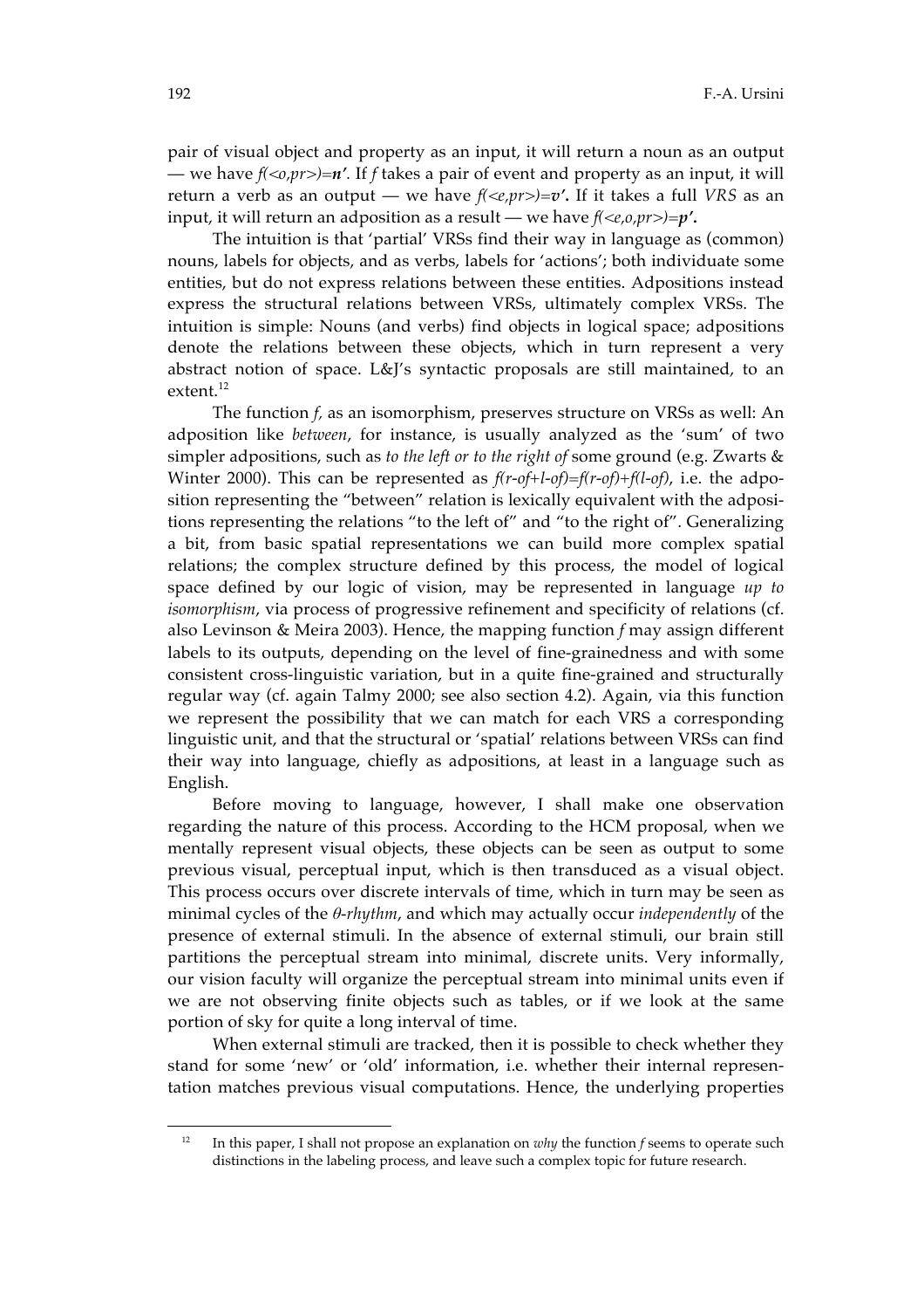pair of visual object and property as an input, it will return a noun as an output — we have $f(<o,pr>)=\boldsymbol{n'}$. If *f* takes a pair of event and property as an input, it will return a verb as an output — we have $f(<e,pr>)=\boldsymbol{v'}$. If it takes a full *VRS* as an input, it will return an adposition as a result — we have $f(<e,o,pr>)=\boldsymbol{p'}$.

The intuition is that 'partial' VRSs find their way in language as (common) nouns, labels for objects, and as verbs, labels for 'actions'; both individuate some entities, but do not express relations between these entities. Adpositions instead express the structural relations between VRSs, ultimately complex VRSs. The intuition is simple: Nouns (and verbs) find objects in logical space; adpositions denote the relations between these objects, which in turn represent a very abstract notion of space. L&J's syntactic proposals are still maintained, to an extent.[12]

The function *f*, as an isomorphism, preserves structure on VRSs as well: An adposition like *between*, for instance, is usually analyzed as the 'sum' of two simpler adpositions, such as *to the left or to the right of* some ground (e.g. Zwarts & Winter 2000). This can be represented as $f(r\text{-}of+l\text{-}of)=f(r\text{-}of)+f(l\text{-}of)$, i.e. the adposition representing the "between" relation is lexically equivalent with the adpositions representing the relations "to the left of" and "to the right of". Generalizing a bit, from basic spatial representations we can build more complex spatial relations; the complex structure defined by this process, the model of logical space defined by our logic of vision, may be represented in language *up to isomorphism*, via process of progressive refinement and specificity of relations (cf. also Levinson & Meira 2003). Hence, the mapping function *f* may assign different labels to its outputs, depending on the level of fine-grainedness and with some consistent cross-linguistic variation, but in a quite fine-grained and structurally regular way (cf. again Talmy 2000; see also section 4.2). Again, via this function we represent the possibility that we can match for each VRS a corresponding linguistic unit, and that the structural or 'spatial' relations between VRSs can find their way into language, chiefly as adpositions, at least in a language such as English.

Before moving to language, however, I shall make one observation regarding the nature of this process. According to the HCM proposal, when we mentally represent visual objects, these objects can be seen as output to some previous visual, perceptual input, which is then transduced as a visual object. This process occurs over discrete intervals of time, which in turn may be seen as minimal cycles of the *θ-rhythm*, and which may actually occur *independently* of the presence of external stimuli. In the absence of external stimuli, our brain still partitions the perceptual stream into minimal, discrete units. Very informally, our vision faculty will organize the perceptual stream into minimal units even if we are not observing finite objects such as tables, or if we look at the same portion of sky for quite a long interval of time.

When external stimuli are tracked, then it is possible to check whether they stand for some 'new' or 'old' information, i.e. whether their internal representation matches previous visual computations. Hence, the underlying properties

[12] In this paper, I shall not propose an explanation on *why* the function *f* seems to operate such distinctions in the labeling process, and leave such a complex topic for future research.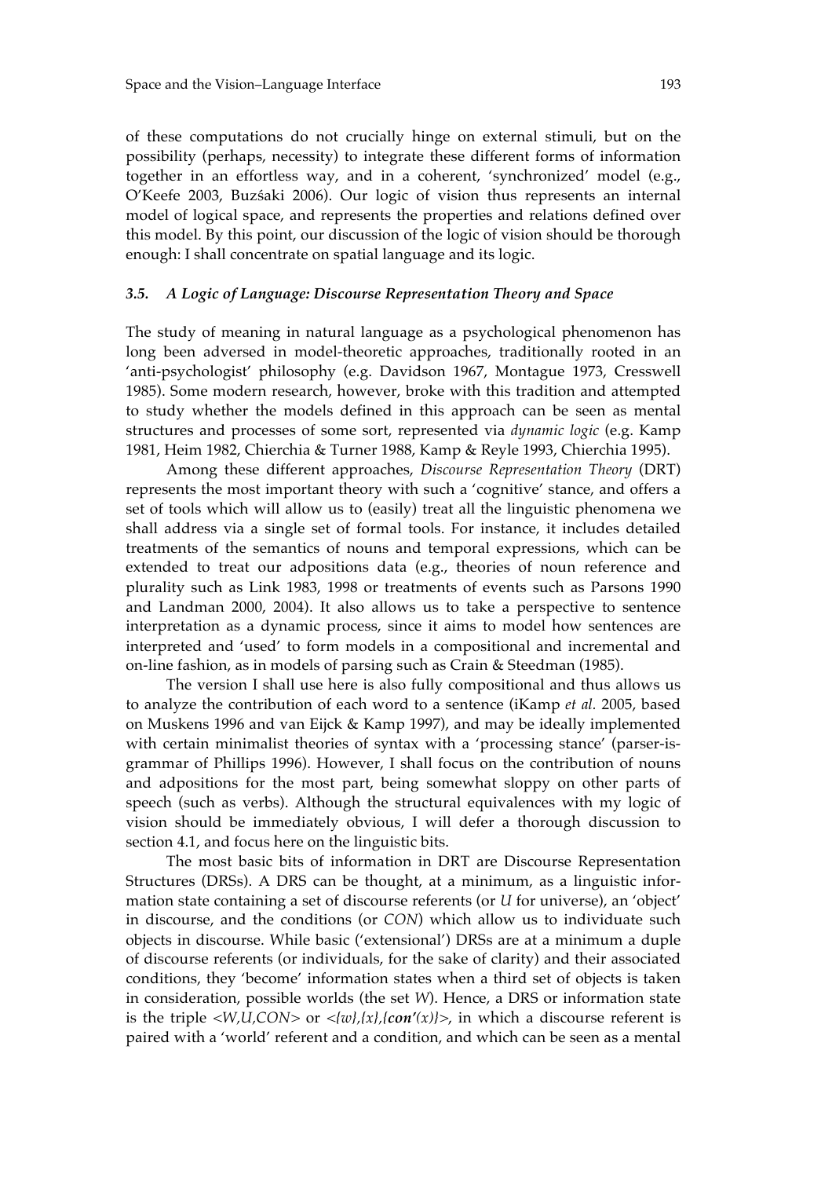of these computations do not crucially hinge on external stimuli, but on the possibility (perhaps, necessity) to integrate these different forms of information together in an effortless way, and in a coherent, 'synchronized' model (e.g., O'Keefe 2003, Buzśaki 2006). Our logic of vision thus represents an internal model of logical space, and represents the properties and relations defined over this model. By this point, our discussion of the logic of vision should be thorough enough: I shall concentrate on spatial language and its logic.

### *3.5. A Logic of Language: Discourse Representation Theory and Space*

The study of meaning in natural language as a psychological phenomenon has long been adversed in model-theoretic approaches, traditionally rooted in an 'anti-psychologist' philosophy (e.g. Davidson 1967, Montague 1973, Cresswell 1985). Some modern research, however, broke with this tradition and attempted to study whether the models defined in this approach can be seen as mental structures and processes of some sort, represented via *dynamic logic* (e.g. Kamp 1981, Heim 1982, Chierchia & Turner 1988, Kamp & Reyle 1993, Chierchia 1995).

Among these different approaches, *Discourse Representation Theory* (DRT) represents the most important theory with such a 'cognitive' stance, and offers a set of tools which will allow us to (easily) treat all the linguistic phenomena we shall address via a single set of formal tools. For instance, it includes detailed treatments of the semantics of nouns and temporal expressions, which can be extended to treat our adpositions data (e.g., theories of noun reference and plurality such as Link 1983, 1998 or treatments of events such as Parsons 1990 and Landman 2000, 2004). It also allows us to take a perspective to sentence interpretation as a dynamic process, since it aims to model how sentences are interpreted and 'used' to form models in a compositional and incremental and on-line fashion, as in models of parsing such as Crain & Steedman (1985).

The version I shall use here is also fully compositional and thus allows us to analyze the contribution of each word to a sentence (iKamp *et al.* 2005, based on Muskens 1996 and van Eijck & Kamp 1997), and may be ideally implemented with certain minimalist theories of syntax with a 'processing stance' (parser-is-grammar of Phillips 1996). However, I shall focus on the contribution of nouns and adpositions for the most part, being somewhat sloppy on other parts of speech (such as verbs). Although the structural equivalences with my logic of vision should be immediately obvious, I will defer a thorough discussion to section 4.1, and focus here on the linguistic bits.

The most basic bits of information in DRT are Discourse Representation Structures (DRSs). A DRS can be thought, at a minimum, as a linguistic information state containing a set of discourse referents (or *U* for universe), an 'object' in discourse, and the conditions (or *CON*) which allow us to individuate such objects in discourse. While basic ('extensional') DRSs are at a minimum a duple of discourse referents (or individuals, for the sake of clarity) and their associated conditions, they 'become' information states when a third set of objects is taken in consideration, possible worlds (the set *W*). Hence, a DRS or information state is the triple $<W,U,CON>$ or $<\{w\},\{x\},\{\mathbf{con'}(x)\}>$, in which a discourse referent is paired with a 'world' referent and a condition, and which can be seen as a mental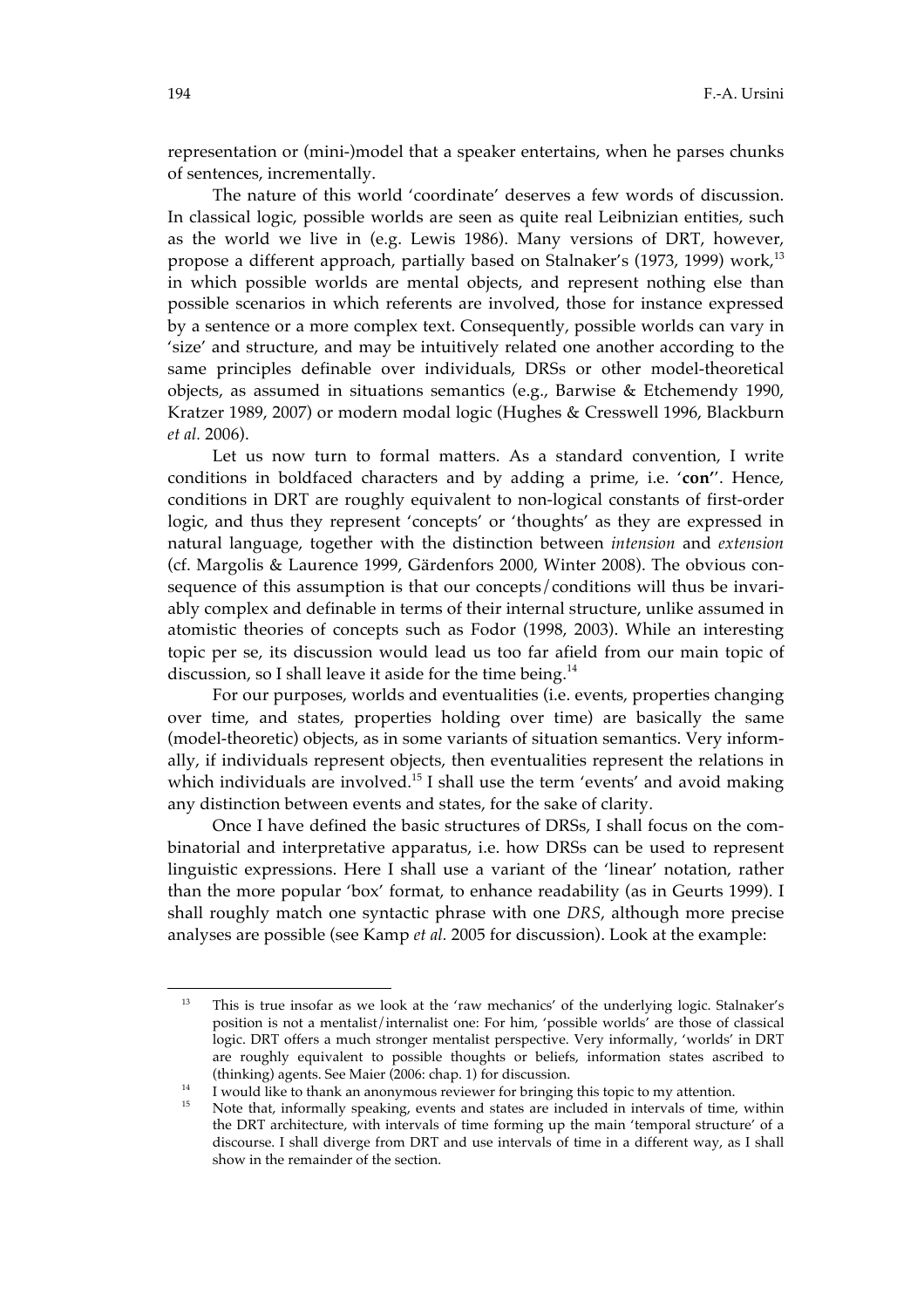representation or (mini-)model that a speaker entertains, when he parses chunks of sentences, incrementally.

The nature of this world 'coordinate' deserves a few words of discussion. In classical logic, possible worlds are seen as quite real Leibnizian entities, such as the world we live in (e.g. Lewis 1986). Many versions of DRT, however, propose a different approach, partially based on Stalnaker's (1973, 1999) work,[13] in which possible worlds are mental objects, and represent nothing else than possible scenarios in which referents are involved, those for instance expressed by a sentence or a more complex text. Consequently, possible worlds can vary in 'size' and structure, and may be intuitively related one another according to the same principles definable over individuals, DRSs or other model-theoretical objects, as assumed in situations semantics (e.g., Barwise & Etchemendy 1990, Kratzer 1989, 2007) or modern modal logic (Hughes & Cresswell 1996, Blackburn *et al.* 2006).

Let us now turn to formal matters. As a standard convention, I write conditions in boldfaced characters and by adding a prime, i.e. '**con'**'. Hence, conditions in DRT are roughly equivalent to non-logical constants of first-order logic, and thus they represent 'concepts' or 'thoughts' as they are expressed in natural language, together with the distinction between *intension* and *extension* (cf. Margolis & Laurence 1999, Gärdenfors 2000, Winter 2008). The obvious consequence of this assumption is that our concepts/conditions will thus be invariably complex and definable in terms of their internal structure, unlike assumed in atomistic theories of concepts such as Fodor (1998, 2003). While an interesting topic per se, its discussion would lead us too far afield from our main topic of discussion, so I shall leave it aside for the time being.[14]

For our purposes, worlds and eventualities (i.e. events, properties changing over time, and states, properties holding over time) are basically the same (model-theoretic) objects, as in some variants of situation semantics. Very informally, if individuals represent objects, then eventualities represent the relations in which individuals are involved.[15] I shall use the term 'events' and avoid making any distinction between events and states, for the sake of clarity.

Once I have defined the basic structures of DRSs, I shall focus on the combinatorial and interpretative apparatus, i.e. how DRSs can be used to represent linguistic expressions. Here I shall use a variant of the 'linear' notation, rather than the more popular 'box' format, to enhance readability (as in Geurts 1999). I shall roughly match one syntactic phrase with one *DRS*, although more precise analyses are possible (see Kamp *et al.* 2005 for discussion). Look at the example:

---

[13] This is true insofar as we look at the 'raw mechanics' of the underlying logic. Stalnaker's position is not a mentalist/internalist one: For him, 'possible worlds' are those of classical logic. DRT offers a much stronger mentalist perspective. Very informally, 'worlds' in DRT are roughly equivalent to possible thoughts or beliefs, information states ascribed to (thinking) agents. See Maier (2006: chap. 1) for discussion.

[14] I would like to thank an anonymous reviewer for bringing this topic to my attention.

[15] Note that, informally speaking, events and states are included in intervals of time, within the DRT architecture, with intervals of time forming up the main 'temporal structure' of a discourse. I shall diverge from DRT and use intervals of time in a different way, as I shall show in the remainder of the section.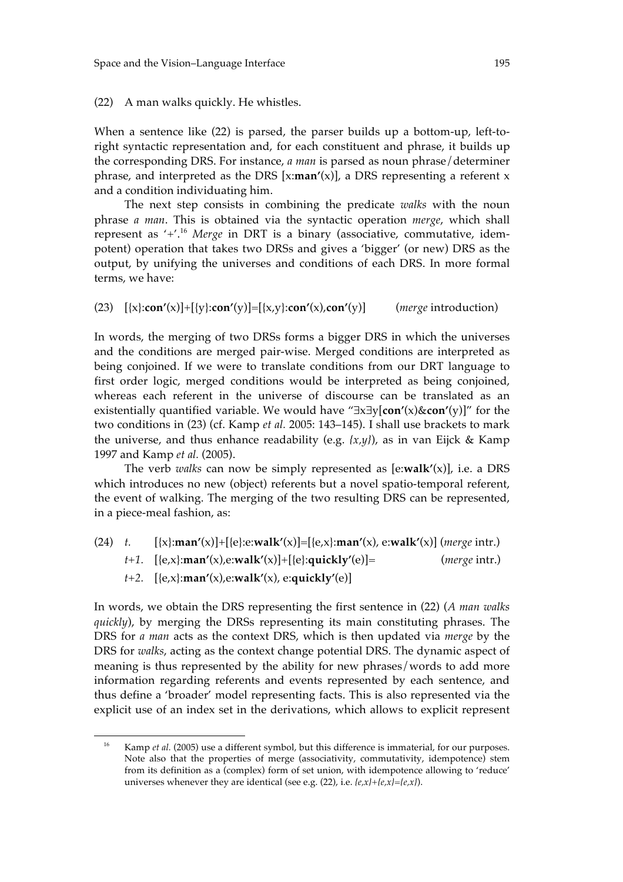(22) A man walks quickly. He whistles.

When a sentence like (22) is parsed, the parser builds up a bottom-up, left-to-right syntactic representation and, for each constituent and phrase, it builds up the corresponding DRS. For instance, *a man* is parsed as noun phrase/determiner phrase, and interpreted as the DRS [x:**man'**(x)], a DRS representing a referent x and a condition individuating him.

The next step consists in combining the predicate *walks* with the noun phrase *a man*. This is obtained via the syntactic operation *merge*, which shall represent as '+'.[16] *Merge* in DRT is a binary (associative, commutative, idempotent) operation that takes two DRSs and gives a 'bigger' (or new) DRS as the output, by unifying the universes and conditions of each DRS. In more formal terms, we have:

(23) [{x}:**con'**(x)]+[{y}:**con'**(y)]=[{x,y}:**con'**(x),**con'**(y)] (*merge* introduction)

In words, the merging of two DRSs forms a bigger DRS in which the universes and the conditions are merged pair-wise. Merged conditions are interpreted as being conjoined. If we were to translate conditions from our DRT language to first order logic, merged conditions would be interpreted as being conjoined, whereas each referent in the universe of discourse can be translated as an existentially quantified variable. We would have "∃x∃y[**con'**(x)&**con'**(y)]" for the two conditions in (23) (cf. Kamp *et al.* 2005: 143–145). I shall use brackets to mark the universe, and thus enhance readability (e.g. *{x,y}*), as in van Eijck & Kamp 1997 and Kamp *et al.* (2005).

The verb *walks* can now be simply represented as [e:**walk'**(x)], i.e. a DRS which introduces no new (object) referents but a novel spatio-temporal referent, the event of walking. The merging of the two resulting DRS can be represented, in a piece-meal fashion, as:

(24) *t.* [{x}:**man'**(x)]+[{e}:e:**walk'**(x)]=[{e,x}:**man'**(x), e:**walk'**(x)] (*merge* intr.)
*t+1.* [{e,x}:**man'**(x),e:**walk'**(x)]+[{e}:**quickly'**(e)]= (*merge* intr.)
*t+2.* [{e,x}:**man'**(x),e:**walk'**(x), e:**quickly'**(e)]

In words, we obtain the DRS representing the first sentence in (22) (*A man walks quickly*), by merging the DRSs representing its main constituting phrases. The DRS for *a man* acts as the context DRS, which is then updated via *merge* by the DRS for *walks*, acting as the context change potential DRS. The dynamic aspect of meaning is thus represented by the ability for new phrases/words to add more information regarding referents and events represented by each sentence, and thus define a 'broader' model representing facts. This is also represented via the explicit use of an index set in the derivations, which allows to explicit represent

[16] Kamp *et al.* (2005) use a different symbol, but this difference is immaterial, for our purposes. Note also that the properties of merge (associativity, commutativity, idempotence) stem from its definition as a (complex) form of set union, with idempotence allowing to 'reduce' universes whenever they are identical (see e.g. (22), i.e. *{e,x}+{e,x}={e,x}*).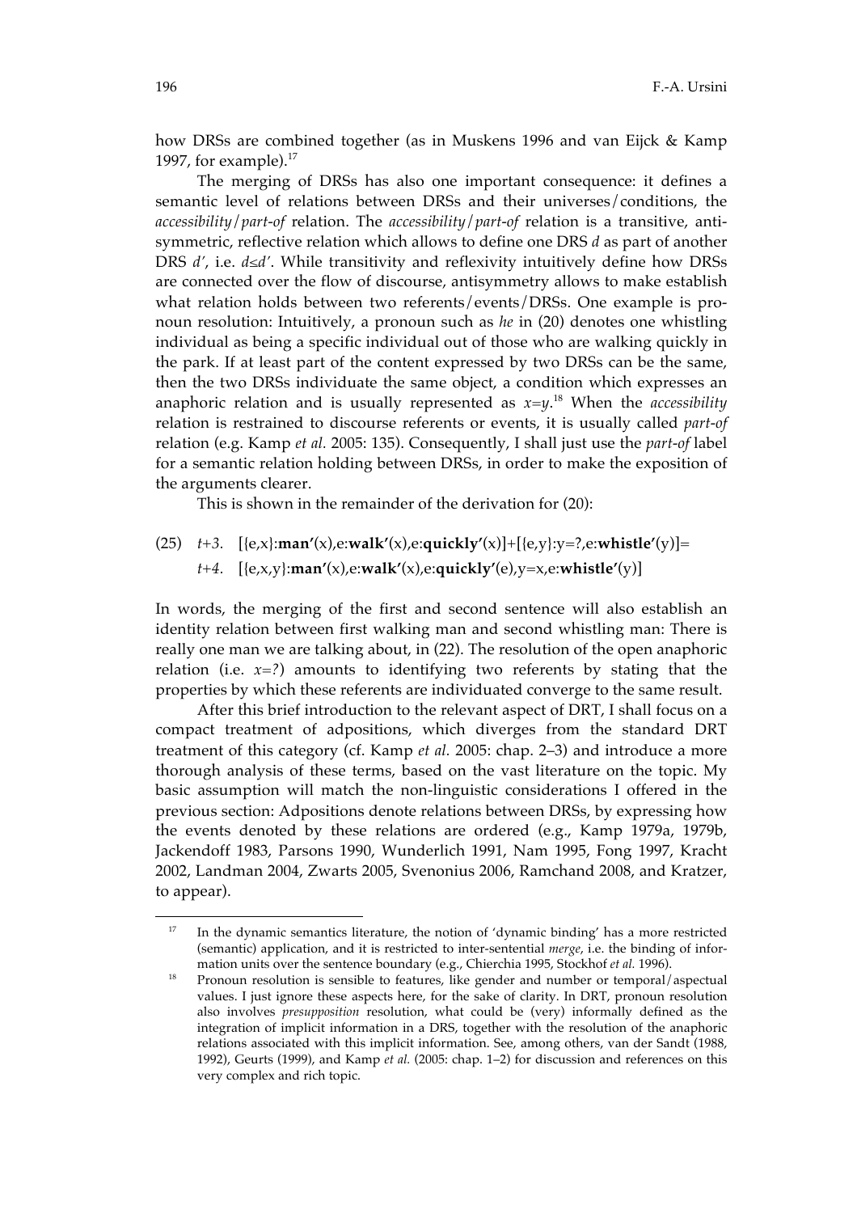how DRSs are combined together (as in Muskens 1996 and van Eijck & Kamp 1997, for example).[17]

The merging of DRSs has also one important consequence: it defines a semantic level of relations between DRSs and their universes/conditions, the *accessibility/part-of* relation. The *accessibility/part-of* relation is a transitive, antisymmetric, reflective relation which allows to define one DRS *d* as part of another DRS *d'*, i.e. $d \leq d'$. While transitivity and reflexivity intuitively define how DRSs are connected over the flow of discourse, antisymmetry allows to make establish what relation holds between two referents/events/DRSs. One example is pronoun resolution: Intuitively, a pronoun such as *he* in (20) denotes one whistling individual as being a specific individual out of those who are walking quickly in the park. If at least part of the content expressed by two DRSs can be the same, then the two DRSs individuate the same object, a condition which expresses an anaphoric relation and is usually represented as $x=y$.[18] When the *accessibility* relation is restrained to discourse referents or events, it is usually called *part-of* relation (e.g. Kamp *et al.* 2005: 135). Consequently, I shall just use the *part-of* label for a semantic relation holding between DRSs, in order to make the exposition of the arguments clearer.

This is shown in the remainder of the derivation for (20):

(25) *t+3.* [{e,x}:**man'**(x),e:**walk'**(x),e:**quickly'**(x)]+[{e,y}:y=?,e:**whistle'**(y)]=
*t+4.* [{e,x,y}:**man'**(x),e:**walk'**(x),e:**quickly'**(e),y=x,e:**whistle'**(y)]

In words, the merging of the first and second sentence will also establish an identity relation between first walking man and second whistling man: There is really one man we are talking about, in (22). The resolution of the open anaphoric relation (i.e. $x=?$) amounts to identifying two referents by stating that the properties by which these referents are individuated converge to the same result.

After this brief introduction to the relevant aspect of DRT, I shall focus on a compact treatment of adpositions, which diverges from the standard DRT treatment of this category (cf. Kamp *et al.* 2005: chap. 2–3) and introduce a more thorough analysis of these terms, based on the vast literature on the topic. My basic assumption will match the non-linguistic considerations I offered in the previous section: Adpositions denote relations between DRSs, by expressing how the events denoted by these relations are ordered (e.g., Kamp 1979a, 1979b, Jackendoff 1983, Parsons 1990, Wunderlich 1991, Nam 1995, Fong 1997, Kracht 2002, Landman 2004, Zwarts 2005, Svenonius 2006, Ramchand 2008, and Kratzer, to appear).

---

[17] In the dynamic semantics literature, the notion of 'dynamic binding' has a more restricted (semantic) application, and it is restricted to inter-sentential *merge*, i.e. the binding of information units over the sentence boundary (e.g., Chierchia 1995, Stockhof *et al.* 1996).

[18] Pronoun resolution is sensible to features, like gender and number or temporal/aspectual values. I just ignore these aspects here, for the sake of clarity. In DRT, pronoun resolution also involves *presupposition* resolution, what could be (very) informally defined as the integration of implicit information in a DRS, together with the resolution of the anaphoric relations associated with this implicit information. See, among others, van der Sandt (1988, 1992), Geurts (1999), and Kamp *et al.* (2005: chap. 1–2) for discussion and references on this very complex and rich topic.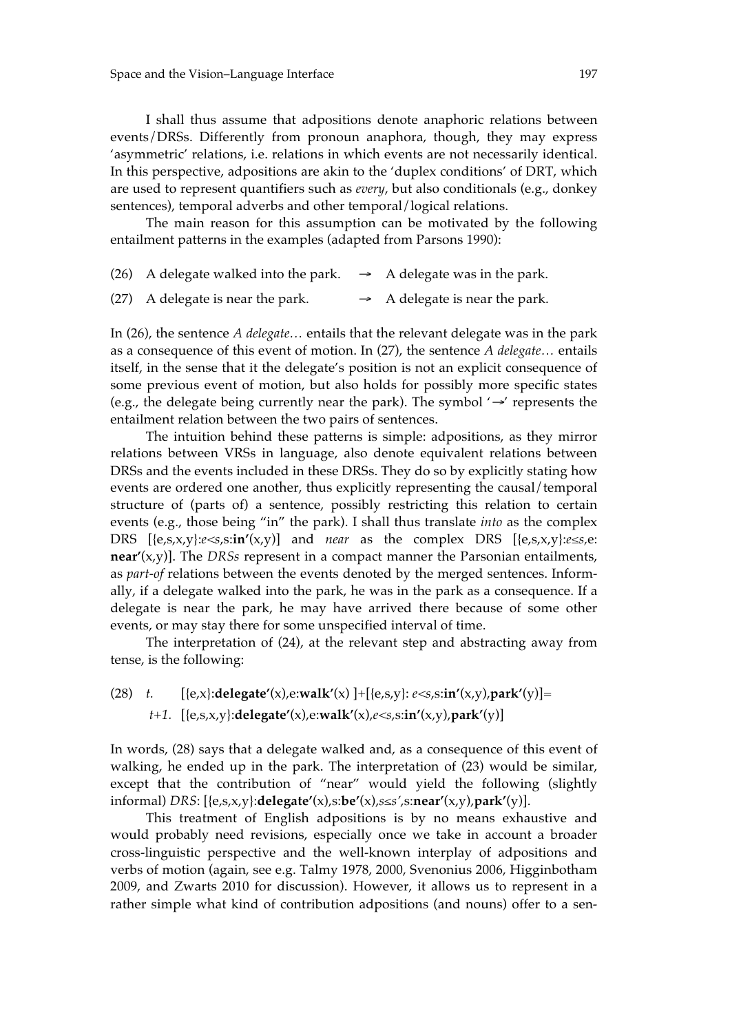I shall thus assume that adpositions denote anaphoric relations between events/DRSs. Differently from pronoun anaphora, though, they may express 'asymmetric' relations, i.e. relations in which events are not necessarily identical. In this perspective, adpositions are akin to the 'duplex conditions' of DRT, which are used to represent quantifiers such as *every*, but also conditionals (e.g., donkey sentences), temporal adverbs and other temporal/logical relations.

The main reason for this assumption can be motivated by the following entailment patterns in the examples (adapted from Parsons 1990):

(26) A delegate walked into the park. $\twoheadrightarrow$ A delegate was in the park.

(27) A delegate is near the park. $\twoheadrightarrow$ A delegate is near the park.

In (26), the sentence *A delegate…* entails that the relevant delegate was in the park as a consequence of this event of motion. In (27), the sentence *A delegate…* entails itself, in the sense that it the delegate's position is not an explicit consequence of some previous event of motion, but also holds for possibly more specific states (e.g., the delegate being currently near the park). The symbol '$\twoheadrightarrow$' represents the entailment relation between the two pairs of sentences.

The intuition behind these patterns is simple: adpositions, as they mirror relations between VRSs in language, also denote equivalent relations between DRSs and the events included in these DRSs. They do so by explicitly stating how events are ordered one another, thus explicitly representing the causal/temporal structure of (parts of) a sentence, possibly restricting this relation to certain events (e.g., those being "in" the park). I shall thus translate *into* as the complex DRS [{e,s,x,y}:$e{<}s$,s:**in'**(x,y)] and *near* as the complex DRS [{e,s,x,y}:$e{\leq}s$,e: **near'**(x,y)]. The *DRSs* represent in a compact manner the Parsonian entailments, as *part-of* relations between the events denoted by the merged sentences. Informally, if a delegate walked into the park, he was in the park as a consequence. If a delegate is near the park, he may have arrived there because of some other events, or may stay there for some unspecified interval of time.

The interpretation of (24), at the relevant step and abstracting away from tense, is the following:

(28) *t.* [{e,x}:**delegate'**(x),e:**walk'**(x) ]+[{e,s,y}: $e{<}s$,s:**in'**(x,y),**park'**(y)]=

*t+1.* [{e,s,x,y}:**delegate'**(x),e:**walk'**(x),$e{<}s$,s:**in'**(x,y),**park'**(y)]

In words, (28) says that a delegate walked and, as a consequence of this event of walking, he ended up in the park. The interpretation of (23) would be similar, except that the contribution of "near" would yield the following (slightly informal) *DRS*: [{e,s,x,y}:**delegate'**(x),s:**be'**(x),$s{\leq}s'$,s:**near'**(x,y),**park'**(y)].

This treatment of English adpositions is by no means exhaustive and would probably need revisions, especially once we take in account a broader cross-linguistic perspective and the well-known interplay of adpositions and verbs of motion (again, see e.g. Talmy 1978, 2000, Svenonius 2006, Higginbotham 2009, and Zwarts 2010 for discussion). However, it allows us to represent in a rather simple what kind of contribution adpositions (and nouns) offer to a sen-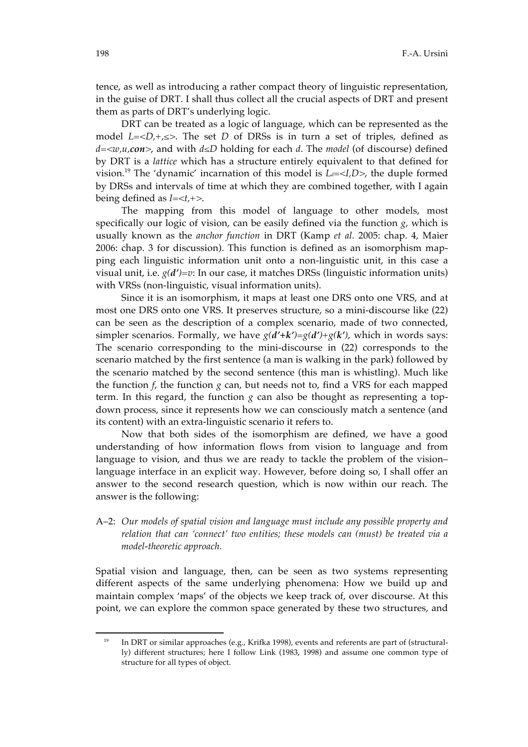tence, as well as introducing a rather compact theory of linguistic representation, in the guise of DRT. I shall thus collect all the crucial aspects of DRT and present them as parts of DRT's underlying logic.

DRT can be treated as a logic of language, which can be represented as the model $L=<D,+,\leq>$. The set $D$ of DRSs is in turn a set of triples, defined as $d=<w,u,\boldsymbol{con}>$, and with $d\leq D$ holding for each $d$. The *model* (of discourse) defined by DRT is a *lattice* which has a structure entirely equivalent to that defined for vision.[19] The 'dynamic' incarnation of this model is $L_d=<I,D>$, the duple formed by DRSs and intervals of time at which they are combined together, with I again being defined as $I=<t,+>$.

The mapping from this model of language to other models, most specifically our logic of vision, can be easily defined via the function $g$, which is usually known as the *anchor function* in DRT (Kamp *et al.* 2005: chap. 4, Maier 2006: chap. 3 for discussion). This function is defined as an isomorphism mapping each linguistic information unit onto a non-linguistic unit, in this case a visual unit, i.e. $g(\boldsymbol{d'})=v$: In our case, it matches DRSs (linguistic information units) with VRSs (non-linguistic, visual information units).

Since it is an isomorphism, it maps at least one DRS onto one VRS, and at most one DRS onto one VRS. It preserves structure, so a mini-discourse like (22) can be seen as the description of a complex scenario, made of two connected, simpler scenarios. Formally, we have $g(\boldsymbol{d'}+\boldsymbol{k'})=g(\boldsymbol{d'})+g(\boldsymbol{k'})$, which in words says: The scenario corresponding to the mini-discourse in (22) corresponds to the scenario matched by the first sentence (a man is walking in the park) followed by the scenario matched by the second sentence (this man is whistling). Much like the function $f$, the function $g$ can, but needs not to, find a VRS for each mapped term. In this regard, the function $g$ can also be thought as representing a top-down process, since it represents how we can consciously match a sentence (and its content) with an extra-linguistic scenario it refers to.

Now that both sides of the isomorphism are defined, we have a good understanding of how information flows from vision to language and from language to vision, and thus we are ready to tackle the problem of the vision–language interface in an explicit way. However, before doing so, I shall offer an answer to the second research question, which is now within our reach. The answer is the following:

A–2: *Our models of spatial vision and language must include any possible property and relation that can 'connect' two entities; these models can (must) be treated via a model-theoretic approach.*

Spatial vision and language, then, can be seen as two systems representing different aspects of the same underlying phenomena: How we build up and maintain complex 'maps' of the objects we keep track of, over discourse. At this point, we can explore the common space generated by these two structures, and

---

[19] In DRT or similar approaches (e.g., Krifka 1998), events and referents are part of (structurally) different structures; here I follow Link (1983, 1998) and assume one common type of structure for all types of object.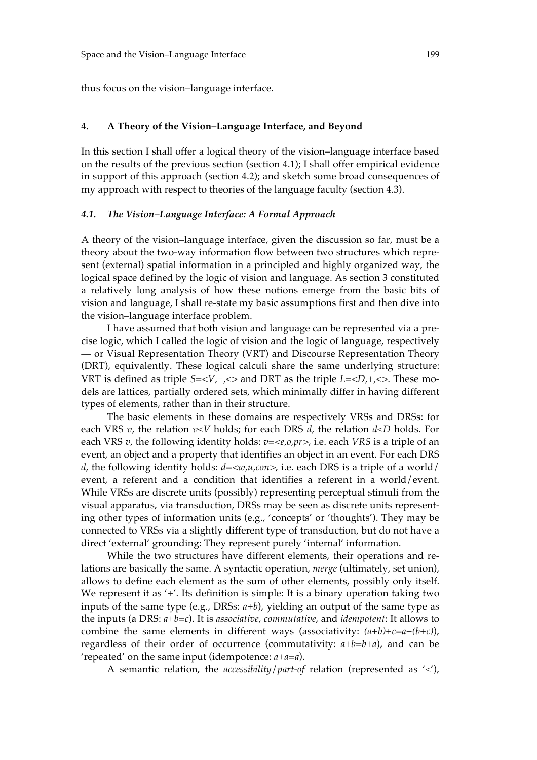thus focus on the vision–language interface.

## 4. A Theory of the Vision–Language Interface, and Beyond

In this section I shall offer a logical theory of the vision–language interface based on the results of the previous section (section 4.1); I shall offer empirical evidence in support of this approach (section 4.2); and sketch some broad consequences of my approach with respect to theories of the language faculty (section 4.3).

### *4.1. The Vision–Language Interface: A Formal Approach*

A theory of the vision–language interface, given the discussion so far, must be a theory about the two-way information flow between two structures which represent (external) spatial information in a principled and highly organized way, the logical space defined by the logic of vision and language. As section 3 constituted a relatively long analysis of how these notions emerge from the basic bits of vision and language, I shall re-state my basic assumptions first and then dive into the vision–language interface problem.

I have assumed that both vision and language can be represented via a precise logic, which I called the logic of vision and the logic of language, respectively — or Visual Representation Theory (VRT) and Discourse Representation Theory (DRT), equivalently. These logical calculi share the same underlying structure: VRT is defined as triple $S=<V,+,\leq>$ and DRT as the triple $L=<D,+,\leq>$. These models are lattices, partially ordered sets, which minimally differ in having different types of elements, rather than in their structure.

The basic elements in these domains are respectively VRSs and DRSs: for each VRS $v$, the relation $v\leq V$ holds; for each DRS $d$, the relation $d\leq D$ holds. For each VRS $v$, the following identity holds: $v=<e,o,pr>$, i.e. each *VRS* is a triple of an event, an object and a property that identifies an object in an event. For each DRS $d$, the following identity holds: $d=<w,u,con>$, i.e. each DRS is a triple of a world/event, a referent and a condition that identifies a referent in a world/event. While VRSs are discrete units (possibly) representing perceptual stimuli from the visual apparatus, via transduction, DRSs may be seen as discrete units representing other types of information units (e.g., 'concepts' or 'thoughts'). They may be connected to VRSs via a slightly different type of transduction, but do not have a direct 'external' grounding: They represent purely 'internal' information.

While the two structures have different elements, their operations and relations are basically the same. A syntactic operation, *merge* (ultimately, set union), allows to define each element as the sum of other elements, possibly only itself. We represent it as '+'. Its definition is simple: It is a binary operation taking two inputs of the same type (e.g., DRSs: $a+b$), yielding an output of the same type as the inputs (a DRS: $a+b=c$). It is *associative*, *commutative*, and *idempotent*: It allows to combine the same elements in different ways (associativity: $(a+b)+c=a+(b+c)$), regardless of their order of occurrence (commutativity: $a+b=b+a$), and can be 'repeated' on the same input (idempotence: $a+a=a$).

A semantic relation, the *accessibility*/*part-of* relation (represented as '$\leq$'),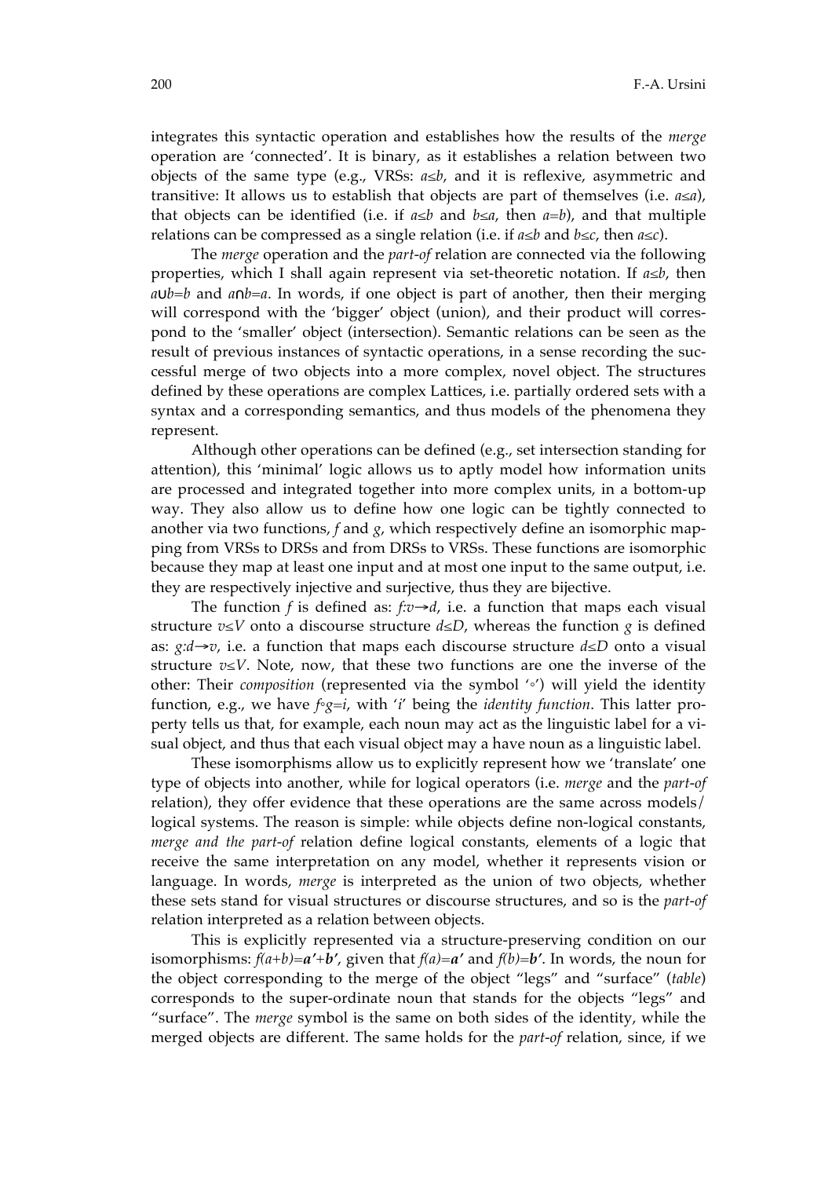integrates this syntactic operation and establishes how the results of the *merge* operation are 'connected'. It is binary, as it establishes a relation between two objects of the same type (e.g., VRSs: $a \leq b$, and it is reflexive, asymmetric and transitive: It allows us to establish that objects are part of themselves (i.e. $a \leq a$), that objects can be identified (i.e. if $a \leq b$ and $b \leq a$, then $a=b$), and that multiple relations can be compressed as a single relation (i.e. if $a \leq b$ and $b \leq c$, then $a \leq c$).

The *merge* operation and the *part-of* relation are connected via the following properties, which I shall again represent via set-theoretic notation. If $a \leq b$, then $a \cup b = b$ and $a \cap b = a$. In words, if one object is part of another, then their merging will correspond with the 'bigger' object (union), and their product will correspond to the 'smaller' object (intersection). Semantic relations can be seen as the result of previous instances of syntactic operations, in a sense recording the successful merge of two objects into a more complex, novel object. The structures defined by these operations are complex Lattices, i.e. partially ordered sets with a syntax and a corresponding semantics, and thus models of the phenomena they represent.

Although other operations can be defined (e.g., set intersection standing for attention), this 'minimal' logic allows us to aptly model how information units are processed and integrated together into more complex units, in a bottom-up way. They also allow us to define how one logic can be tightly connected to another via two functions, $f$ and $g$, which respectively define an isomorphic mapping from VRSs to DRSs and from DRSs to VRSs. These functions are isomorphic because they map at least one input and at most one input to the same output, i.e. they are respectively injective and surjective, thus they are bijective.

The function $f$ is defined as: $f{:}v \rightarrow d$, i.e. a function that maps each visual structure $v \leq V$ onto a discourse structure $d \leq D$, whereas the function $g$ is defined as: $g{:}d \rightarrow v$, i.e. a function that maps each discourse structure $d \leq D$ onto a visual structure $v \leq V$. Note, now, that these two functions are one the inverse of the other: Their *composition* (represented via the symbol '$\circ$') will yield the identity function, e.g., we have $f \circ g = i$, with '$i$' being the *identity function*. This latter property tells us that, for example, each noun may act as the linguistic label for a visual object, and thus that each visual object may a have noun as a linguistic label.

These isomorphisms allow us to explicitly represent how we 'translate' one type of objects into another, while for logical operators (i.e. *merge* and the *part-of* relation), they offer evidence that these operations are the same across models/logical systems. The reason is simple: while objects define non-logical constants, *merge and the part-of* relation define logical constants, elements of a logic that receive the same interpretation on any model, whether it represents vision or language. In words, *merge* is interpreted as the union of two objects, whether these sets stand for visual structures or discourse structures, and so is the *part-of* relation interpreted as a relation between objects.

This is explicitly represented via a structure-preserving condition on our isomorphisms: $f(a+b) = \boldsymbol{a'} + \boldsymbol{b'}$, given that $f(a) = \boldsymbol{a'}$ and $f(b) = \boldsymbol{b'}$. In words, the noun for the object corresponding to the merge of the object "legs" and "surface" (*table*) corresponds to the super-ordinate noun that stands for the objects "legs" and "surface". The *merge* symbol is the same on both sides of the identity, while the merged objects are different. The same holds for the *part-of* relation, since, if we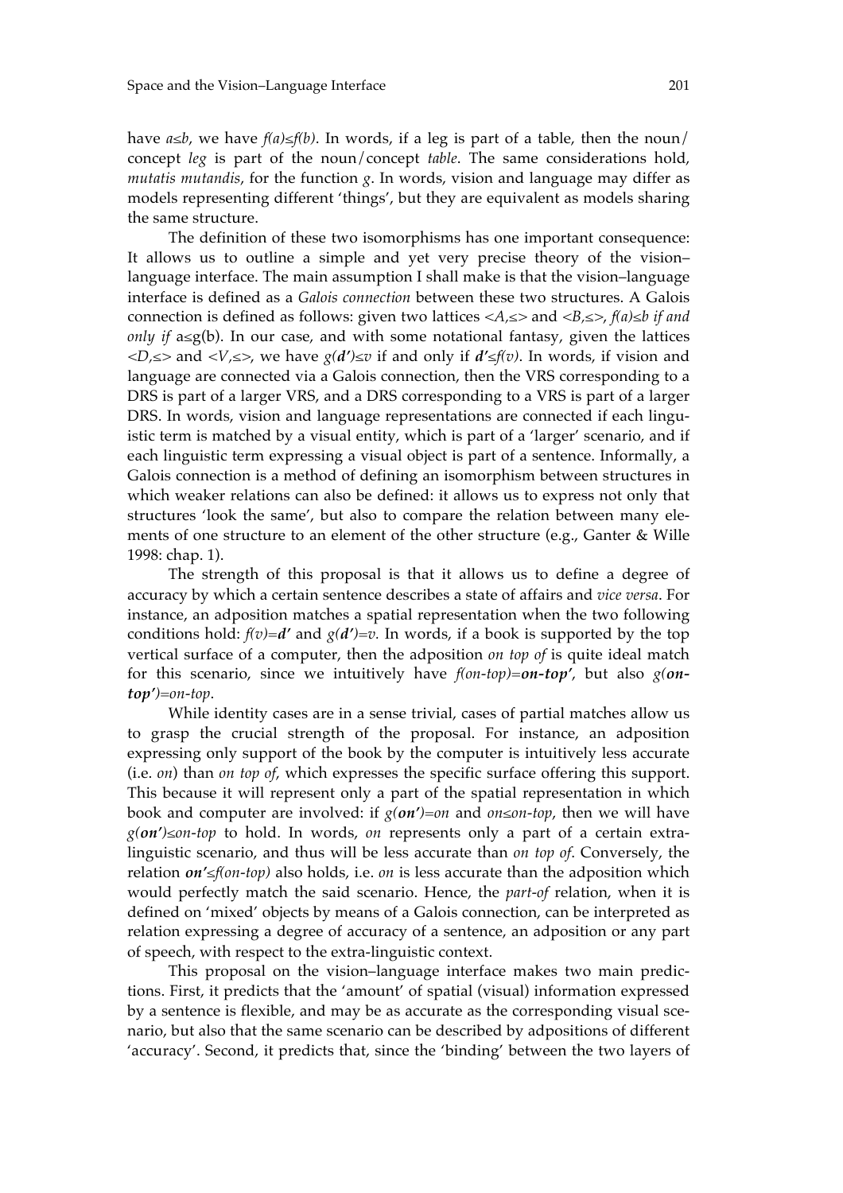have $a \leq b$, we have $f(a) \leq f(b)$. In words, if a leg is part of a table, then the noun/concept *leg* is part of the noun/concept *table*. The same considerations hold, *mutatis mutandis*, for the function $g$. In words, vision and language may differ as models representing different 'things', but they are equivalent as models sharing the same structure.

The definition of these two isomorphisms has one important consequence: It allows us to outline a simple and yet very precise theory of the vision–language interface. The main assumption I shall make is that the vision–language interface is defined as a *Galois connection* between these two structures. A Galois connection is defined as follows: given two lattices $<A,\leq>$ and $<B,\leq>$, $f(a) \leq b$ *if and only if* $a \leq g(b)$. In our case, and with some notational fantasy, given the lattices $<D,\leq>$ and $<V,\leq>$, we have $g(\boldsymbol{d'}) \leq v$ if and only if $\boldsymbol{d'} \leq f(v)$. In words, if vision and language are connected via a Galois connection, then the VRS corresponding to a DRS is part of a larger VRS, and a DRS corresponding to a VRS is part of a larger DRS. In words, vision and language representations are connected if each linguistic term is matched by a visual entity, which is part of a 'larger' scenario, and if each linguistic term expressing a visual object is part of a sentence. Informally, a Galois connection is a method of defining an isomorphism between structures in which weaker relations can also be defined: it allows us to express not only that structures 'look the same', but also to compare the relation between many elements of one structure to an element of the other structure (e.g., Ganter & Wille 1998: chap. 1).

The strength of this proposal is that it allows us to define a degree of accuracy by which a certain sentence describes a state of affairs and *vice versa*. For instance, an adposition matches a spatial representation when the two following conditions hold: $f(v)=\boldsymbol{d'}$ and $g(\boldsymbol{d'})=v$. In words, if a book is supported by the top vertical surface of a computer, then the adposition *on top of* is quite ideal match for this scenario, since we intuitively have $f(\textit{on-top})=\boldsymbol{\textit{on-top}'}$, but also $g(\boldsymbol{\textit{on-top}'})=\textit{on-top}$.

While identity cases are in a sense trivial, cases of partial matches allow us to grasp the crucial strength of the proposal. For instance, an adposition expressing only support of the book by the computer is intuitively less accurate (i.e. *on*) than *on top of*, which expresses the specific surface offering this support. This because it will represent only a part of the spatial representation in which book and computer are involved: if $g(\boldsymbol{\textit{on}'})=\textit{on}$ and $\textit{on} \leq \textit{on-top}$, then we will have $g(\boldsymbol{\textit{on}'}) \leq \textit{on-top}$ to hold. In words, *on* represents only a part of a certain extra-linguistic scenario, and thus will be less accurate than *on top of*. Conversely, the relation $\boldsymbol{\textit{on}'} \leq f(\textit{on-top})$ also holds, i.e. *on* is less accurate than the adposition which would perfectly match the said scenario. Hence, the *part-of* relation, when it is defined on 'mixed' objects by means of a Galois connection, can be interpreted as relation expressing a degree of accuracy of a sentence, an adposition or any part of speech, with respect to the extra-linguistic context.

This proposal on the vision–language interface makes two main predictions. First, it predicts that the 'amount' of spatial (visual) information expressed by a sentence is flexible, and may be as accurate as the corresponding visual scenario, but also that the same scenario can be described by adpositions of different 'accuracy'. Second, it predicts that, since the 'binding' between the two layers of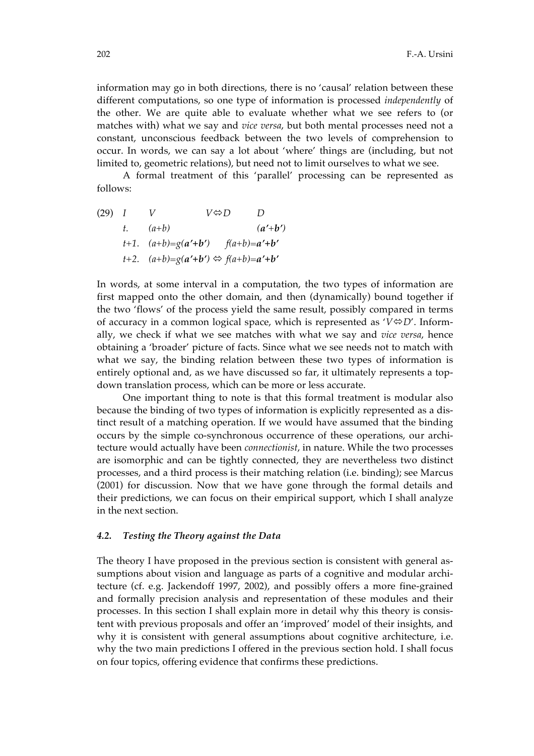information may go in both directions, there is no 'causal' relation between these different computations, so one type of information is processed *independently* of the other. We are quite able to evaluate whether what we see refers to (or matches with) what we say and *vice versa*, but both mental processes need not a constant, unconscious feedback between the two levels of comprehension to occur. In words, we can say a lot about 'where' things are (including, but not limited to, geometric relations), but need not to limit ourselves to what we see.

A formal treatment of this 'parallel' processing can be represented as follows:

(29)

| $I$ | $V$ | $V \Leftrightarrow D$ | $D$ |
|---|---|---|---|
| $t.$ | $(a+b)$ | | $(\boldsymbol{a'}+\boldsymbol{b'})$ |
| $t+1.$ | $(a+b)=g(\boldsymbol{a'}+\boldsymbol{b'})$ | | $f(a+b)=\boldsymbol{a'}+\boldsymbol{b'}$ |
| $t+2.$ | $(a+b)=g(\boldsymbol{a'}+\boldsymbol{b'}) \Leftrightarrow f(a+b)=\boldsymbol{a'}+\boldsymbol{b'}$ | | |

In words, at some interval in a computation, the two types of information are first mapped onto the other domain, and then (dynamically) bound together if the two 'flows' of the process yield the same result, possibly compared in terms of accuracy in a common logical space, which is represented as '$V \Leftrightarrow D$'. Informally, we check if what we see matches with what we say and *vice versa*, hence obtaining a 'broader' picture of facts. Since what we see needs not to match with what we say, the binding relation between these two types of information is entirely optional and, as we have discussed so far, it ultimately represents a top-down translation process, which can be more or less accurate.

One important thing to note is that this formal treatment is modular also because the binding of two types of information is explicitly represented as a distinct result of a matching operation. If we would have assumed that the binding occurs by the simple co-synchronous occurrence of these operations, our architecture would actually have been *connectionist*, in nature. While the two processes are isomorphic and can be tightly connected, they are nevertheless two distinct processes, and a third process is their matching relation (i.e. binding); see Marcus (2001) for discussion. Now that we have gone through the formal details and their predictions, we can focus on their empirical support, which I shall analyze in the next section.

### *4.2. Testing the Theory against the Data*

The theory I have proposed in the previous section is consistent with general assumptions about vision and language as parts of a cognitive and modular architecture (cf. e.g. Jackendoff 1997, 2002), and possibly offers a more fine-grained and formally precision analysis and representation of these modules and their processes. In this section I shall explain more in detail why this theory is consistent with previous proposals and offer an 'improved' model of their insights, and why it is consistent with general assumptions about cognitive architecture, i.e. why the two main predictions I offered in the previous section hold. I shall focus on four topics, offering evidence that confirms these predictions.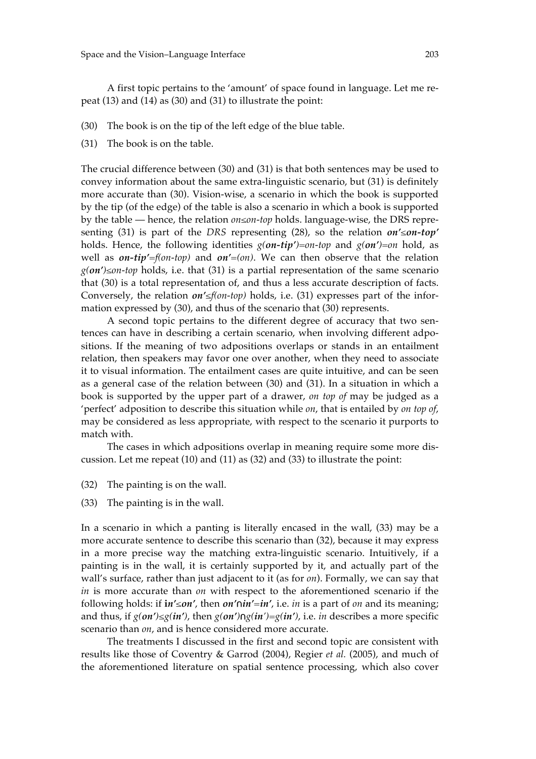A first topic pertains to the 'amount' of space found in language. Let me repeat (13) and (14) as (30) and (31) to illustrate the point:

(30) The book is on the tip of the left edge of the blue table.

(31) The book is on the table.

The crucial difference between (30) and (31) is that both sentences may be used to convey information about the same extra-linguistic scenario, but (31) is definitely more accurate than (30). Vision-wise, a scenario in which the book is supported by the tip (of the edge) of the table is also a scenario in which a book is supported by the table — hence, the relation $on \leq on\text{-}top$ holds. language-wise, the DRS representing (31) is part of the *DRS* representing (28), so the relation $\boldsymbol{on' \leq on\text{-}top'}$ holds. Hence, the following identities $g(\boldsymbol{on\text{-}tip'}) = on\text{-}top$ and $g(\boldsymbol{on'}) = on$ hold, as well as $\boldsymbol{on\text{-}tip'} = f(on\text{-}top)$ and $\boldsymbol{on'} = (on)$. We can then observe that the relation $g(\boldsymbol{on'}) \leq on\text{-}top$ holds, i.e. that (31) is a partial representation of the same scenario that (30) is a total representation of, and thus a less accurate description of facts. Conversely, the relation $\boldsymbol{on'} \leq f(on\text{-}top)$ holds, i.e. (31) expresses part of the information expressed by (30), and thus of the scenario that (30) represents.

A second topic pertains to the different degree of accuracy that two sentences can have in describing a certain scenario, when involving different adpositions. If the meaning of two adpositions overlaps or stands in an entailment relation, then speakers may favor one over another, when they need to associate it to visual information. The entailment cases are quite intuitive, and can be seen as a general case of the relation between (30) and (31). In a situation in which a book is supported by the upper part of a drawer, *on top of* may be judged as a 'perfect' adposition to describe this situation while *on*, that is entailed by *on top of*, may be considered as less appropriate, with respect to the scenario it purports to match with.

The cases in which adpositions overlap in meaning require some more discussion. Let me repeat (10) and (11) as (32) and (33) to illustrate the point:

(32) The painting is on the wall.

(33) The painting is in the wall.

In a scenario in which a panting is literally encased in the wall, (33) may be a more accurate sentence to describe this scenario than (32), because it may express in a more precise way the matching extra-linguistic scenario. Intuitively, if a painting is in the wall, it is certainly supported by it, and actually part of the wall's surface, rather than just adjacent to it (as for *on*). Formally, we can say that *in* is more accurate than *on* with respect to the aforementioned scenario if the following holds: if $\boldsymbol{in' \leq on'}$, then $\boldsymbol{on' \cap in' = in'}$, i.e. *in* is a part of *on* and its meaning; and thus, if $g(\boldsymbol{on'}) \leq g(\boldsymbol{in'})$, then $g(\boldsymbol{on'}) \cap g(\boldsymbol{in'}) = g(\boldsymbol{in'})$, i.e. *in* describes a more specific scenario than *on*, and is hence considered more accurate.

The treatments I discussed in the first and second topic are consistent with results like those of Coventry & Garrod (2004), Regier *et al.* (2005), and much of the aforementioned literature on spatial sentence processing, which also cover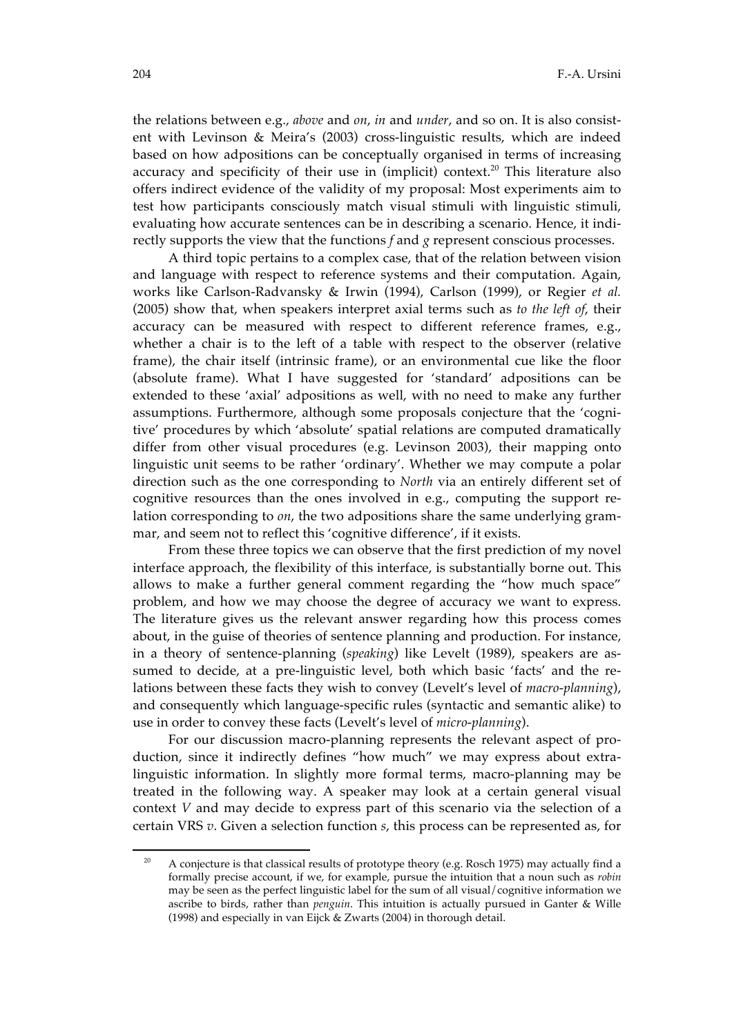the relations between e.g., *above* and *on*, *in* and *under*, and so on. It is also consistent with Levinson & Meira's (2003) cross-linguistic results, which are indeed based on how adpositions can be conceptually organised in terms of increasing accuracy and specificity of their use in (implicit) context.[20] This literature also offers indirect evidence of the validity of my proposal: Most experiments aim to test how participants consciously match visual stimuli with linguistic stimuli, evaluating how accurate sentences can be in describing a scenario. Hence, it indirectly supports the view that the functions $f$ and $g$ represent conscious processes.

A third topic pertains to a complex case, that of the relation between vision and language with respect to reference systems and their computation. Again, works like Carlson-Radvansky & Irwin (1994), Carlson (1999), or Regier *et al.* (2005) show that, when speakers interpret axial terms such as *to the left of*, their accuracy can be measured with respect to different reference frames, e.g., whether a chair is to the left of a table with respect to the observer (relative frame), the chair itself (intrinsic frame), or an environmental cue like the floor (absolute frame). What I have suggested for 'standard' adpositions can be extended to these 'axial' adpositions as well, with no need to make any further assumptions. Furthermore, although some proposals conjecture that the 'cognitive' procedures by which 'absolute' spatial relations are computed dramatically differ from other visual procedures (e.g. Levinson 2003), their mapping onto linguistic unit seems to be rather 'ordinary'. Whether we may compute a polar direction such as the one corresponding to *North* via an entirely different set of cognitive resources than the ones involved in e.g., computing the support relation corresponding to *on*, the two adpositions share the same underlying grammar, and seem not to reflect this 'cognitive difference', if it exists.

From these three topics we can observe that the first prediction of my novel interface approach, the flexibility of this interface, is substantially borne out. This allows to make a further general comment regarding the "how much space" problem, and how we may choose the degree of accuracy we want to express. The literature gives us the relevant answer regarding how this process comes about, in the guise of theories of sentence planning and production. For instance, in a theory of sentence-planning (*speaking*) like Levelt (1989), speakers are assumed to decide, at a pre-linguistic level, both which basic 'facts' and the relations between these facts they wish to convey (Levelt's level of *macro-planning*), and consequently which language-specific rules (syntactic and semantic alike) to use in order to convey these facts (Levelt's level of *micro-planning*).

For our discussion macro-planning represents the relevant aspect of production, since it indirectly defines "how much" we may express about extra-linguistic information. In slightly more formal terms, macro-planning may be treated in the following way. A speaker may look at a certain general visual context $V$ and may decide to express part of this scenario via the selection of a certain VRS $v$. Given a selection function $s$, this process can be represented as, for

[20] A conjecture is that classical results of prototype theory (e.g. Rosch 1975) may actually find a formally precise account, if we, for example, pursue the intuition that a noun such as *robin* may be seen as the perfect linguistic label for the sum of all visual/cognitive information we ascribe to birds, rather than *penguin*. This intuition is actually pursued in Ganter & Wille (1998) and especially in van Eijck & Zwarts (2004) in thorough detail.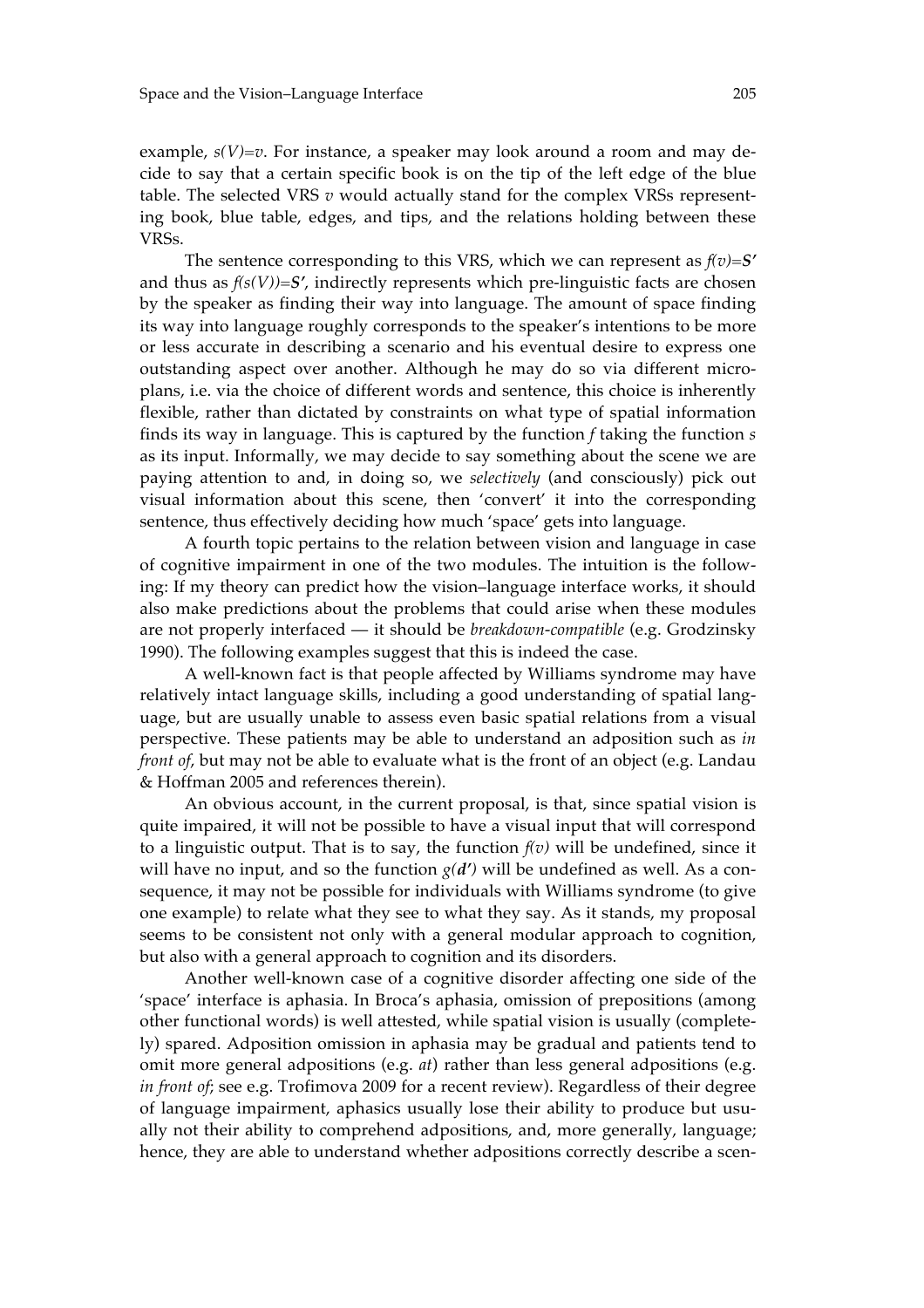example, $s(V)=v$. For instance, a speaker may look around a room and may decide to say that a certain specific book is on the tip of the left edge of the blue table. The selected VRS $v$ would actually stand for the complex VRSs representing book, blue table, edges, and tips, and the relations holding between these VRSs.

The sentence corresponding to this VRS, which we can represent as $f(v)=\boldsymbol{S'}$ and thus as $f(s(V))=\boldsymbol{S'}$, indirectly represents which pre-linguistic facts are chosen by the speaker as finding their way into language. The amount of space finding its way into language roughly corresponds to the speaker's intentions to be more or less accurate in describing a scenario and his eventual desire to express one outstanding aspect over another. Although he may do so via different micro-plans, i.e. via the choice of different words and sentence, this choice is inherently flexible, rather than dictated by constraints on what type of spatial information finds its way in language. This is captured by the function $f$ taking the function $s$ as its input. Informally, we may decide to say something about the scene we are paying attention to and, in doing so, we *selectively* (and consciously) pick out visual information about this scene, then 'convert' it into the corresponding sentence, thus effectively deciding how much 'space' gets into language.

A fourth topic pertains to the relation between vision and language in case of cognitive impairment in one of the two modules. The intuition is the following: If my theory can predict how the vision–language interface works, it should also make predictions about the problems that could arise when these modules are not properly interfaced — it should be *breakdown-compatible* (e.g. Grodzinsky 1990). The following examples suggest that this is indeed the case.

A well-known fact is that people affected by Williams syndrome may have relatively intact language skills, including a good understanding of spatial language, but are usually unable to assess even basic spatial relations from a visual perspective. These patients may be able to understand an adposition such as *in front of*, but may not be able to evaluate what is the front of an object (e.g. Landau & Hoffman 2005 and references therein).

An obvious account, in the current proposal, is that, since spatial vision is quite impaired, it will not be possible to have a visual input that will correspond to a linguistic output. That is to say, the function $f(v)$ will be undefined, since it will have no input, and so the function $g(\boldsymbol{d'})$ will be undefined as well. As a consequence, it may not be possible for individuals with Williams syndrome (to give one example) to relate what they see to what they say. As it stands, my proposal seems to be consistent not only with a general modular approach to cognition, but also with a general approach to cognition and its disorders.

Another well-known case of a cognitive disorder affecting one side of the 'space' interface is aphasia. In Broca's aphasia, omission of prepositions (among other functional words) is well attested, while spatial vision is usually (completely) spared. Adposition omission in aphasia may be gradual and patients tend to omit more general adpositions (e.g. *at*) rather than less general adpositions (e.g. *in front of*; see e.g. Trofimova 2009 for a recent review). Regardless of their degree of language impairment, aphasics usually lose their ability to produce but usually not their ability to comprehend adpositions, and, more generally, language; hence, they are able to understand whether adpositions correctly describe a scen-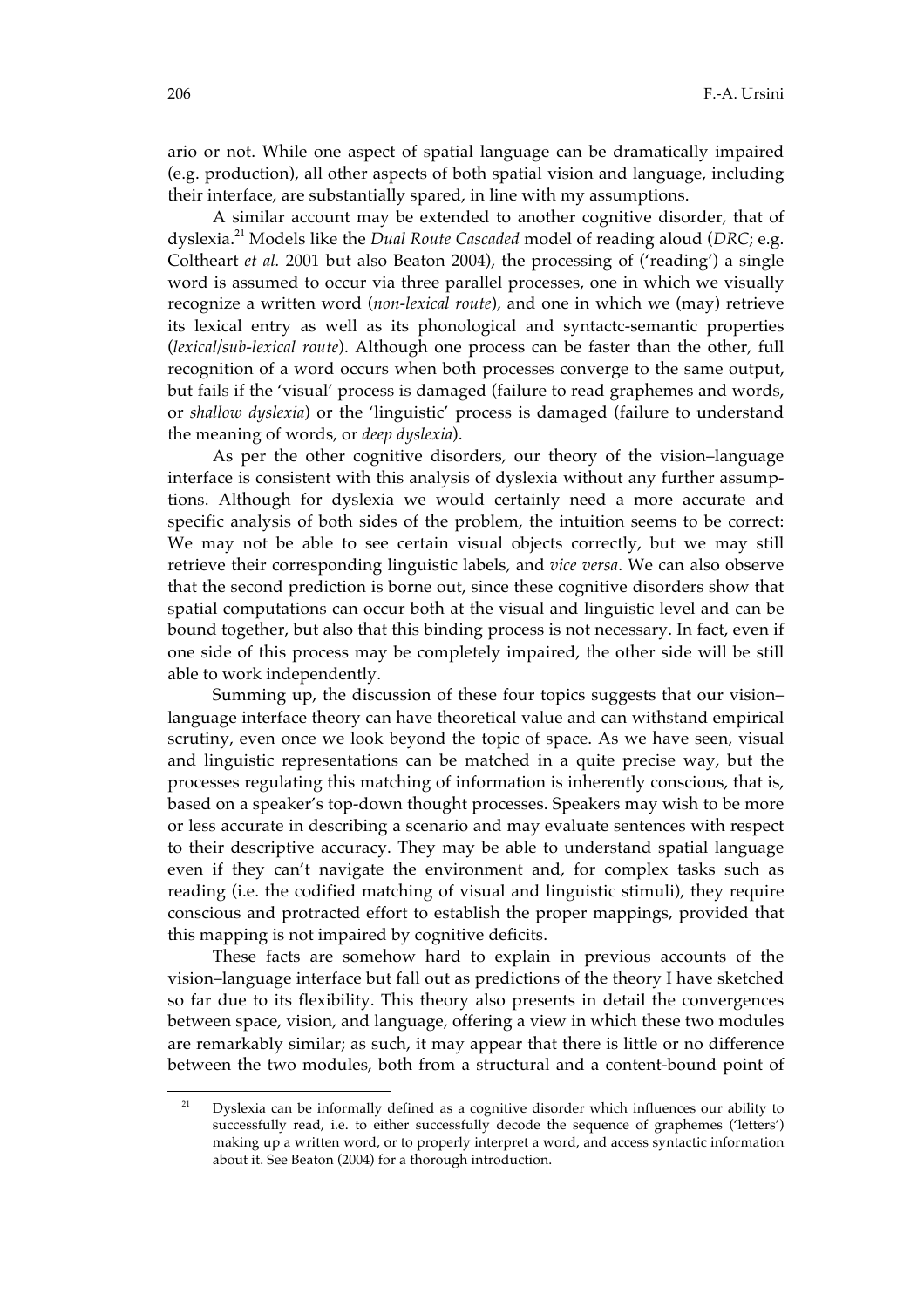ario or not. While one aspect of spatial language can be dramatically impaired (e.g. production), all other aspects of both spatial vision and language, including their interface, are substantially spared, in line with my assumptions.

A similar account may be extended to another cognitive disorder, that of dyslexia.[21] Models like the *Dual Route Cascaded* model of reading aloud (*DRC*; e.g. Coltheart *et al.* 2001 but also Beaton 2004), the processing of ('reading') a single word is assumed to occur via three parallel processes, one in which we visually recognize a written word (*non-lexical route*), and one in which we (may) retrieve its lexical entry as well as its phonological and syntactc-semantic properties (*lexical/sub-lexical route*). Although one process can be faster than the other, full recognition of a word occurs when both processes converge to the same output, but fails if the 'visual' process is damaged (failure to read graphemes and words, or *shallow dyslexia*) or the 'linguistic' process is damaged (failure to understand the meaning of words, or *deep dyslexia*).

As per the other cognitive disorders, our theory of the vision–language interface is consistent with this analysis of dyslexia without any further assumptions. Although for dyslexia we would certainly need a more accurate and specific analysis of both sides of the problem, the intuition seems to be correct: We may not be able to see certain visual objects correctly, but we may still retrieve their corresponding linguistic labels, and *vice versa*. We can also observe that the second prediction is borne out, since these cognitive disorders show that spatial computations can occur both at the visual and linguistic level and can be bound together, but also that this binding process is not necessary. In fact, even if one side of this process may be completely impaired, the other side will be still able to work independently.

Summing up, the discussion of these four topics suggests that our vision–language interface theory can have theoretical value and can withstand empirical scrutiny, even once we look beyond the topic of space. As we have seen, visual and linguistic representations can be matched in a quite precise way, but the processes regulating this matching of information is inherently conscious, that is, based on a speaker's top-down thought processes. Speakers may wish to be more or less accurate in describing a scenario and may evaluate sentences with respect to their descriptive accuracy. They may be able to understand spatial language even if they can't navigate the environment and, for complex tasks such as reading (i.e. the codified matching of visual and linguistic stimuli), they require conscious and protracted effort to establish the proper mappings, provided that this mapping is not impaired by cognitive deficits.

These facts are somehow hard to explain in previous accounts of the vision–language interface but fall out as predictions of the theory I have sketched so far due to its flexibility. This theory also presents in detail the convergences between space, vision, and language, offering a view in which these two modules are remarkably similar; as such, it may appear that there is little or no difference between the two modules, both from a structural and a content-bound point of

[21] Dyslexia can be informally defined as a cognitive disorder which influences our ability to successfully read, i.e. to either successfully decode the sequence of graphemes ('letters') making up a written word, or to properly interpret a word, and access syntactic information about it. See Beaton (2004) for a thorough introduction.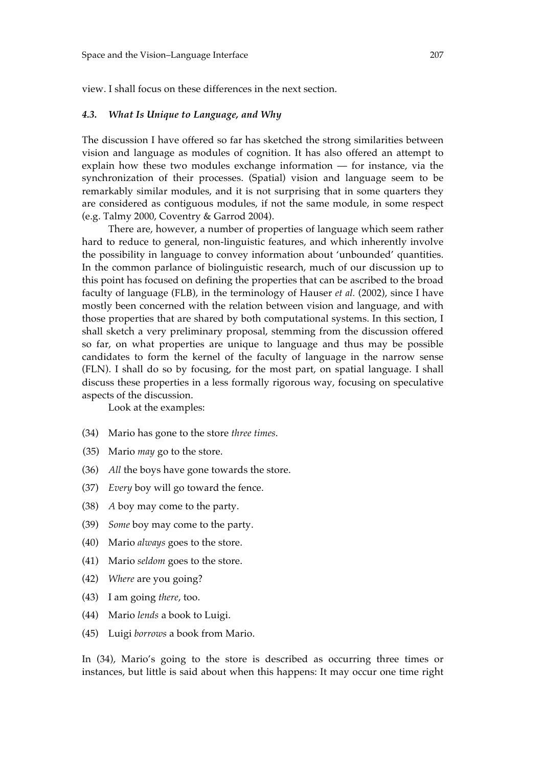view. I shall focus on these differences in the next section.

### *4.3. What Is Unique to Language, and Why*

The discussion I have offered so far has sketched the strong similarities between vision and language as modules of cognition. It has also offered an attempt to explain how these two modules exchange information — for instance, via the synchronization of their processes. (Spatial) vision and language seem to be remarkably similar modules, and it is not surprising that in some quarters they are considered as contiguous modules, if not the same module, in some respect (e.g. Talmy 2000, Coventry & Garrod 2004).

There are, however, a number of properties of language which seem rather hard to reduce to general, non-linguistic features, and which inherently involve the possibility in language to convey information about 'unbounded' quantities. In the common parlance of biolinguistic research, much of our discussion up to this point has focused on defining the properties that can be ascribed to the broad faculty of language (FLB), in the terminology of Hauser *et al.* (2002), since I have mostly been concerned with the relation between vision and language, and with those properties that are shared by both computational systems. In this section, I shall sketch a very preliminary proposal, stemming from the discussion offered so far, on what properties are unique to language and thus may be possible candidates to form the kernel of the faculty of language in the narrow sense (FLN). I shall do so by focusing, for the most part, on spatial language. I shall discuss these properties in a less formally rigorous way, focusing on speculative aspects of the discussion.

Look at the examples:

(34) Mario has gone to the store *three times*.

(35) Mario *may* go to the store.

(36) *All* the boys have gone towards the store.

(37) *Every* boy will go toward the fence.

(38) *A* boy may come to the party.

(39) *Some* boy may come to the party.

(40) Mario *always* goes to the store.

(41) Mario *seldom* goes to the store.

(42) *Where* are you going?

(43) I am going *there*, too.

(44) Mario *lends* a book to Luigi.

(45) Luigi *borrows* a book from Mario.

In (34), Mario's going to the store is described as occurring three times or instances, but little is said about when this happens: It may occur one time right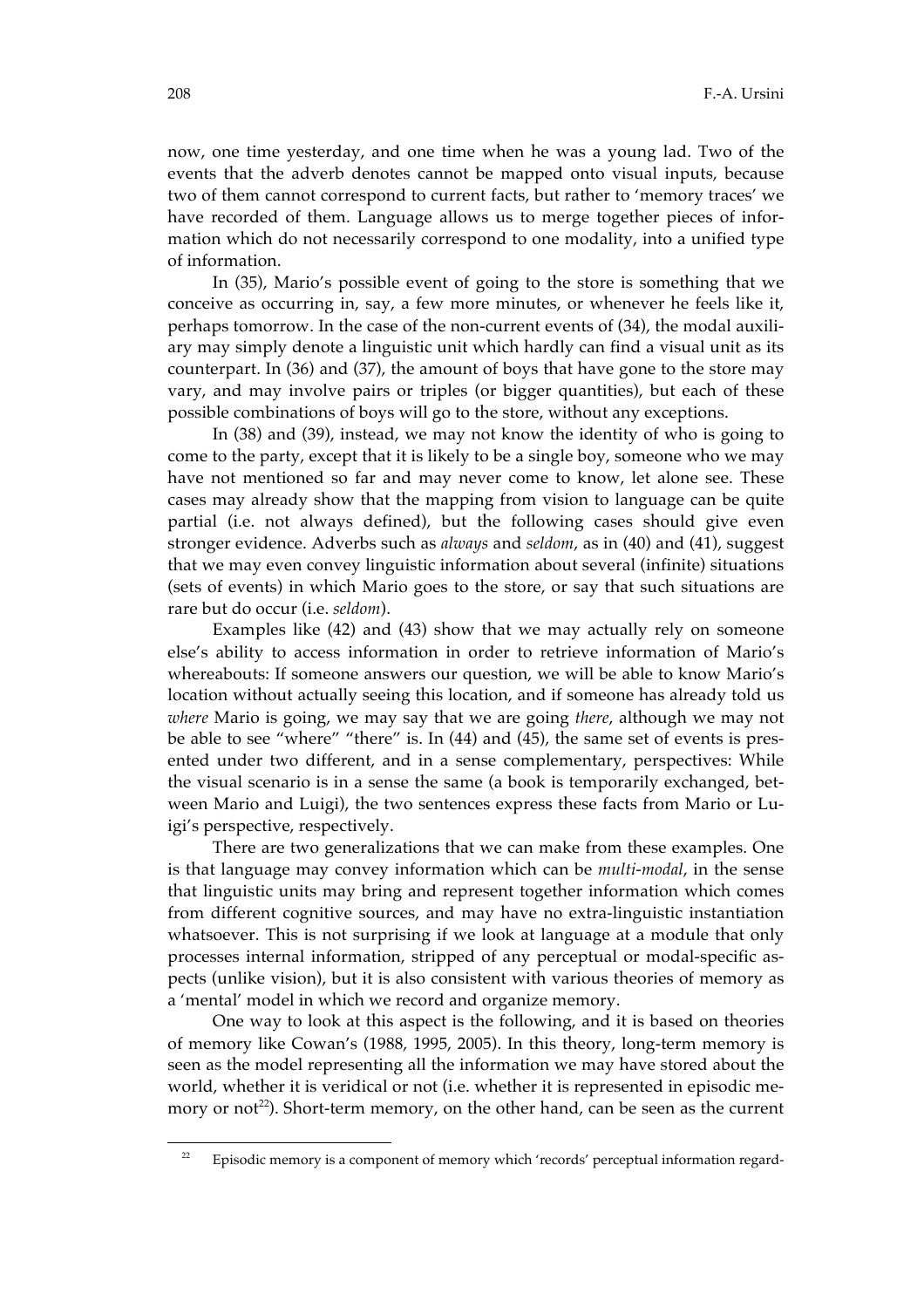now, one time yesterday, and one time when he was a young lad. Two of the events that the adverb denotes cannot be mapped onto visual inputs, because two of them cannot correspond to current facts, but rather to 'memory traces' we have recorded of them. Language allows us to merge together pieces of information which do not necessarily correspond to one modality, into a unified type of information.

In (35), Mario's possible event of going to the store is something that we conceive as occurring in, say, a few more minutes, or whenever he feels like it, perhaps tomorrow. In the case of the non-current events of (34), the modal auxiliary may simply denote a linguistic unit which hardly can find a visual unit as its counterpart. In (36) and (37), the amount of boys that have gone to the store may vary, and may involve pairs or triples (or bigger quantities), but each of these possible combinations of boys will go to the store, without any exceptions.

In (38) and (39), instead, we may not know the identity of who is going to come to the party, except that it is likely to be a single boy, someone who we may have not mentioned so far and may never come to know, let alone see. These cases may already show that the mapping from vision to language can be quite partial (i.e. not always defined), but the following cases should give even stronger evidence. Adverbs such as *always* and *seldom*, as in (40) and (41), suggest that we may even convey linguistic information about several (infinite) situations (sets of events) in which Mario goes to the store, or say that such situations are rare but do occur (i.e. *seldom*).

Examples like (42) and (43) show that we may actually rely on someone else's ability to access information in order to retrieve information of Mario's whereabouts: If someone answers our question, we will be able to know Mario's location without actually seeing this location, and if someone has already told us *where* Mario is going, we may say that we are going *there*, although we may not be able to see "where" "there" is. In (44) and (45), the same set of events is presented under two different, and in a sense complementary, perspectives: While the visual scenario is in a sense the same (a book is temporarily exchanged, between Mario and Luigi), the two sentences express these facts from Mario or Luigi's perspective, respectively.

There are two generalizations that we can make from these examples. One is that language may convey information which can be *multi-modal*, in the sense that linguistic units may bring and represent together information which comes from different cognitive sources, and may have no extra-linguistic instantiation whatsoever. This is not surprising if we look at language at a module that only processes internal information, stripped of any perceptual or modal-specific aspects (unlike vision), but it is also consistent with various theories of memory as a 'mental' model in which we record and organize memory.

One way to look at this aspect is the following, and it is based on theories of memory like Cowan's (1988, 1995, 2005). In this theory, long-term memory is seen as the model representing all the information we may have stored about the world, whether it is veridical or not (i.e. whether it is represented in episodic memory or not[22]). Short-term memory, on the other hand, can be seen as the current

[22] Episodic memory is a component of memory which 'records' perceptual information regard-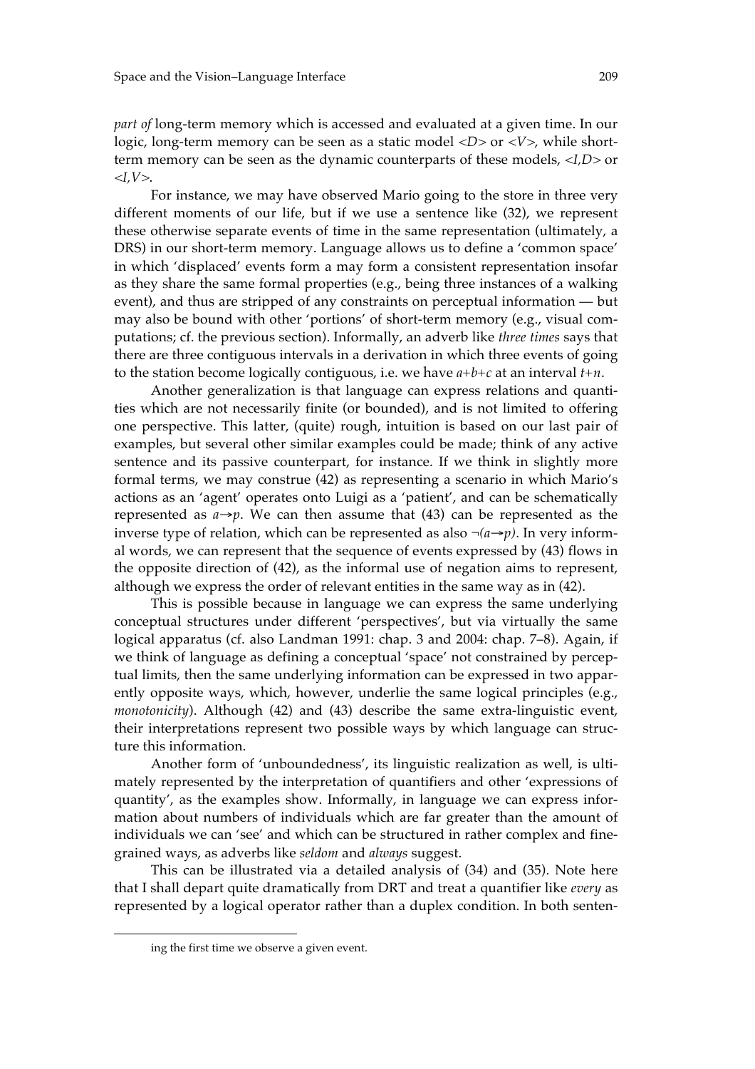*part of* long-term memory which is accessed and evaluated at a given time. In our logic, long-term memory can be seen as a static model $<D>$ or $<V>$, while short-term memory can be seen as the dynamic counterparts of these models, $<I,D>$ or $<I,V>$.

For instance, we may have observed Mario going to the store in three very different moments of our life, but if we use a sentence like (32), we represent these otherwise separate events of time in the same representation (ultimately, a DRS) in our short-term memory. Language allows us to define a 'common space' in which 'displaced' events form a may form a consistent representation insofar as they share the same formal properties (e.g., being three instances of a walking event), and thus are stripped of any constraints on perceptual information — but may also be bound with other 'portions' of short-term memory (e.g., visual computations; cf. the previous section). Informally, an adverb like *three times* says that there are three contiguous intervals in a derivation in which three events of going to the station become logically contiguous, i.e. we have $a+b+c$ at an interval $t+n$.

Another generalization is that language can express relations and quantities which are not necessarily finite (or bounded), and is not limited to offering one perspective. This latter, (quite) rough, intuition is based on our last pair of examples, but several other similar examples could be made; think of any active sentence and its passive counterpart, for instance. If we think in slightly more formal terms, we may construe (42) as representing a scenario in which Mario's actions as an 'agent' operates onto Luigi as a 'patient', and can be schematically represented as $a \rightarrow p$. We can then assume that (43) can be represented as the inverse type of relation, which can be represented as also $\neg(a \rightarrow p)$. In very informal words, we can represent that the sequence of events expressed by (43) flows in the opposite direction of (42), as the informal use of negation aims to represent, although we express the order of relevant entities in the same way as in (42).

This is possible because in language we can express the same underlying conceptual structures under different 'perspectives', but via virtually the same logical apparatus (cf. also Landman 1991: chap. 3 and 2004: chap. 7–8). Again, if we think of language as defining a conceptual 'space' not constrained by perceptual limits, then the same underlying information can be expressed in two apparently opposite ways, which, however, underlie the same logical principles (e.g., *monotonicity*). Although (42) and (43) describe the same extra-linguistic event, their interpretations represent two possible ways by which language can structure this information.

Another form of 'unboundedness', its linguistic realization as well, is ultimately represented by the interpretation of quantifiers and other 'expressions of quantity', as the examples show. Informally, in language we can express information about numbers of individuals which are far greater than the amount of individuals we can 'see' and which can be structured in rather complex and fine-grained ways, as adverbs like *seldom* and *always* suggest.

This can be illustrated via a detailed analysis of (34) and (35). Note here that I shall depart quite dramatically from DRT and treat a quantifier like *every* as represented by a logical operator rather than a duplex condition. In both senten-

---

ing the first time we observe a given event.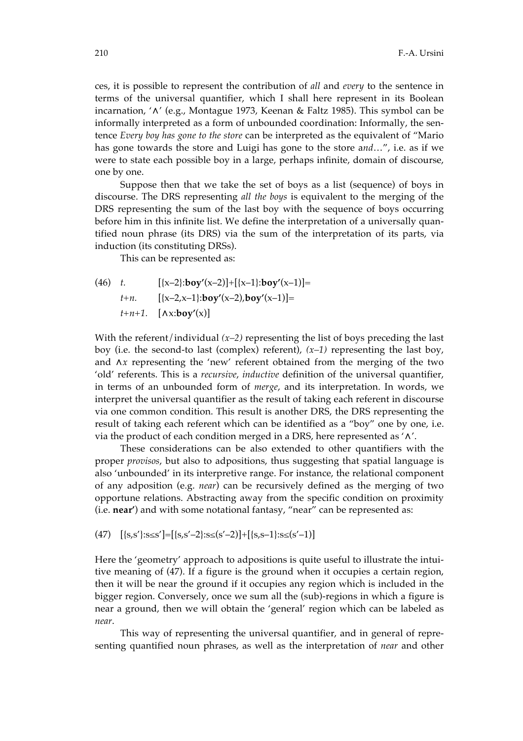ces, it is possible to represent the contribution of *all* and *every* to the sentence in terms of the universal quantifier, which I shall here represent in its Boolean incarnation, '∧' (e.g., Montague 1973, Keenan & Faltz 1985). This symbol can be informally interpreted as a form of unbounded coordination: Informally, the sentence *Every boy has gone to the store* can be interpreted as the equivalent of "Mario has gone towards the store and Luigi has gone to the store a*nd*…", i.e. as if we were to state each possible boy in a large, perhaps infinite, domain of discourse, one by one.

Suppose then that we take the set of boys as a list (sequence) of boys in discourse. The DRS representing *all the boys* is equivalent to the merging of the DRS representing the sum of the last boy with the sequence of boys occurring before him in this infinite list. We define the interpretation of a universally quantified noun phrase (its DRS) via the sum of the interpretation of its parts, via induction (its constituting DRSs).

This can be represented as:

(46) *t.* $[\{x{-}2\}{:}\mathbf{boy'}(x{-}2)]+[\{x{-}1\}{:}\mathbf{boy'}(x{-}1)]=$
*t+n.* $[\{x{-}2,x{-}1\}{:}\mathbf{boy'}(x{-}2),\mathbf{boy'}(x{-}1)]=$
*t+n+1.* $[\wedge x{:}\mathbf{boy'}(x)]$

With the referent/individual *(x–2)* representing the list of boys preceding the last boy (i.e. the second-to last (complex) referent), *(x–1)* representing the last boy, and $\wedge x$ representing the 'new' referent obtained from the merging of the two 'old' referents. This is a *recursive*, *inductive* definition of the universal quantifier, in terms of an unbounded form of *merge*, and its interpretation. In words, we interpret the universal quantifier as the result of taking each referent in discourse via one common condition. This result is another DRS, the DRS representing the result of taking each referent which can be identified as a "boy" one by one, i.e. via the product of each condition merged in a DRS, here represented as '∧'.

These considerations can be also extended to other quantifiers with the proper *provisos*, but also to adpositions, thus suggesting that spatial language is also 'unbounded' in its interpretive range. For instance, the relational component of any adposition (e.g. *near*) can be recursively defined as the merging of two opportune relations. Abstracting away from the specific condition on proximity (i.e. **near'**) and with some notational fantasy, "near" can be represented as:

(47) $[\{s,s'\}{:}s\leq s']=[\{s,s'{-}2\}{:}s\leq(s'{-}2)]+[\{s,s{-}1\}{:}s\leq(s'{-}1)]$

Here the 'geometry' approach to adpositions is quite useful to illustrate the intuitive meaning of (47). If a figure is the ground when it occupies a certain region, then it will be near the ground if it occupies any region which is included in the bigger region. Conversely, once we sum all the (sub)-regions in which a figure is near a ground, then we will obtain the 'general' region which can be labeled as *near*.

This way of representing the universal quantifier, and in general of representing quantified noun phrases, as well as the interpretation of *near* and other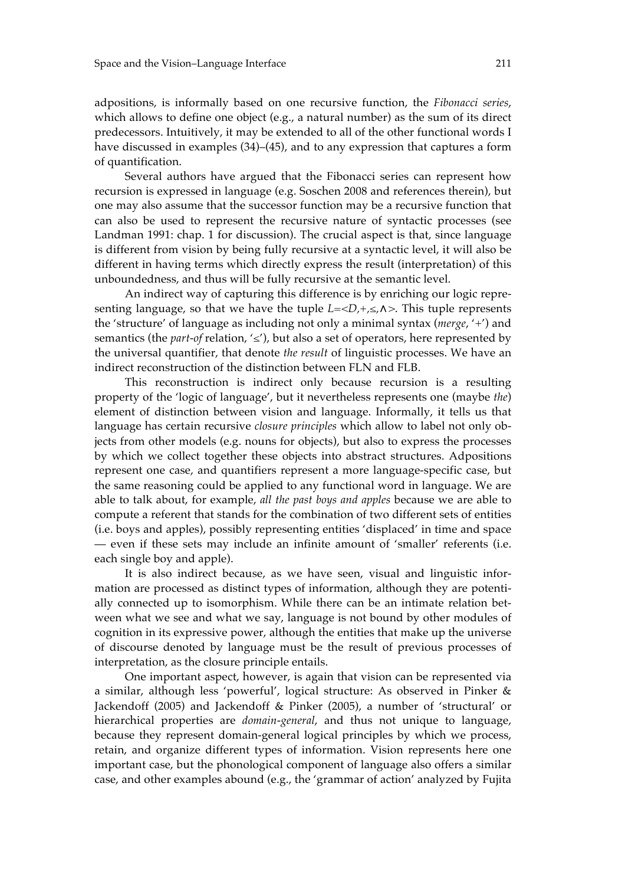adpositions, is informally based on one recursive function, the *Fibonacci series*, which allows to define one object (e.g., a natural number) as the sum of its direct predecessors. Intuitively, it may be extended to all of the other functional words I have discussed in examples (34)–(45), and to any expression that captures a form of quantification.

Several authors have argued that the Fibonacci series can represent how recursion is expressed in language (e.g. Soschen 2008 and references therein), but one may also assume that the successor function may be a recursive function that can also be used to represent the recursive nature of syntactic processes (see Landman 1991: chap. 1 for discussion). The crucial aspect is that, since language is different from vision by being fully recursive at a syntactic level, it will also be different in having terms which directly express the result (interpretation) of this unboundedness, and thus will be fully recursive at the semantic level.

An indirect way of capturing this difference is by enriching our logic representing language, so that we have the tuple $L{=}{<}D,+,\leq,\wedge{>}$. This tuple represents the 'structure' of language as including not only a minimal syntax (*merge*, '+') and semantics (the *part-of* relation, '≤'), but also a set of operators, here represented by the universal quantifier, that denote *the result* of linguistic processes. We have an indirect reconstruction of the distinction between FLN and FLB.

This reconstruction is indirect only because recursion is a resulting property of the 'logic of language', but it nevertheless represents one (maybe *the*) element of distinction between vision and language. Informally, it tells us that language has certain recursive *closure principles* which allow to label not only objects from other models (e.g. nouns for objects), but also to express the processes by which we collect together these objects into abstract structures. Adpositions represent one case, and quantifiers represent a more language-specific case, but the same reasoning could be applied to any functional word in language. We are able to talk about, for example, *all the past boys and apples* because we are able to compute a referent that stands for the combination of two different sets of entities (i.e. boys and apples), possibly representing entities 'displaced' in time and space — even if these sets may include an infinite amount of 'smaller' referents (i.e. each single boy and apple).

It is also indirect because, as we have seen, visual and linguistic information are processed as distinct types of information, although they are potentially connected up to isomorphism. While there can be an intimate relation between what we see and what we say, language is not bound by other modules of cognition in its expressive power, although the entities that make up the universe of discourse denoted by language must be the result of previous processes of interpretation, as the closure principle entails.

One important aspect, however, is again that vision can be represented via a similar, although less 'powerful', logical structure: As observed in Pinker & Jackendoff (2005) and Jackendoff & Pinker (2005), a number of 'structural' or hierarchical properties are *domain-general*, and thus not unique to language, because they represent domain-general logical principles by which we process, retain, and organize different types of information. Vision represents here one important case, but the phonological component of language also offers a similar case, and other examples abound (e.g., the 'grammar of action' analyzed by Fujita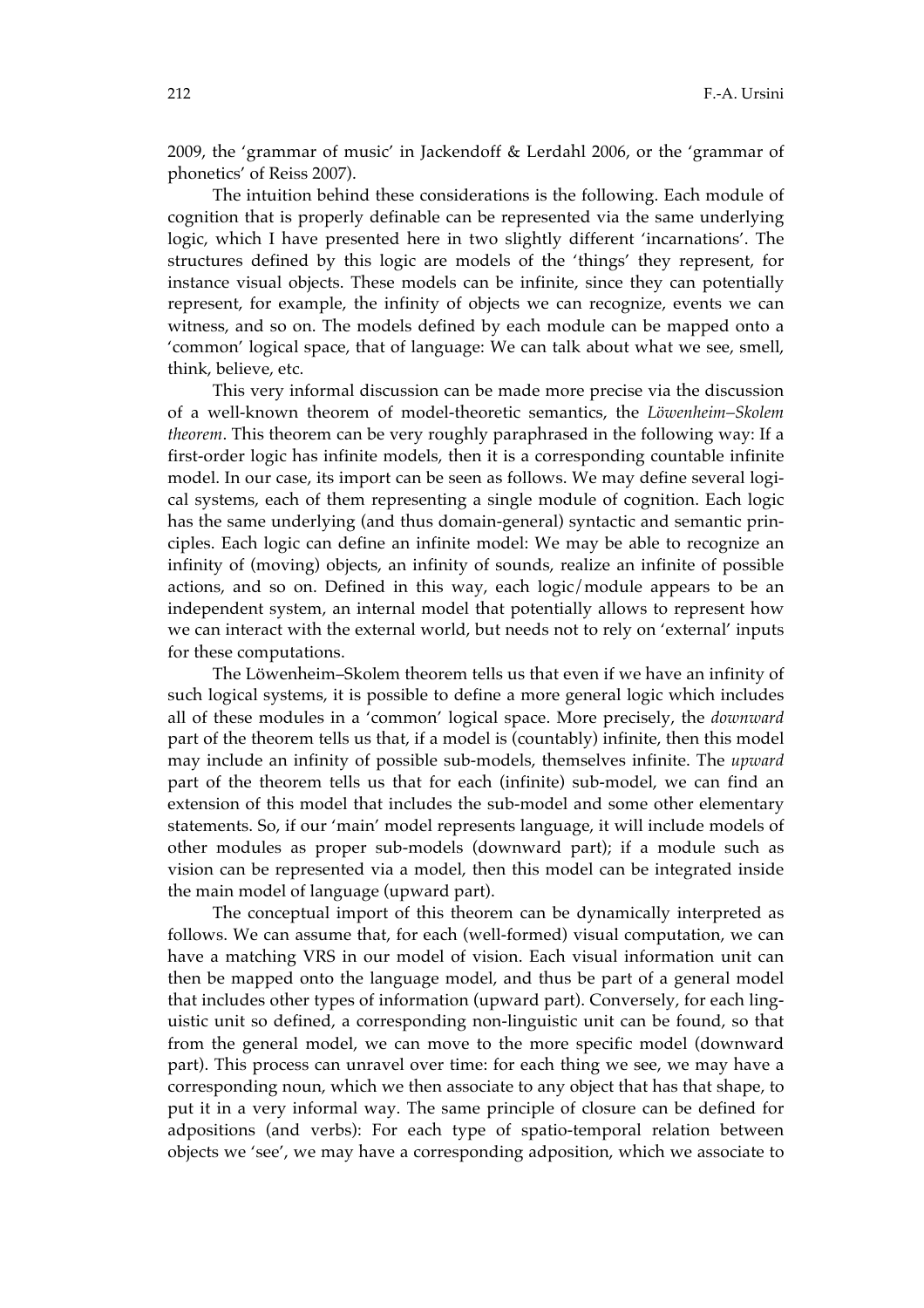2009, the 'grammar of music' in Jackendoff & Lerdahl 2006, or the 'grammar of phonetics' of Reiss 2007).

The intuition behind these considerations is the following. Each module of cognition that is properly definable can be represented via the same underlying logic, which I have presented here in two slightly different 'incarnations'. The structures defined by this logic are models of the 'things' they represent, for instance visual objects. These models can be infinite, since they can potentially represent, for example, the infinity of objects we can recognize, events we can witness, and so on. The models defined by each module can be mapped onto a 'common' logical space, that of language: We can talk about what we see, smell, think, believe, etc.

This very informal discussion can be made more precise via the discussion of a well-known theorem of model-theoretic semantics, the *Löwenheim–Skolem theorem*. This theorem can be very roughly paraphrased in the following way: If a first-order logic has infinite models, then it is a corresponding countable infinite model. In our case, its import can be seen as follows. We may define several logical systems, each of them representing a single module of cognition. Each logic has the same underlying (and thus domain-general) syntactic and semantic principles. Each logic can define an infinite model: We may be able to recognize an infinity of (moving) objects, an infinity of sounds, realize an infinite of possible actions, and so on. Defined in this way, each logic/module appears to be an independent system, an internal model that potentially allows to represent how we can interact with the external world, but needs not to rely on 'external' inputs for these computations.

The Löwenheim–Skolem theorem tells us that even if we have an infinity of such logical systems, it is possible to define a more general logic which includes all of these modules in a 'common' logical space. More precisely, the *downward* part of the theorem tells us that, if a model is (countably) infinite, then this model may include an infinity of possible sub-models, themselves infinite. The *upward* part of the theorem tells us that for each (infinite) sub-model, we can find an extension of this model that includes the sub-model and some other elementary statements. So, if our 'main' model represents language, it will include models of other modules as proper sub-models (downward part); if a module such as vision can be represented via a model, then this model can be integrated inside the main model of language (upward part).

The conceptual import of this theorem can be dynamically interpreted as follows. We can assume that, for each (well-formed) visual computation, we can have a matching VRS in our model of vision. Each visual information unit can then be mapped onto the language model, and thus be part of a general model that includes other types of information (upward part). Conversely, for each linguistic unit so defined, a corresponding non-linguistic unit can be found, so that from the general model, we can move to the more specific model (downward part). This process can unravel over time: for each thing we see, we may have a corresponding noun, which we then associate to any object that has that shape, to put it in a very informal way. The same principle of closure can be defined for adpositions (and verbs): For each type of spatio-temporal relation between objects we 'see', we may have a corresponding adposition, which we associate to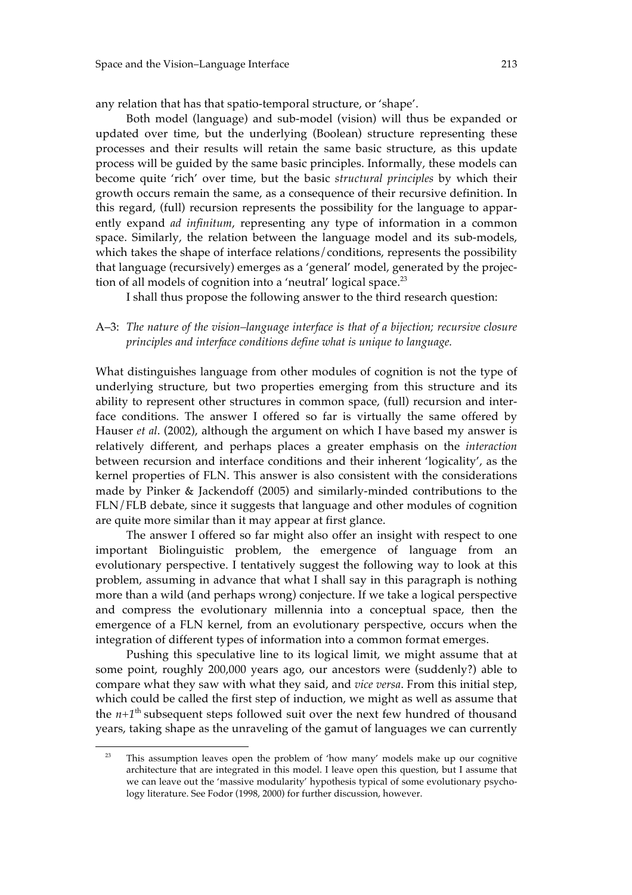any relation that has that spatio-temporal structure, or 'shape'.

Both model (language) and sub-model (vision) will thus be expanded or updated over time, but the underlying (Boolean) structure representing these processes and their results will retain the same basic structure, as this update process will be guided by the same basic principles. Informally, these models can become quite 'rich' over time, but the basic *structural principles* by which their growth occurs remain the same, as a consequence of their recursive definition. In this regard, (full) recursion represents the possibility for the language to apparently expand *ad infinitum*, representing any type of information in a common space. Similarly, the relation between the language model and its sub-models, which takes the shape of interface relations/conditions, represents the possibility that language (recursively) emerges as a 'general' model, generated by the projection of all models of cognition into a 'neutral' logical space.[23]

I shall thus propose the following answer to the third research question:

A–3: *The nature of the vision–language interface is that of a bijection; recursive closure principles and interface conditions define what is unique to language.*

What distinguishes language from other modules of cognition is not the type of underlying structure, but two properties emerging from this structure and its ability to represent other structures in common space, (full) recursion and interface conditions. The answer I offered so far is virtually the same offered by Hauser *et al*. (2002), although the argument on which I have based my answer is relatively different, and perhaps places a greater emphasis on the *interaction* between recursion and interface conditions and their inherent 'logicality', as the kernel properties of FLN. This answer is also consistent with the considerations made by Pinker & Jackendoff (2005) and similarly-minded contributions to the FLN/FLB debate, since it suggests that language and other modules of cognition are quite more similar than it may appear at first glance.

The answer I offered so far might also offer an insight with respect to one important Biolinguistic problem, the emergence of language from an evolutionary perspective. I tentatively suggest the following way to look at this problem, assuming in advance that what I shall say in this paragraph is nothing more than a wild (and perhaps wrong) conjecture. If we take a logical perspective and compress the evolutionary millennia into a conceptual space, then the emergence of a FLN kernel, from an evolutionary perspective, occurs when the integration of different types of information into a common format emerges.

Pushing this speculative line to its logical limit, we might assume that at some point, roughly 200,000 years ago, our ancestors were (suddenly?) able to compare what they saw with what they said, and *vice versa*. From this initial step, which could be called the first step of induction, we might as well as assume that the $n+1^{\text{th}}$ subsequent steps followed suit over the next few hundred of thousand years, taking shape as the unraveling of the gamut of languages we can currently

[23] This assumption leaves open the problem of 'how many' models make up our cognitive architecture that are integrated in this model. I leave open this question, but I assume that we can leave out the 'massive modularity' hypothesis typical of some evolutionary psychology literature. See Fodor (1998, 2000) for further discussion, however.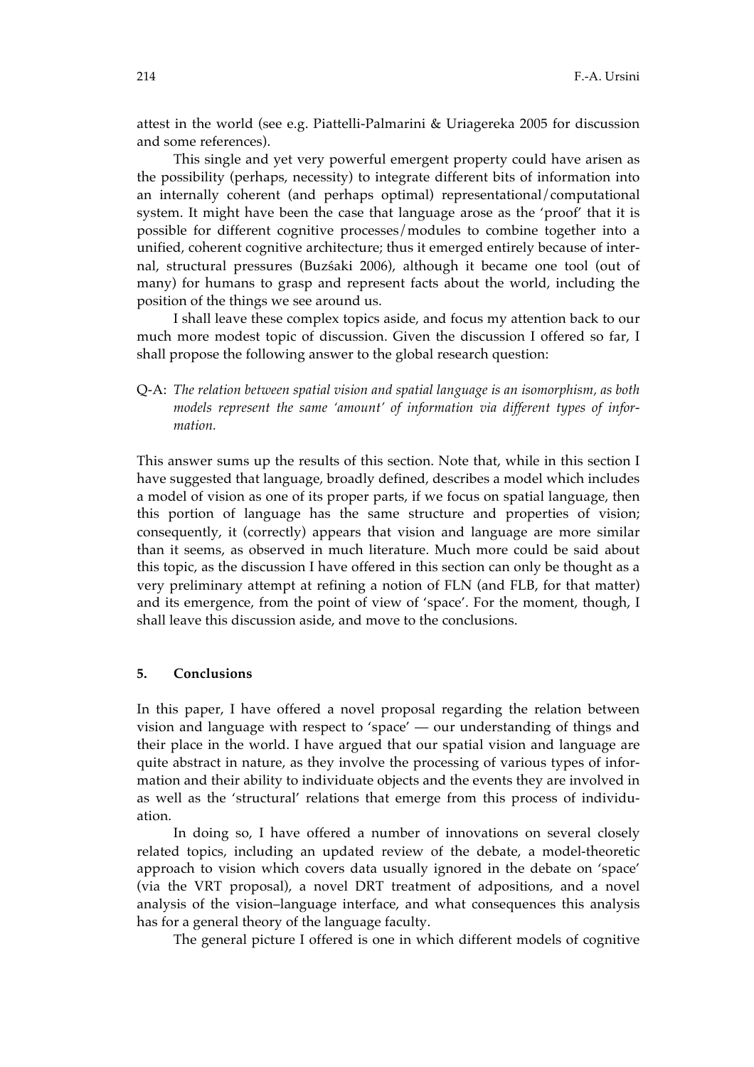attest in the world (see e.g. Piattelli-Palmarini & Uriagereka 2005 for discussion and some references).

This single and yet very powerful emergent property could have arisen as the possibility (perhaps, necessity) to integrate different bits of information into an internally coherent (and perhaps optimal) representational/computational system. It might have been the case that language arose as the 'proof' that it is possible for different cognitive processes/modules to combine together into a unified, coherent cognitive architecture; thus it emerged entirely because of internal, structural pressures (Buzśaki 2006), although it became one tool (out of many) for humans to grasp and represent facts about the world, including the position of the things we see around us.

I shall leave these complex topics aside, and focus my attention back to our much more modest topic of discussion. Given the discussion I offered so far, I shall propose the following answer to the global research question:

Q-A: *The relation between spatial vision and spatial language is an isomorphism, as both models represent the same 'amount' of information via different types of information.*

This answer sums up the results of this section. Note that, while in this section I have suggested that language, broadly defined, describes a model which includes a model of vision as one of its proper parts, if we focus on spatial language, then this portion of language has the same structure and properties of vision; consequently, it (correctly) appears that vision and language are more similar than it seems, as observed in much literature. Much more could be said about this topic, as the discussion I have offered in this section can only be thought as a very preliminary attempt at refining a notion of FLN (and FLB, for that matter) and its emergence, from the point of view of 'space'. For the moment, though, I shall leave this discussion aside, and move to the conclusions.

## 5. Conclusions

In this paper, I have offered a novel proposal regarding the relation between vision and language with respect to 'space' — our understanding of things and their place in the world. I have argued that our spatial vision and language are quite abstract in nature, as they involve the processing of various types of information and their ability to individuate objects and the events they are involved in as well as the 'structural' relations that emerge from this process of individuation.

In doing so, I have offered a number of innovations on several closely related topics, including an updated review of the debate, a model-theoretic approach to vision which covers data usually ignored in the debate on 'space' (via the VRT proposal), a novel DRT treatment of adpositions, and a novel analysis of the vision–language interface, and what consequences this analysis has for a general theory of the language faculty.

The general picture I offered is one in which different models of cognitive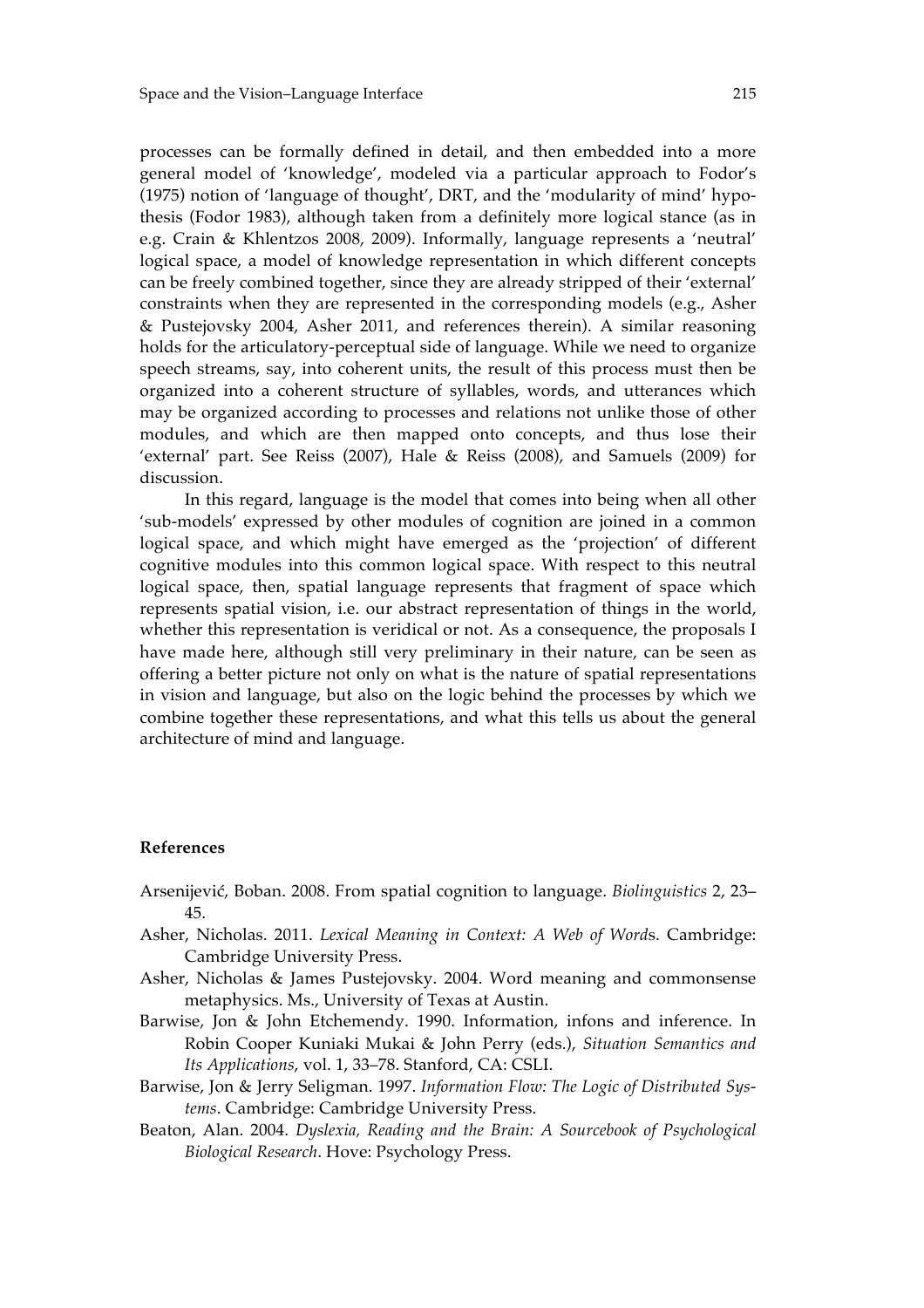processes can be formally defined in detail, and then embedded into a more general model of 'knowledge', modeled via a particular approach to Fodor's (1975) notion of 'language of thought', DRT, and the 'modularity of mind' hypothesis (Fodor 1983), although taken from a definitely more logical stance (as in e.g. Crain & Khlentzos 2008, 2009). Informally, language represents a 'neutral' logical space, a model of knowledge representation in which different concepts can be freely combined together, since they are already stripped of their 'external' constraints when they are represented in the corresponding models (e.g., Asher & Pustejovsky 2004, Asher 2011, and references therein). A similar reasoning holds for the articulatory-perceptual side of language. While we need to organize speech streams, say, into coherent units, the result of this process must then be organized into a coherent structure of syllables, words, and utterances which may be organized according to processes and relations not unlike those of other modules, and which are then mapped onto concepts, and thus lose their 'external' part. See Reiss (2007), Hale & Reiss (2008), and Samuels (2009) for discussion.

In this regard, language is the model that comes into being when all other 'sub-models' expressed by other modules of cognition are joined in a common logical space, and which might have emerged as the 'projection' of different cognitive modules into this common logical space. With respect to this neutral logical space, then, spatial language represents that fragment of space which represents spatial vision, i.e. our abstract representation of things in the world, whether this representation is veridical or not. As a consequence, the proposals I have made here, although still very preliminary in their nature, can be seen as offering a better picture not only on what is the nature of spatial representations in vision and language, but also on the logic behind the processes by which we combine together these representations, and what this tells us about the general architecture of mind and language.

#### References

Arsenijević, Boban. 2008. From spatial cognition to language. *Biolinguistics* 2, 23–45.

Asher, Nicholas. 2011. *Lexical Meaning in Context: A Web of Words*. Cambridge: Cambridge University Press.

Asher, Nicholas & James Pustejovsky. 2004. Word meaning and commonsense metaphysics. Ms., University of Texas at Austin.

Barwise, Jon & John Etchemendy. 1990. Information, infons and inference. In Robin Cooper Kuniaki Mukai & John Perry (eds.), *Situation Semantics and Its Applications*, vol. 1, 33–78. Stanford, CA: CSLI.

Barwise, Jon & Jerry Seligman. 1997. *Information Flow: The Logic of Distributed Systems*. Cambridge: Cambridge University Press.

Beaton, Alan. 2004. *Dyslexia, Reading and the Brain: A Sourcebook of Psychological Biological Research*. Hove: Psychology Press.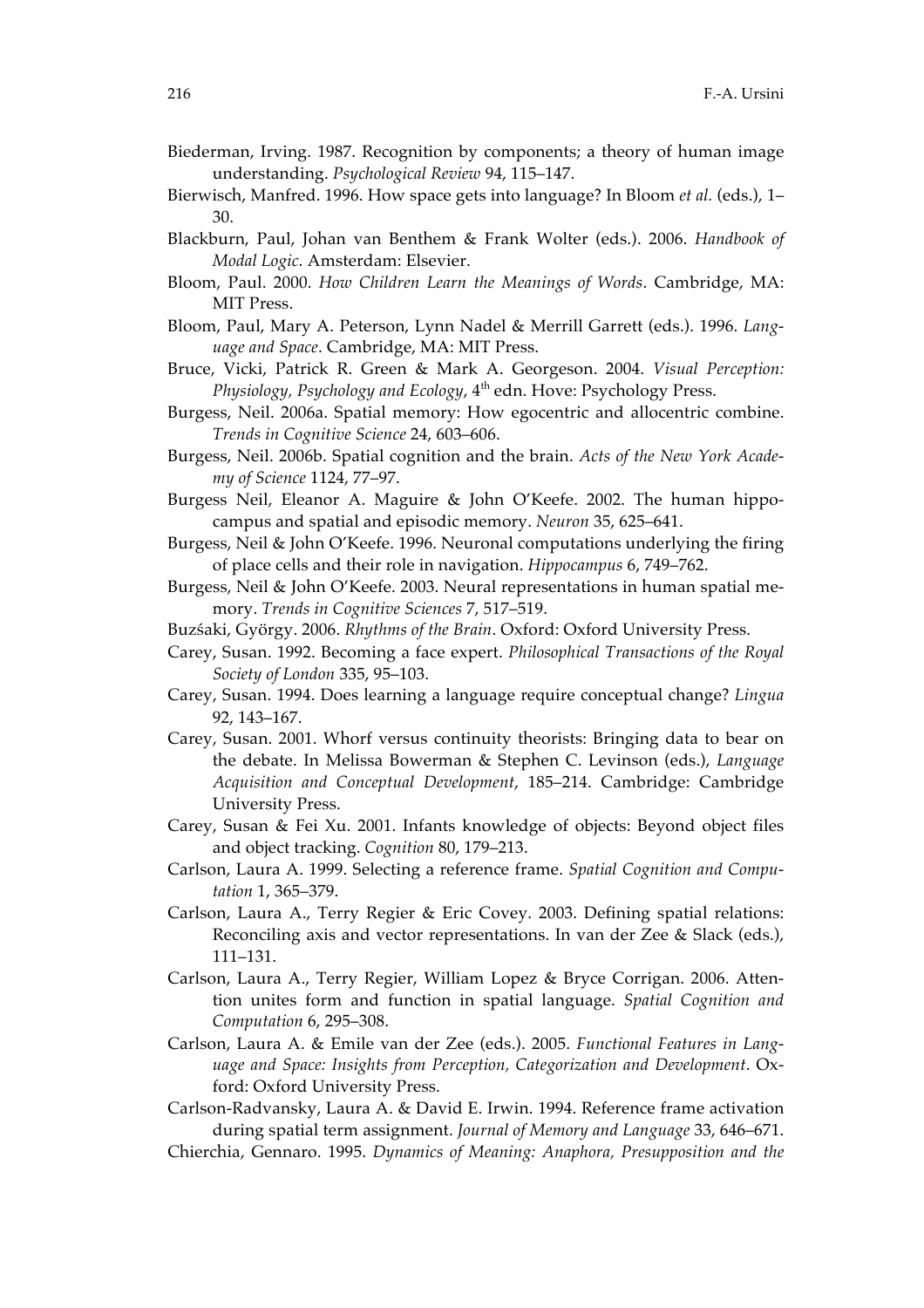Biederman, Irving. 1987. Recognition by components; a theory of human image understanding. *Psychological Review* 94, 115–147.

Bierwisch, Manfred. 1996. How space gets into language? In Bloom *et al.* (eds.), 1–30.

Blackburn, Paul, Johan van Benthem & Frank Wolter (eds.). 2006. *Handbook of Modal Logic*. Amsterdam: Elsevier.

Bloom, Paul. 2000. *How Children Learn the Meanings of Words*. Cambridge, MA: MIT Press.

Bloom, Paul, Mary A. Peterson, Lynn Nadel & Merrill Garrett (eds.). 1996. *Language and Space*. Cambridge, MA: MIT Press.

Bruce, Vicki, Patrick R. Green & Mark A. Georgeson. 2004. *Visual Perception: Physiology, Psychology and Ecology*, 4th edn. Hove: Psychology Press.

Burgess, Neil. 2006a. Spatial memory: How egocentric and allocentric combine. *Trends in Cognitive Science* 24, 603–606.

Burgess, Neil. 2006b. Spatial cognition and the brain. *Acts of the New York Academy of Science* 1124, 77–97.

Burgess Neil, Eleanor A. Maguire & John O'Keefe. 2002. The human hippocampus and spatial and episodic memory. *Neuron* 35, 625–641.

Burgess, Neil & John O'Keefe. 1996. Neuronal computations underlying the firing of place cells and their role in navigation. *Hippocampus* 6, 749–762.

Burgess, Neil & John O'Keefe. 2003. Neural representations in human spatial memory. *Trends in Cognitive Sciences* 7, 517–519.

Buzśaki, György. 2006. *Rhythms of the Brain*. Oxford: Oxford University Press.

Carey, Susan. 1992. Becoming a face expert. *Philosophical Transactions of the Royal Society of London* 335, 95–103.

Carey, Susan. 1994. Does learning a language require conceptual change? *Lingua* 92, 143–167.

Carey, Susan. 2001. Whorf versus continuity theorists: Bringing data to bear on the debate. In Melissa Bowerman & Stephen C. Levinson (eds.), *Language Acquisition and Conceptual Development*, 185–214. Cambridge: Cambridge University Press.

Carey, Susan & Fei Xu. 2001. Infants knowledge of objects: Beyond object files and object tracking. *Cognition* 80, 179–213.

Carlson, Laura A. 1999. Selecting a reference frame. *Spatial Cognition and Computation* 1, 365–379.

Carlson, Laura A., Terry Regier & Eric Covey. 2003. Defining spatial relations: Reconciling axis and vector representations. In van der Zee & Slack (eds.), 111–131.

Carlson, Laura A., Terry Regier, William Lopez & Bryce Corrigan. 2006. Attention unites form and function in spatial language. *Spatial Cognition and Computation* 6, 295–308.

Carlson, Laura A. & Emile van der Zee (eds.). 2005. *Functional Features in Language and Space: Insights from Perception, Categorization and Development*. Oxford: Oxford University Press.

Carlson-Radvansky, Laura A. & David E. Irwin. 1994. Reference frame activation during spatial term assignment. *Journal of Memory and Language* 33, 646–671.

Chierchia, Gennaro. 1995. *Dynamics of Meaning: Anaphora, Presupposition and the*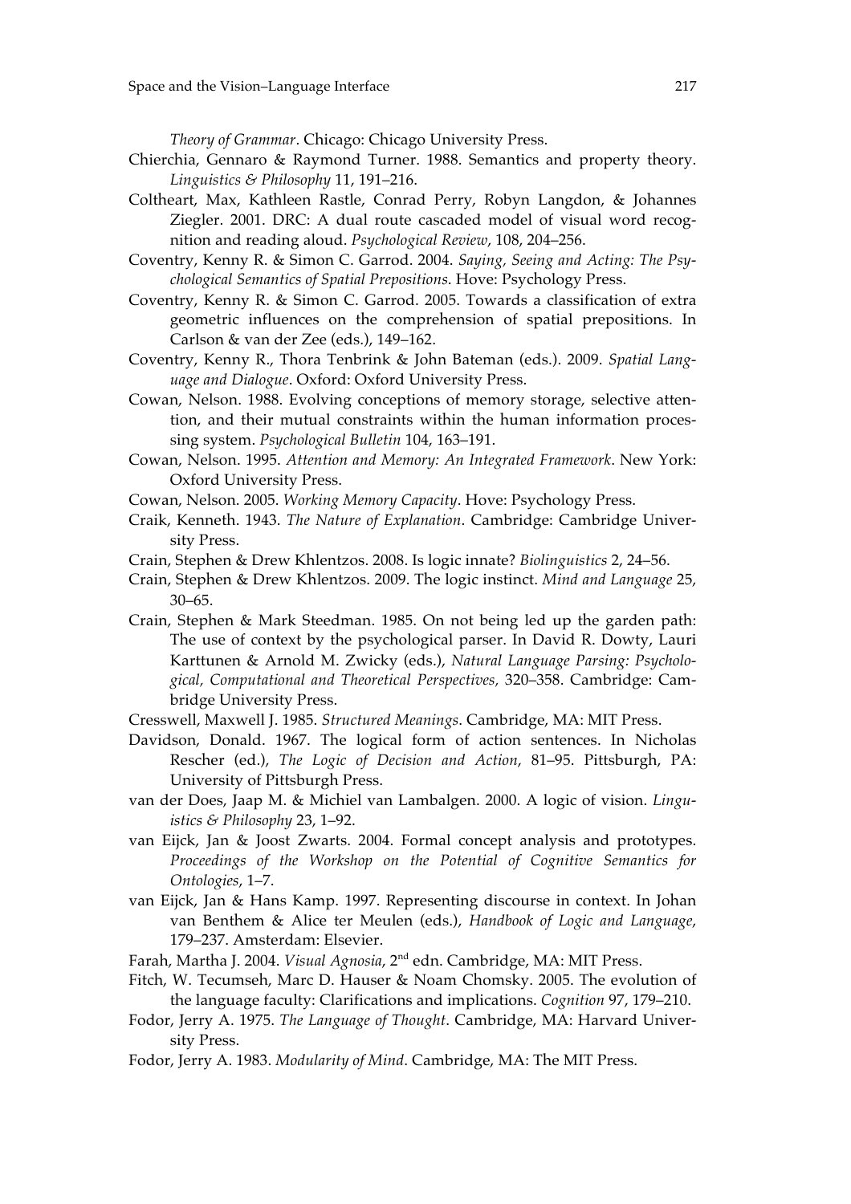*Theory of Grammar*. Chicago: Chicago University Press.

Chierchia, Gennaro & Raymond Turner. 1988. Semantics and property theory. *Linguistics & Philosophy* 11, 191–216.

Coltheart, Max, Kathleen Rastle, Conrad Perry, Robyn Langdon, & Johannes Ziegler. 2001. DRC: A dual route cascaded model of visual word recognition and reading aloud. *Psychological Review*, 108, 204–256.

Coventry, Kenny R. & Simon C. Garrod. 2004. *Saying, Seeing and Acting: The Psychological Semantics of Spatial Prepositions*. Hove: Psychology Press.

Coventry, Kenny R. & Simon C. Garrod. 2005. Towards a classification of extra geometric influences on the comprehension of spatial prepositions. In Carlson & van der Zee (eds.), 149–162.

Coventry, Kenny R., Thora Tenbrink & John Bateman (eds.). 2009. *Spatial Language and Dialogue*. Oxford: Oxford University Press.

Cowan, Nelson. 1988. Evolving conceptions of memory storage, selective attention, and their mutual constraints within the human information processing system. *Psychological Bulletin* 104, 163–191.

Cowan, Nelson. 1995. *Attention and Memory: An Integrated Framework*. New York: Oxford University Press.

Cowan, Nelson. 2005. *Working Memory Capacity*. Hove: Psychology Press.

Craik, Kenneth. 1943. *The Nature of Explanation*. Cambridge: Cambridge University Press.

Crain, Stephen & Drew Khlentzos. 2008. Is logic innate? *Biolinguistics* 2, 24–56.

Crain, Stephen & Drew Khlentzos. 2009. The logic instinct. *Mind and Language* 25, 30–65.

Crain, Stephen & Mark Steedman. 1985. On not being led up the garden path: The use of context by the psychological parser. In David R. Dowty, Lauri Karttunen & Arnold M. Zwicky (eds.), *Natural Language Parsing: Psychological, Computational and Theoretical Perspectives,* 320–358. Cambridge: Cambridge University Press.

Cresswell, Maxwell J. 1985. *Structured Meanings*. Cambridge, MA: MIT Press.

Davidson, Donald. 1967. The logical form of action sentences. In Nicholas Rescher (ed.), *The Logic of Decision and Action*, 81–95. Pittsburgh, PA: University of Pittsburgh Press.

van der Does, Jaap M. & Michiel van Lambalgen. 2000. A logic of vision. *Linguistics & Philosophy* 23, 1–92.

van Eijck, Jan & Joost Zwarts. 2004. Formal concept analysis and prototypes. *Proceedings of the Workshop on the Potential of Cognitive Semantics for Ontologies*, 1–7.

van Eijck, Jan & Hans Kamp. 1997. Representing discourse in context. In Johan van Benthem & Alice ter Meulen (eds.), *Handbook of Logic and Language*, 179–237. Amsterdam: Elsevier.

Farah, Martha J. 2004. *Visual Agnosia*, 2nd edn. Cambridge, MA: MIT Press.

Fitch, W. Tecumseh, Marc D. Hauser & Noam Chomsky. 2005. The evolution of the language faculty: Clarifications and implications. *Cognition* 97, 179–210.

Fodor, Jerry A. 1975. *The Language of Thought*. Cambridge, MA: Harvard University Press.

Fodor, Jerry A. 1983. *Modularity of Mind*. Cambridge, MA: The MIT Press.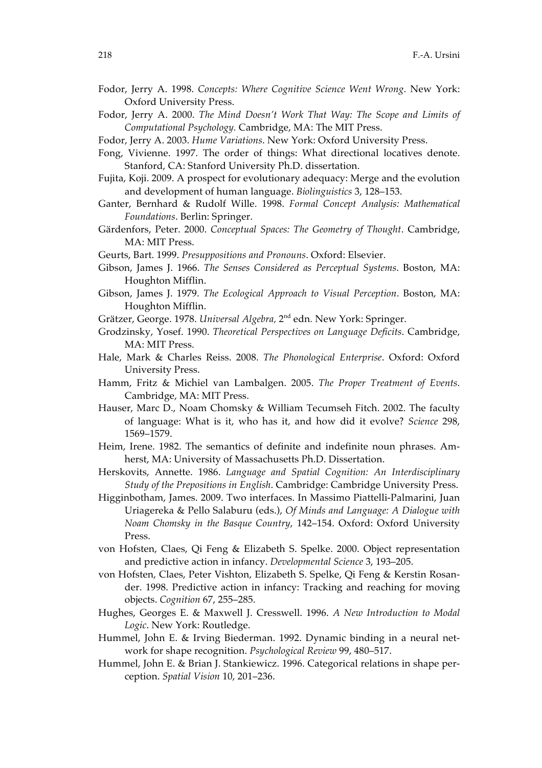Fodor, Jerry A. 1998. *Concepts: Where Cognitive Science Went Wrong*. New York: Oxford University Press.

Fodor, Jerry A. 2000. *The Mind Doesn't Work That Way: The Scope and Limits of Computational Psychology.* Cambridge, MA: The MIT Press.

Fodor, Jerry A. 2003. *Hume Variations*. New York: Oxford University Press.

Fong, Vivienne. 1997. The order of things: What directional locatives denote. Stanford, CA: Stanford University Ph.D. dissertation.

Fujita, Koji. 2009. A prospect for evolutionary adequacy: Merge and the evolution and development of human language. *Biolinguistics* 3, 128–153.

Ganter, Bernhard & Rudolf Wille. 1998. *Formal Concept Analysis: Mathematical Foundations*. Berlin: Springer.

Gärdenfors, Peter. 2000. *Conceptual Spaces: The Geometry of Thought*. Cambridge, MA: MIT Press.

Geurts, Bart. 1999. *Presuppositions and Pronouns*. Oxford: Elsevier.

Gibson, James J. 1966. *The Senses Considered as Perceptual Systems*. Boston, MA: Houghton Mifflin.

Gibson, James J. 1979. *The Ecological Approach to Visual Perception*. Boston, MA: Houghton Mifflin.

Grätzer, George. 1978. *Universal Algebra,* 2nd edn. New York: Springer.

Grodzinsky, Yosef. 1990. *Theoretical Perspectives on Language Deficits*. Cambridge, MA: MIT Press.

Hale, Mark & Charles Reiss. 2008. *The Phonological Enterprise*. Oxford: Oxford University Press.

Hamm, Fritz & Michiel van Lambalgen. 2005. *The Proper Treatment of Events*. Cambridge, MA: MIT Press.

Hauser, Marc D., Noam Chomsky & William Tecumseh Fitch. 2002. The faculty of language: What is it, who has it, and how did it evolve? *Science* 298, 1569–1579.

Heim, Irene. 1982. The semantics of definite and indefinite noun phrases. Amherst, MA: University of Massachusetts Ph.D. Dissertation.

Herskovits, Annette. 1986. *Language and Spatial Cognition: An Interdisciplinary Study of the Prepositions in English*. Cambridge: Cambridge University Press.

Higginbotham, James. 2009. Two interfaces. In Massimo Piattelli-Palmarini, Juan Uriagereka & Pello Salaburu (eds.), *Of Minds and Language: A Dialogue with Noam Chomsky in the Basque Country*, 142–154. Oxford: Oxford University Press.

von Hofsten, Claes, Qi Feng & Elizabeth S. Spelke. 2000. Object representation and predictive action in infancy. *Developmental Science* 3, 193–205.

von Hofsten, Claes, Peter Vishton, Elizabeth S. Spelke, Qi Feng & Kerstin Rosander. 1998. Predictive action in infancy: Tracking and reaching for moving objects. *Cognition* 67, 255–285.

Hughes, Georges E. & Maxwell J. Cresswell. 1996. *A New Introduction to Modal Logic*. New York: Routledge.

Hummel, John E. & Irving Biederman. 1992. Dynamic binding in a neural network for shape recognition. *Psychological Review* 99, 480–517.

Hummel, John E. & Brian J. Stankiewicz. 1996. Categorical relations in shape perception. *Spatial Vision* 10, 201–236.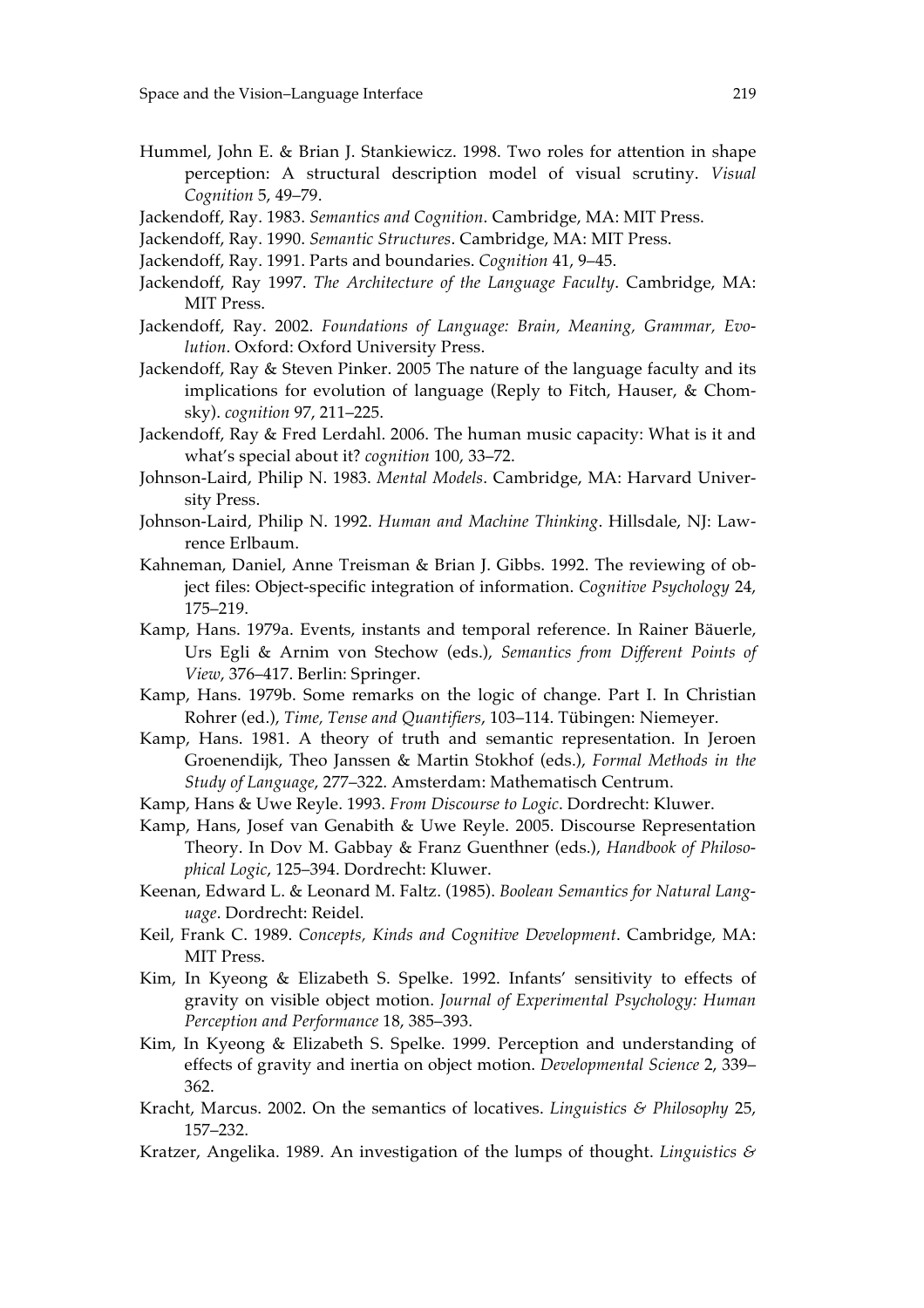Hummel, John E. & Brian J. Stankiewicz. 1998. Two roles for attention in shape perception: A structural description model of visual scrutiny. *Visual Cognition* 5, 49–79.

Jackendoff, Ray. 1983. *Semantics and Cognition*. Cambridge, MA: MIT Press.

Jackendoff, Ray. 1990. *Semantic Structures*. Cambridge, MA: MIT Press.

Jackendoff, Ray. 1991. Parts and boundaries. *Cognition* 41, 9–45.

Jackendoff, Ray 1997. *The Architecture of the Language Faculty*. Cambridge, MA: MIT Press.

Jackendoff, Ray. 2002. *Foundations of Language: Brain, Meaning, Grammar, Evolution*. Oxford: Oxford University Press.

Jackendoff, Ray & Steven Pinker. 2005 The nature of the language faculty and its implications for evolution of language (Reply to Fitch, Hauser, & Chomsky). *cognition* 97, 211–225.

Jackendoff, Ray & Fred Lerdahl. 2006. The human music capacity: What is it and what's special about it? *cognition* 100, 33–72.

Johnson-Laird, Philip N. 1983. *Mental Models*. Cambridge, MA: Harvard University Press.

Johnson-Laird, Philip N. 1992. *Human and Machine Thinking*. Hillsdale, NJ: Lawrence Erlbaum.

Kahneman, Daniel, Anne Treisman & Brian J. Gibbs. 1992. The reviewing of object files: Object-specific integration of information. *Cognitive Psychology* 24, 175–219.

Kamp, Hans. 1979a. Events, instants and temporal reference. In Rainer Bäuerle, Urs Egli & Arnim von Stechow (eds.), *Semantics from Different Points of View*, 376–417. Berlin: Springer.

Kamp, Hans. 1979b. Some remarks on the logic of change. Part I. In Christian Rohrer (ed.), *Time, Tense and Quantifiers*, 103–114. Tübingen: Niemeyer.

Kamp, Hans. 1981. A theory of truth and semantic representation. In Jeroen Groenendijk, Theo Janssen & Martin Stokhof (eds.), *Formal Methods in the Study of Language*, 277–322. Amsterdam: Mathematisch Centrum.

Kamp, Hans & Uwe Reyle. 1993. *From Discourse to Logic*. Dordrecht: Kluwer.

Kamp, Hans, Josef van Genabith & Uwe Reyle. 2005. Discourse Representation Theory. In Dov M. Gabbay & Franz Guenthner (eds.), *Handbook of Philosophical Logic*, 125–394. Dordrecht: Kluwer.

Keenan, Edward L. & Leonard M. Faltz. (1985). *Boolean Semantics for Natural Language*. Dordrecht: Reidel.

Keil, Frank C. 1989. *Concepts, Kinds and Cognitive Development*. Cambridge, MA: MIT Press.

Kim, In Kyeong & Elizabeth S. Spelke. 1992. Infants' sensitivity to effects of gravity on visible object motion. *Journal of Experimental Psychology: Human Perception and Performance* 18, 385–393.

Kim, In Kyeong & Elizabeth S. Spelke. 1999. Perception and understanding of effects of gravity and inertia on object motion. *Developmental Science* 2, 339–362.

Kracht, Marcus. 2002. On the semantics of locatives. *Linguistics & Philosophy* 25, 157–232.

Kratzer, Angelika. 1989. An investigation of the lumps of thought. *Linguistics &*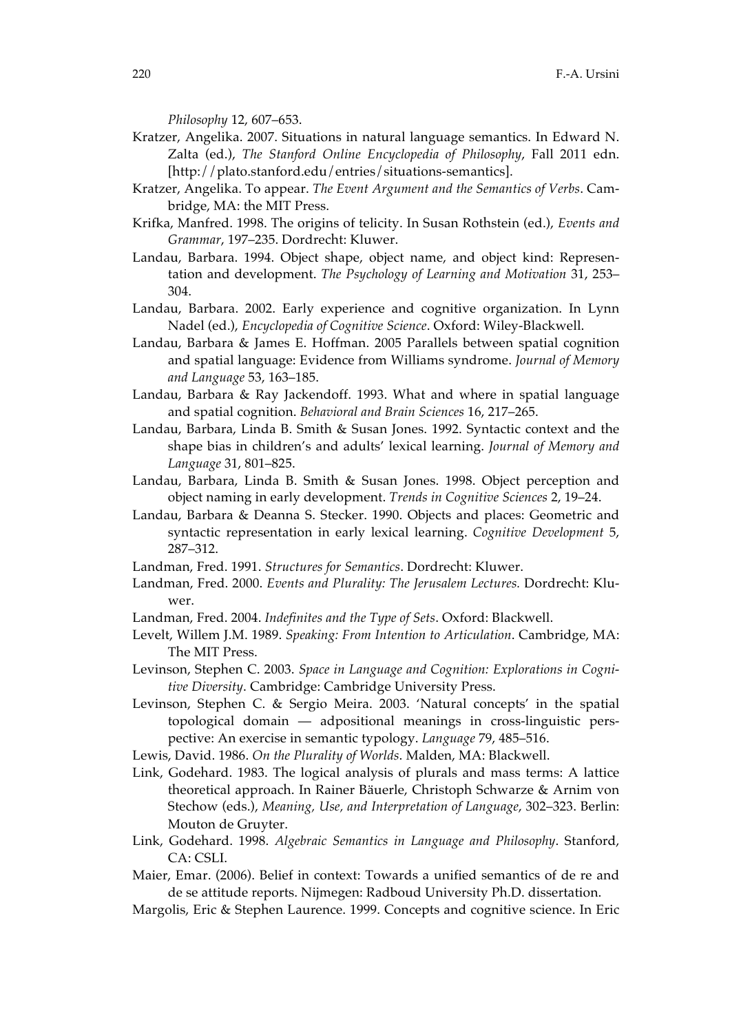*Philosophy* 12, 607–653.

Kratzer, Angelika. 2007. Situations in natural language semantics. In Edward N. Zalta (ed.), *The Stanford Online Encyclopedia of Philosophy*, Fall 2011 edn. [http://plato.stanford.edu/entries/situations-semantics].

Kratzer, Angelika. To appear. *The Event Argument and the Semantics of Verbs*. Cambridge, MA: the MIT Press.

Krifka, Manfred. 1998. The origins of telicity. In Susan Rothstein (ed.), *Events and Grammar*, 197–235. Dordrecht: Kluwer.

Landau, Barbara. 1994. Object shape, object name, and object kind: Representation and development. *The Psychology of Learning and Motivation* 31, 253–304.

Landau, Barbara. 2002. Early experience and cognitive organization. In Lynn Nadel (ed.), *Encyclopedia of Cognitive Science*. Oxford: Wiley-Blackwell.

Landau, Barbara & James E. Hoffman. 2005 Parallels between spatial cognition and spatial language: Evidence from Williams syndrome. *Journal of Memory and Language* 53, 163–185.

Landau, Barbara & Ray Jackendoff. 1993. What and where in spatial language and spatial cognition. *Behavioral and Brain Sciences* 16, 217–265.

Landau, Barbara, Linda B. Smith & Susan Jones. 1992. Syntactic context and the shape bias in children's and adults' lexical learning. *Journal of Memory and Language* 31, 801–825.

Landau, Barbara, Linda B. Smith & Susan Jones. 1998. Object perception and object naming in early development. *Trends in Cognitive Sciences* 2, 19–24.

Landau, Barbara & Deanna S. Stecker. 1990. Objects and places: Geometric and syntactic representation in early lexical learning. *Cognitive Development* 5, 287–312.

Landman, Fred. 1991. *Structures for Semantics*. Dordrecht: Kluwer.

Landman, Fred. 2000. *Events and Plurality: The Jerusalem Lectures.* Dordrecht: Kluwer.

Landman, Fred. 2004. *Indefinites and the Type of Sets*. Oxford: Blackwell.

Levelt, Willem J.M. 1989. *Speaking: From Intention to Articulation*. Cambridge, MA: The MIT Press.

Levinson, Stephen C. 2003. *Space in Language and Cognition: Explorations in Cognitive Diversity*. Cambridge: Cambridge University Press.

Levinson, Stephen C. & Sergio Meira. 2003. 'Natural concepts' in the spatial topological domain — adpositional meanings in cross-linguistic perspective: An exercise in semantic typology. *Language* 79, 485–516.

Lewis, David. 1986. *On the Plurality of Worlds*. Malden, MA: Blackwell.

Link, Godehard. 1983. The logical analysis of plurals and mass terms: A lattice theoretical approach. In Rainer Bäuerle, Christoph Schwarze & Arnim von Stechow (eds.), *Meaning, Use, and Interpretation of Language*, 302–323. Berlin: Mouton de Gruyter.

Link, Godehard. 1998. *Algebraic Semantics in Language and Philosophy*. Stanford, CA: CSLI.

Maier, Emar. (2006). Belief in context: Towards a unified semantics of de re and de se attitude reports. Nijmegen: Radboud University Ph.D. dissertation.

Margolis, Eric & Stephen Laurence. 1999. Concepts and cognitive science. In Eric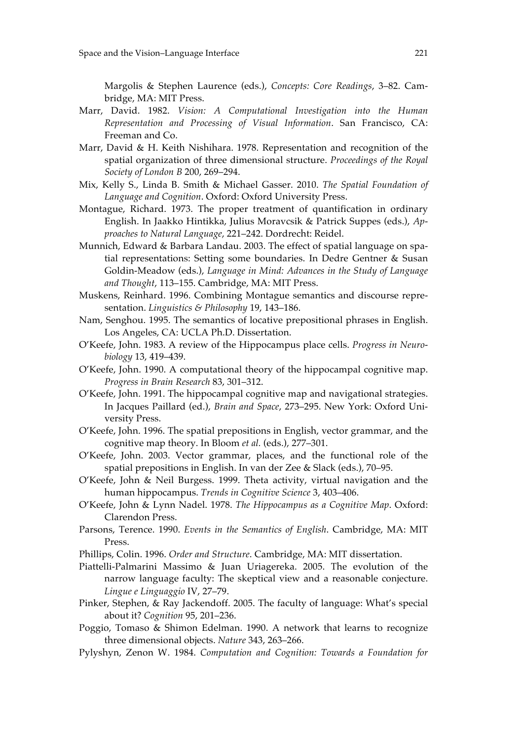Margolis & Stephen Laurence (eds.), *Concepts: Core Readings*, 3–82. Cambridge, MA: MIT Press.

Marr, David. 1982. *Vision: A Computational Investigation into the Human Representation and Processing of Visual Information*. San Francisco, CA: Freeman and Co.

Marr, David & H. Keith Nishihara. 1978. Representation and recognition of the spatial organization of three dimensional structure. *Proceedings of the Royal Society of London B* 200, 269–294.

Mix, Kelly S., Linda B. Smith & Michael Gasser. 2010. *The Spatial Foundation of Language and Cognition*. Oxford: Oxford University Press.

Montague, Richard. 1973. The proper treatment of quantification in ordinary English. In Jaakko Hintikka, Julius Moravcsik & Patrick Suppes (eds.), *Approaches to Natural Language*, 221–242. Dordrecht: Reidel.

Munnich, Edward & Barbara Landau. 2003. The effect of spatial language on spatial representations: Setting some boundaries. In Dedre Gentner & Susan Goldin-Meadow (eds.), *Language in Mind: Advances in the Study of Language and Thought*, 113–155. Cambridge, MA: MIT Press.

Muskens, Reinhard. 1996. Combining Montague semantics and discourse representation. *Linguistics & Philosophy* 19, 143–186.

Nam, Senghou. 1995. The semantics of locative prepositional phrases in English. Los Angeles, CA: UCLA Ph.D. Dissertation.

O'Keefe, John. 1983. A review of the Hippocampus place cells. *Progress in Neurobiology* 13, 419–439.

O'Keefe, John. 1990. A computational theory of the hippocampal cognitive map. *Progress in Brain Research* 83, 301–312.

O'Keefe, John. 1991. The hippocampal cognitive map and navigational strategies. In Jacques Paillard (ed.), *Brain and Space*, 273–295. New York: Oxford University Press.

O'Keefe, John. 1996. The spatial prepositions in English, vector grammar, and the cognitive map theory. In Bloom *et al.* (eds.), 277–301.

O'Keefe, John. 2003. Vector grammar, places, and the functional role of the spatial prepositions in English. In van der Zee & Slack (eds.), 70–95.

O'Keefe, John & Neil Burgess. 1999. Theta activity, virtual navigation and the human hippocampus. *Trends in Cognitive Science* 3, 403–406.

O'Keefe, John & Lynn Nadel. 1978. *The Hippocampus as a Cognitive Map*. Oxford: Clarendon Press.

Parsons, Terence. 1990. *Events in the Semantics of English*. Cambridge, MA: MIT Press.

Phillips, Colin. 1996. *Order and Structure*. Cambridge, MA: MIT dissertation.

Piattelli-Palmarini Massimo & Juan Uriagereka. 2005. The evolution of the narrow language faculty: The skeptical view and a reasonable conjecture. *Lingue e Linguaggio* IV, 27–79.

Pinker, Stephen, & Ray Jackendoff. 2005. The faculty of language: What's special about it? *Cognition* 95, 201–236.

Poggio, Tomaso & Shimon Edelman. 1990. A network that learns to recognize three dimensional objects. *Nature* 343, 263–266.

Pylyshyn, Zenon W. 1984. *Computation and Cognition: Towards a Foundation for*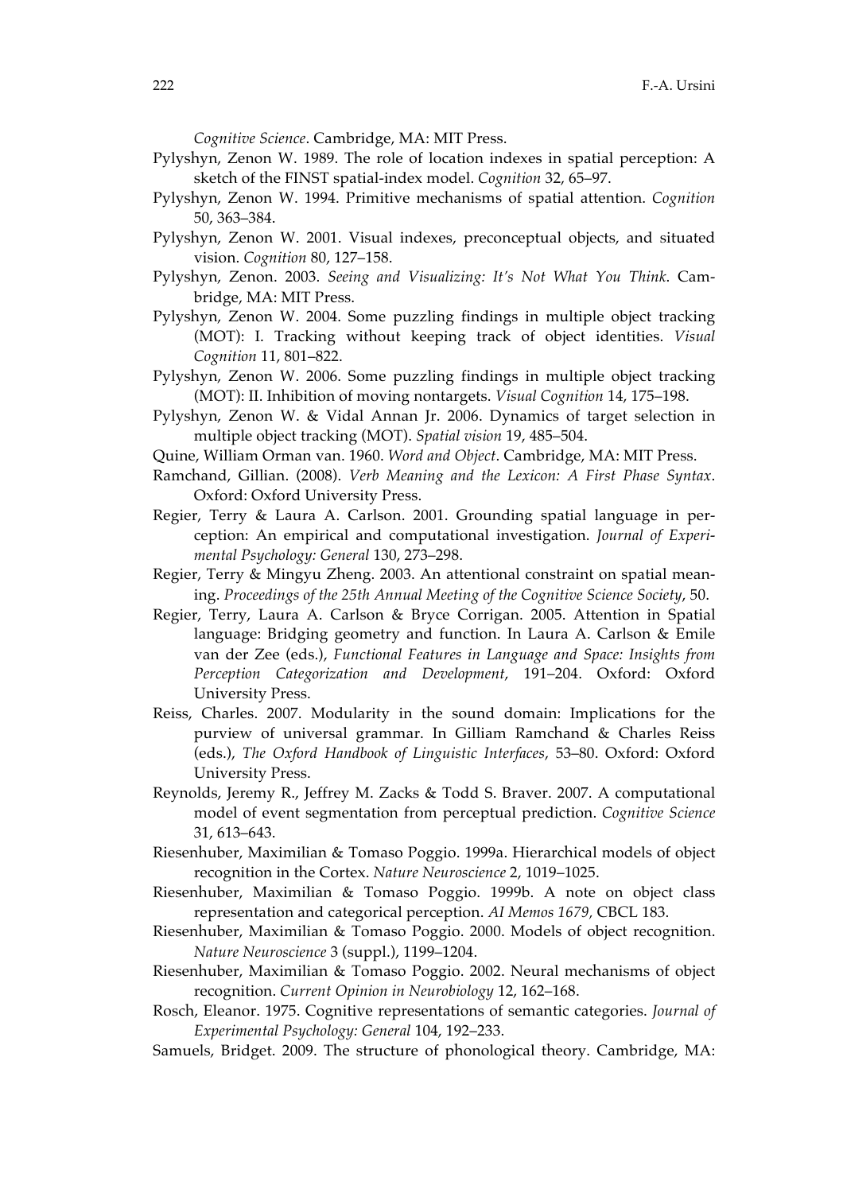*Cognitive Science*. Cambridge, MA: MIT Press.

Pylyshyn, Zenon W. 1989. The role of location indexes in spatial perception: A sketch of the FINST spatial-index model. *Cognition* 32, 65–97.

Pylyshyn, Zenon W. 1994. Primitive mechanisms of spatial attention. *Cognition* 50, 363–384.

Pylyshyn, Zenon W. 2001. Visual indexes, preconceptual objects, and situated vision. *Cognition* 80, 127–158.

Pylyshyn, Zenon. 2003. *Seeing and Visualizing: It's Not What You Think*. Cambridge, MA: MIT Press.

Pylyshyn, Zenon W. 2004. Some puzzling findings in multiple object tracking (MOT): I. Tracking without keeping track of object identities. *Visual Cognition* 11, 801–822.

Pylyshyn, Zenon W. 2006. Some puzzling findings in multiple object tracking (MOT): II. Inhibition of moving nontargets. *Visual Cognition* 14, 175–198.

Pylyshyn, Zenon W. & Vidal Annan Jr. 2006. Dynamics of target selection in multiple object tracking (MOT). *Spatial vision* 19, 485–504.

Quine, William Orman van. 1960. *Word and Object*. Cambridge, MA: MIT Press.

Ramchand, Gillian. (2008). *Verb Meaning and the Lexicon: A First Phase Syntax*. Oxford: Oxford University Press.

Regier, Terry & Laura A. Carlson. 2001. Grounding spatial language in perception: An empirical and computational investigation. *Journal of Experimental Psychology: General* 130, 273–298.

Regier, Terry & Mingyu Zheng. 2003. An attentional constraint on spatial meaning. *Proceedings of the 25th Annual Meeting of the Cognitive Science Society*, 50.

Regier, Terry, Laura A. Carlson & Bryce Corrigan. 2005. Attention in Spatial language: Bridging geometry and function. In Laura A. Carlson & Emile van der Zee (eds.), *Functional Features in Language and Space: Insights from Perception Categorization and Development*, 191–204. Oxford: Oxford University Press.

Reiss, Charles. 2007. Modularity in the sound domain: Implications for the purview of universal grammar. In Gilliam Ramchand & Charles Reiss (eds.), *The Oxford Handbook of Linguistic Interfaces*, 53–80. Oxford: Oxford University Press.

Reynolds, Jeremy R., Jeffrey M. Zacks & Todd S. Braver. 2007. A computational model of event segmentation from perceptual prediction. *Cognitive Science* 31, 613–643.

Riesenhuber, Maximilian & Tomaso Poggio. 1999a. Hierarchical models of object recognition in the Cortex. *Nature Neuroscience* 2, 1019–1025.

Riesenhuber, Maximilian & Tomaso Poggio. 1999b. A note on object class representation and categorical perception. *AI Memos 1679*, CBCL 183.

Riesenhuber, Maximilian & Tomaso Poggio. 2000. Models of object recognition. *Nature Neuroscience* 3 (suppl.), 1199–1204.

Riesenhuber, Maximilian & Tomaso Poggio. 2002. Neural mechanisms of object recognition. *Current Opinion in Neurobiology* 12, 162–168.

Rosch, Eleanor. 1975. Cognitive representations of semantic categories. *Journal of Experimental Psychology: General* 104, 192–233.

Samuels, Bridget. 2009. The structure of phonological theory. Cambridge, MA: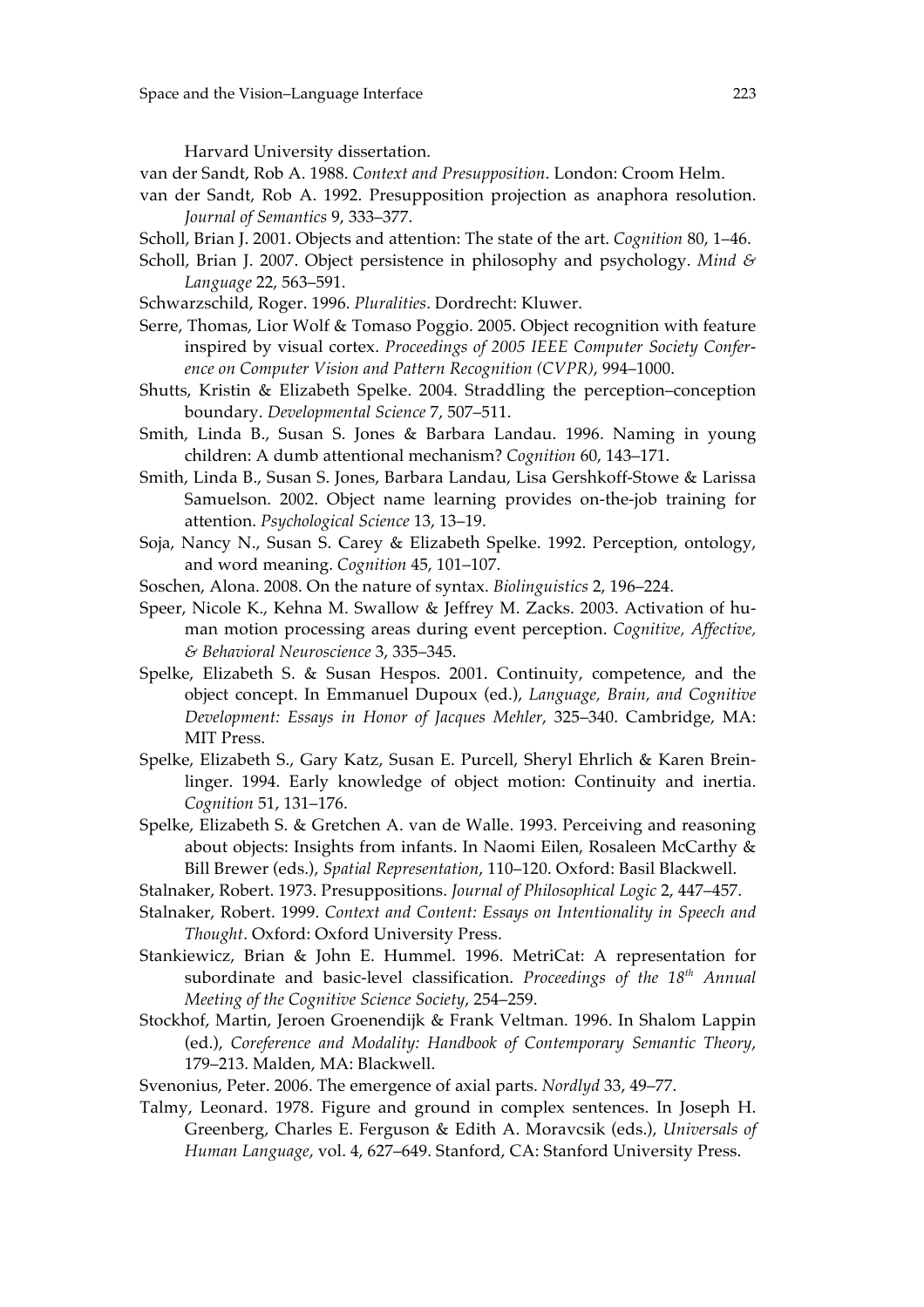Harvard University dissertation.

van der Sandt, Rob A. 1988. *Context and Presupposition*. London: Croom Helm.

van der Sandt, Rob A. 1992. Presupposition projection as anaphora resolution. *Journal of Semantics* 9, 333–377.

Scholl, Brian J. 2001. Objects and attention: The state of the art. *Cognition* 80, 1–46.

Scholl, Brian J. 2007. Object persistence in philosophy and psychology. *Mind & Language* 22, 563–591.

Schwarzschild, Roger. 1996. *Pluralities*. Dordrecht: Kluwer.

Serre, Thomas, Lior Wolf & Tomaso Poggio. 2005. Object recognition with feature inspired by visual cortex. *Proceedings of 2005 IEEE Computer Society Conference on Computer Vision and Pattern Recognition (CVPR)*, 994–1000.

Shutts, Kristin & Elizabeth Spelke. 2004. Straddling the perception–conception boundary. *Developmental Science* 7, 507–511.

Smith, Linda B., Susan S. Jones & Barbara Landau. 1996. Naming in young children: A dumb attentional mechanism? *Cognition* 60, 143–171.

Smith, Linda B., Susan S. Jones, Barbara Landau, Lisa Gershkoff-Stowe & Larissa Samuelson. 2002. Object name learning provides on-the-job training for attention. *Psychological Science* 13, 13–19.

Soja, Nancy N., Susan S. Carey & Elizabeth Spelke. 1992. Perception, ontology, and word meaning. *Cognition* 45, 101–107.

Soschen, Alona. 2008. On the nature of syntax. *Biolinguistics* 2, 196–224.

Speer, Nicole K., Kehna M. Swallow & Jeffrey M. Zacks. 2003. Activation of human motion processing areas during event perception. *Cognitive, Affective, & Behavioral Neuroscience* 3, 335–345.

Spelke, Elizabeth S. & Susan Hespos. 2001. Continuity, competence, and the object concept. In Emmanuel Dupoux (ed.), *Language, Brain, and Cognitive Development: Essays in Honor of Jacques Mehler*, 325–340. Cambridge, MA: MIT Press.

Spelke, Elizabeth S., Gary Katz, Susan E. Purcell, Sheryl Ehrlich & Karen Breinlinger. 1994. Early knowledge of object motion: Continuity and inertia. *Cognition* 51, 131–176.

Spelke, Elizabeth S. & Gretchen A. van de Walle. 1993. Perceiving and reasoning about objects: Insights from infants. In Naomi Eilen, Rosaleen McCarthy & Bill Brewer (eds.), *Spatial Representation*, 110–120. Oxford: Basil Blackwell.

Stalnaker, Robert. 1973. Presuppositions. *Journal of Philosophical Logic* 2, 447–457.

Stalnaker, Robert. 1999. *Context and Content: Essays on Intentionality in Speech and Thought*. Oxford: Oxford University Press.

Stankiewicz, Brian & John E. Hummel. 1996. MetriCat: A representation for subordinate and basic-level classification. *Proceedings of the 18th Annual Meeting of the Cognitive Science Society*, 254–259.

Stockhof, Martin, Jeroen Groenendijk & Frank Veltman. 1996. In Shalom Lappin (ed.), *Coreference and Modality: Handbook of Contemporary Semantic Theory*, 179–213. Malden, MA: Blackwell.

Svenonius, Peter. 2006. The emergence of axial parts. *Nordlyd* 33, 49–77.

Talmy, Leonard. 1978. Figure and ground in complex sentences. In Joseph H. Greenberg, Charles E. Ferguson & Edith A. Moravcsik (eds.), *Universals of Human Language*, vol. 4, 627–649. Stanford, CA: Stanford University Press.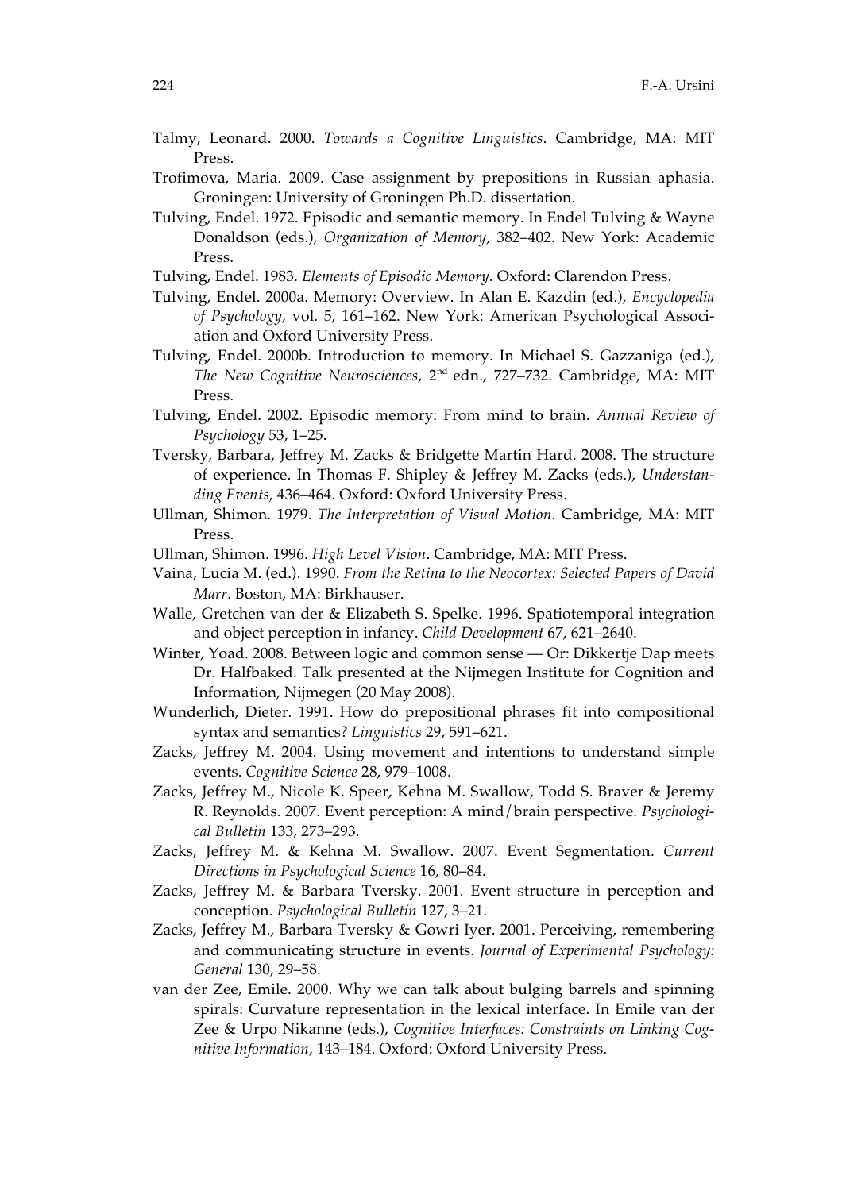Talmy, Leonard. 2000. *Towards a Cognitive Linguistics*. Cambridge, MA: MIT Press.

Trofimova, Maria. 2009. Case assignment by prepositions in Russian aphasia. Groningen: University of Groningen Ph.D. dissertation.

Tulving, Endel. 1972. Episodic and semantic memory. In Endel Tulving & Wayne Donaldson (eds.), *Organization of Memory*, 382–402. New York: Academic Press.

Tulving, Endel. 1983. *Elements of Episodic Memory*. Oxford: Clarendon Press.

Tulving, Endel. 2000a. Memory: Overview. In Alan E. Kazdin (ed.), *Encyclopedia of Psychology*, vol. 5, 161–162. New York: American Psychological Association and Oxford University Press.

Tulving, Endel. 2000b. Introduction to memory. In Michael S. Gazzaniga (ed.), *The New Cognitive Neurosciences*, 2nd edn., 727–732. Cambridge, MA: MIT Press.

Tulving, Endel. 2002. Episodic memory: From mind to brain. *Annual Review of Psychology* 53, 1–25.

Tversky, Barbara, Jeffrey M. Zacks & Bridgette Martin Hard. 2008. The structure of experience. In Thomas F. Shipley & Jeffrey M. Zacks (eds.), *Understanding Events*, 436–464. Oxford: Oxford University Press.

Ullman, Shimon. 1979. *The Interpretation of Visual Motion*. Cambridge, MA: MIT Press.

Ullman, Shimon. 1996. *High Level Vision*. Cambridge, MA: MIT Press.

Vaina, Lucia M. (ed.). 1990. *From the Retina to the Neocortex: Selected Papers of David Marr*. Boston, MA: Birkhauser.

Walle, Gretchen van der & Elizabeth S. Spelke. 1996. Spatiotemporal integration and object perception in infancy. *Child Development* 67, 621–2640.

Winter, Yoad. 2008. Between logic and common sense — Or: Dikkertje Dap meets Dr. Halfbaked. Talk presented at the Nijmegen Institute for Cognition and Information, Nijmegen (20 May 2008).

Wunderlich, Dieter. 1991. How do prepositional phrases fit into compositional syntax and semantics? *Linguistics* 29, 591–621.

Zacks, Jeffrey M. 2004. Using movement and intentions to understand simple events. *Cognitive Science* 28, 979–1008.

Zacks, Jeffrey M., Nicole K. Speer, Kehna M. Swallow, Todd S. Braver & Jeremy R. Reynolds. 2007. Event perception: A mind/brain perspective. *Psychological Bulletin* 133, 273–293.

Zacks, Jeffrey M. & Kehna M. Swallow. 2007. Event Segmentation. *Current Directions in Psychological Science* 16, 80–84.

Zacks, Jeffrey M. & Barbara Tversky. 2001. Event structure in perception and conception. *Psychological Bulletin* 127, 3–21.

Zacks, Jeffrey M., Barbara Tversky & Gowri Iyer. 2001. Perceiving, remembering and communicating structure in events. *Journal of Experimental Psychology: General* 130, 29–58.

van der Zee, Emile. 2000. Why we can talk about bulging barrels and spinning spirals: Curvature representation in the lexical interface. In Emile van der Zee & Urpo Nikanne (eds.), *Cognitive Interfaces: Constraints on Linking Cognitive Information*, 143–184. Oxford: Oxford University Press.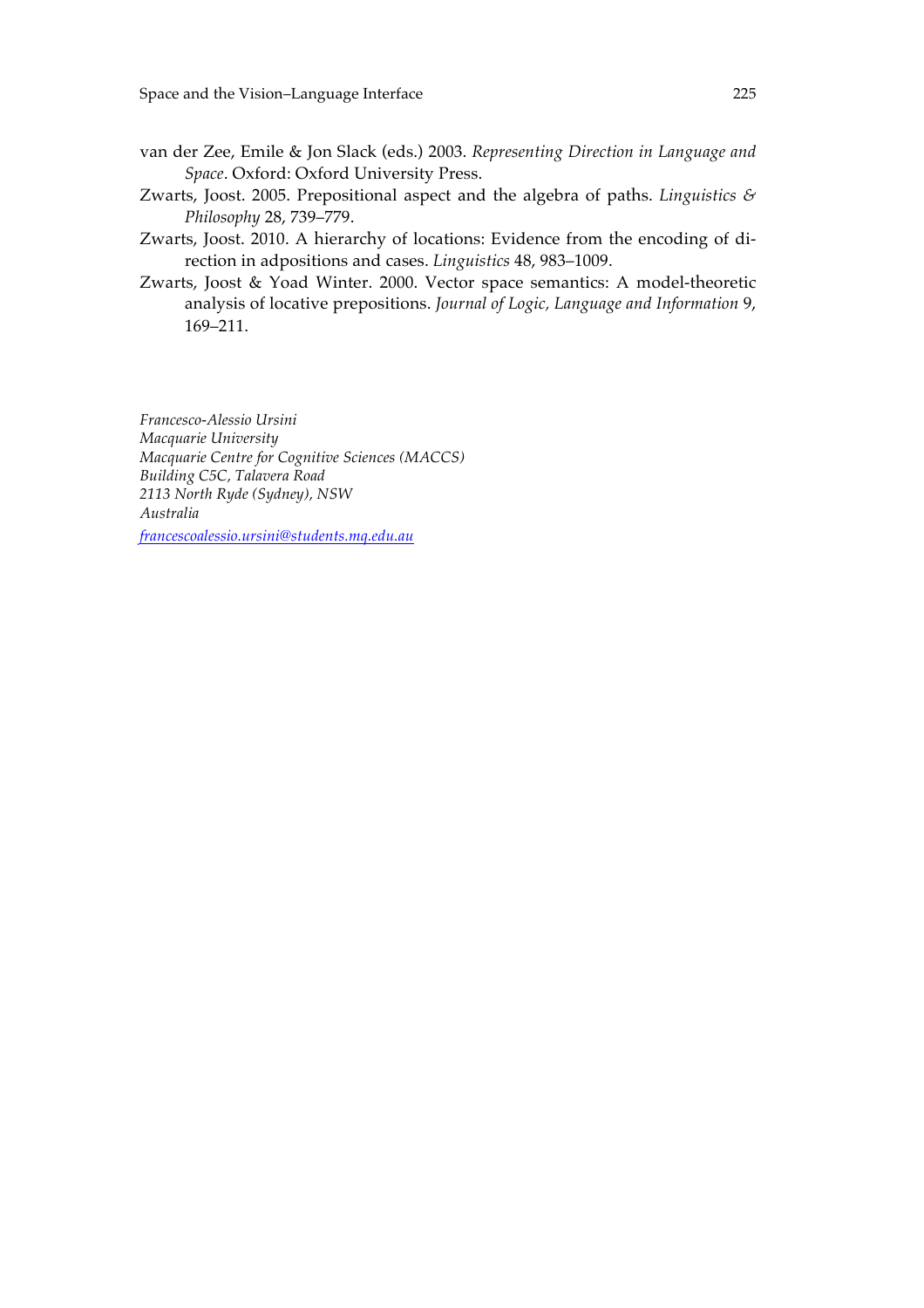van der Zee, Emile & Jon Slack (eds.) 2003. *Representing Direction in Language and Space*. Oxford: Oxford University Press.

Zwarts, Joost. 2005. Prepositional aspect and the algebra of paths. *Linguistics & Philosophy* 28, 739–779.

Zwarts, Joost. 2010. A hierarchy of locations: Evidence from the encoding of direction in adpositions and cases. *Linguistics* 48, 983–1009.

Zwarts, Joost & Yoad Winter. 2000. Vector space semantics: A model-theoretic analysis of locative prepositions. *Journal of Logic, Language and Information* 9, 169–211.

*Francesco-Alessio Ursini*
*Macquarie University*
*Macquarie Centre for Cognitive Sciences (MACCS)*
*Building C5C, Talavera Road*
*2113 North Ryde (Sydney), NSW*
*Australia*
*francescoalessio.ursini@students.mq.edu.au*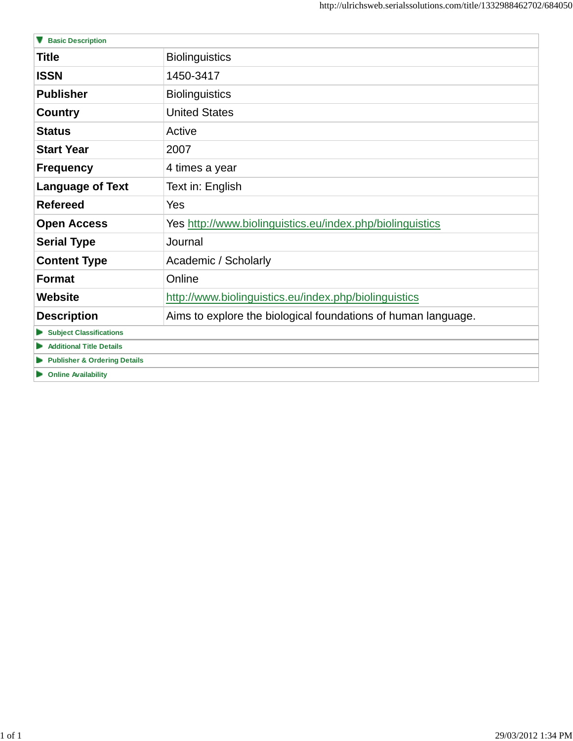**Basic Description**

| | |
|---|---|
| **Title** | Biolinguistics |
| **ISSN** | 1450-3417 |
| **Publisher** | Biolinguistics |
| **Country** | United States |
| **Status** | Active |
| **Start Year** | 2007 |
| **Frequency** | 4 times a year |
| **Language of Text** | Text in: English |
| **Refereed** | Yes |
| **Open Access** | Yes http://www.biolinguistics.eu/index.php/biolinguistics |
| **Serial Type** | Journal |
| **Content Type** | Academic / Scholarly |
| **Format** | Online |
| **Website** | http://www.biolinguistics.eu/index.php/biolinguistics |
| **Description** | Aims to explore the biological foundations of human language. |

**Subject Classifications**

**Additional Title Details**

**Publisher & Ordering Details**

**Online Availability**